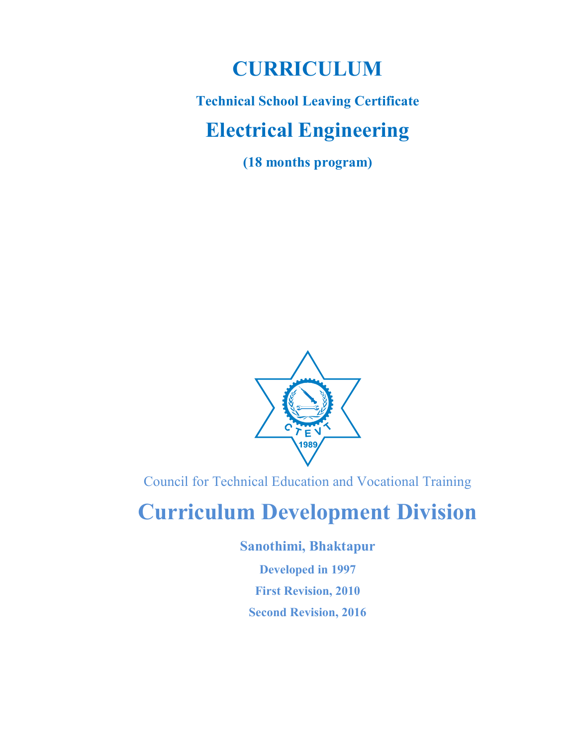# CURRICULUM

## Technical School Leaving Certificate

# Electrical Engineering

**(18 months program)**

Council for Technical Education and Vocational Training

# Curriculum Development Division

**Sanothimi, Bhaktapur**

**Developed in 1997**

**First Revision, 2010**

**Second Revision, 2016**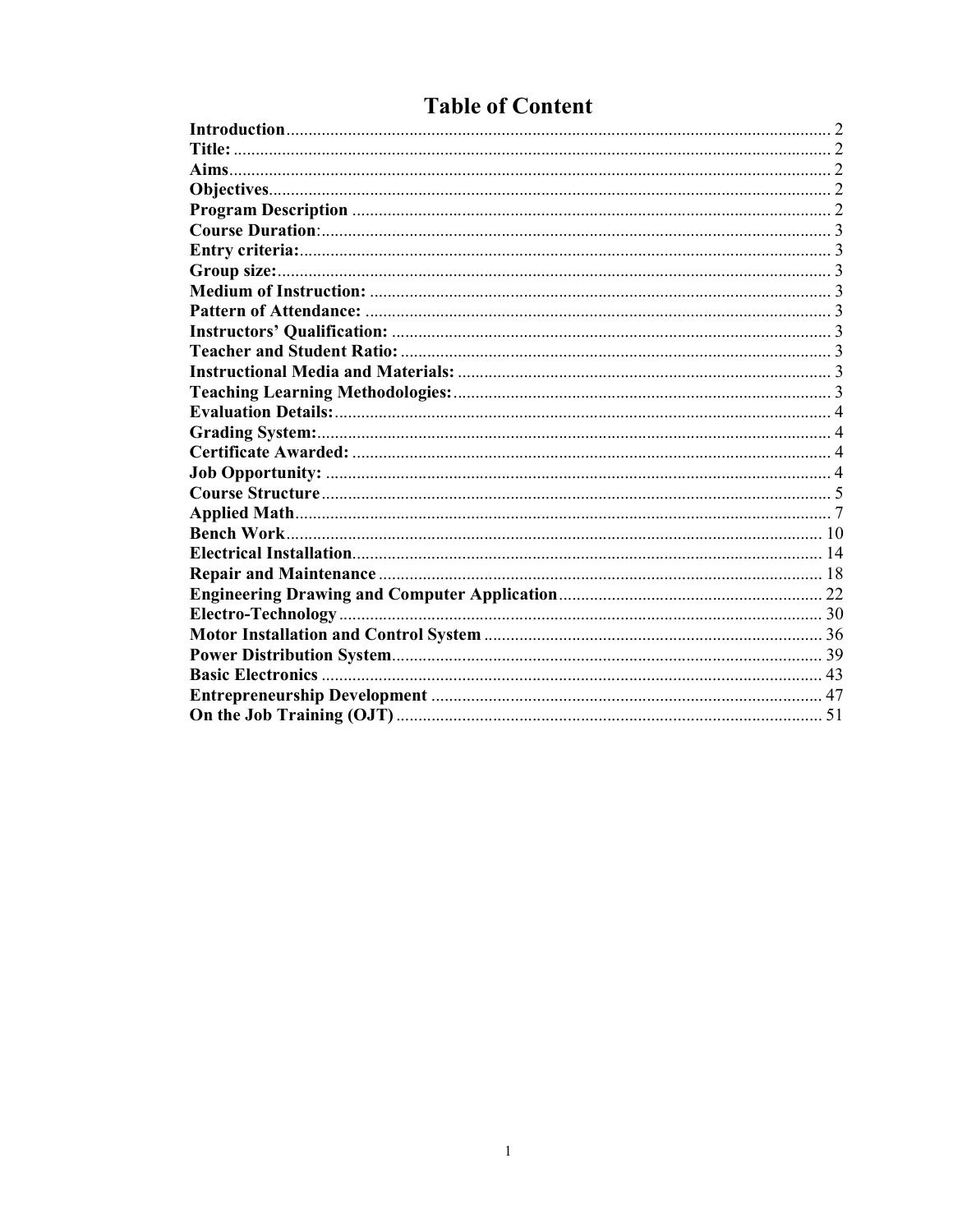# Table of Content

| | |
|---|---|
| **Introduction** | 2 |
| **Title:** | 2 |
| **Aims** | 2 |
| **Objectives** | 2 |
| **Program Description** | 2 |
| **Course Duration**: | 3 |
| **Entry criteria:** | 3 |
| **Group size:** | 3 |
| **Medium of Instruction:** | 3 |
| **Pattern of Attendance:** | 3 |
| **Instructors' Qualification:** | 3 |
| **Teacher and Student Ratio:** | 3 |
| **Instructional Media and Materials:** | 3 |
| **Teaching Learning Methodologies:** | 3 |
| **Evaluation Details:** | 4 |
| **Grading System:** | 4 |
| **Certificate Awarded:** | 4 |
| **Job Opportunity:** | 4 |
| **Course Structure** | 5 |
| **Applied Math** | 7 |
| **Bench Work** | 10 |
| **Electrical Installation** | 14 |
| **Repair and Maintenance** | 18 |
| **Engineering Drawing and Computer Application** | 22 |
| **Electro-Technology** | 30 |
| **Motor Installation and Control System** | 36 |
| **Power Distribution System** | 39 |
| **Basic Electronics** | 43 |
| **Entrepreneurship Development** | 47 |
| **On the Job Training (OJT)** | 51 |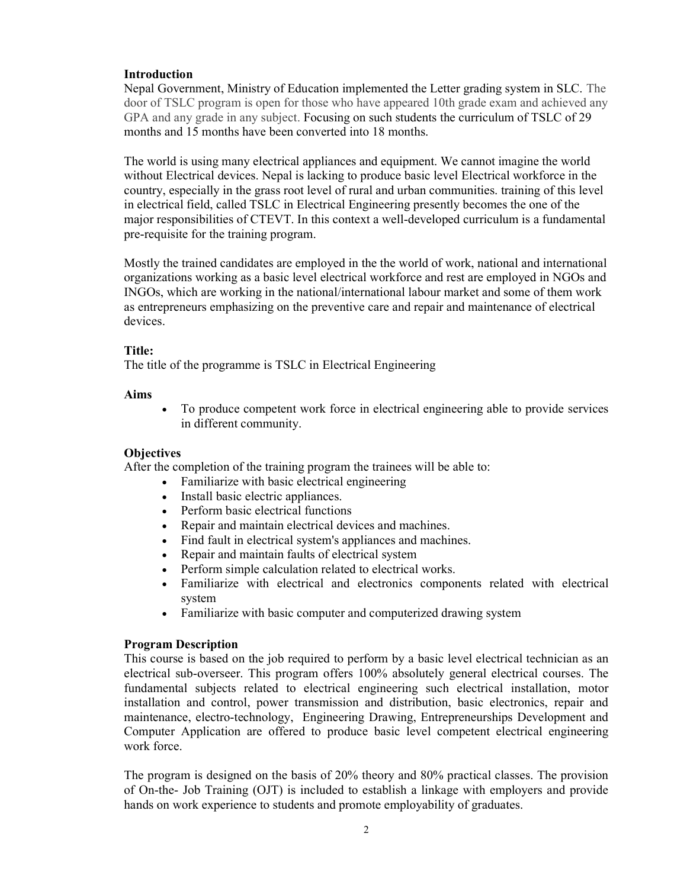**Introduction**

Nepal Government, Ministry of Education implemented the Letter grading system in SLC. The door of TSLC program is open for those who have appeared 10th grade exam and achieved any GPA and any grade in any subject. Focusing on such students the curriculum of TSLC of 29 months and 15 months have been converted into 18 months.

The world is using many electrical appliances and equipment. We cannot imagine the world without Electrical devices. Nepal is lacking to produce basic level Electrical workforce in the country, especially in the grass root level of rural and urban communities. training of this level in electrical field, called TSLC in Electrical Engineering presently becomes the one of the major responsibilities of CTEVT. In this context a well-developed curriculum is a fundamental pre-requisite for the training program.

Mostly the trained candidates are employed in the the world of work, national and international organizations working as a basic level electrical workforce and rest are employed in NGOs and INGOs, which are working in the national/international labour market and some of them work as entrepreneurs emphasizing on the preventive care and repair and maintenance of electrical devices.

**Title:**

The title of the programme is TSLC in Electrical Engineering

**Aims**

- To produce competent work force in electrical engineering able to provide services in different community.

**Objectives**

After the completion of the training program the trainees will be able to:

- Familiarize with basic electrical engineering
- Install basic electric appliances.
- Perform basic electrical functions
- Repair and maintain electrical devices and machines.
- Find fault in electrical system's appliances and machines.
- Repair and maintain faults of electrical system
- Perform simple calculation related to electrical works.
- Familiarize with electrical and electronics components related with electrical system
- Familiarize with basic computer and computerized drawing system

**Program Description**

This course is based on the job required to perform by a basic level electrical technician as an electrical sub-overseer. This program offers 100% absolutely general electrical courses. The fundamental subjects related to electrical engineering such electrical installation, motor installation and control, power transmission and distribution, basic electronics, repair and maintenance, electro-technology, Engineering Drawing, Entrepreneurships Development and Computer Application are offered to produce basic level competent electrical engineering work force.

The program is designed on the basis of 20% theory and 80% practical classes. The provision of On-the- Job Training (OJT) is included to establish a linkage with employers and provide hands on work experience to students and promote employability of graduates.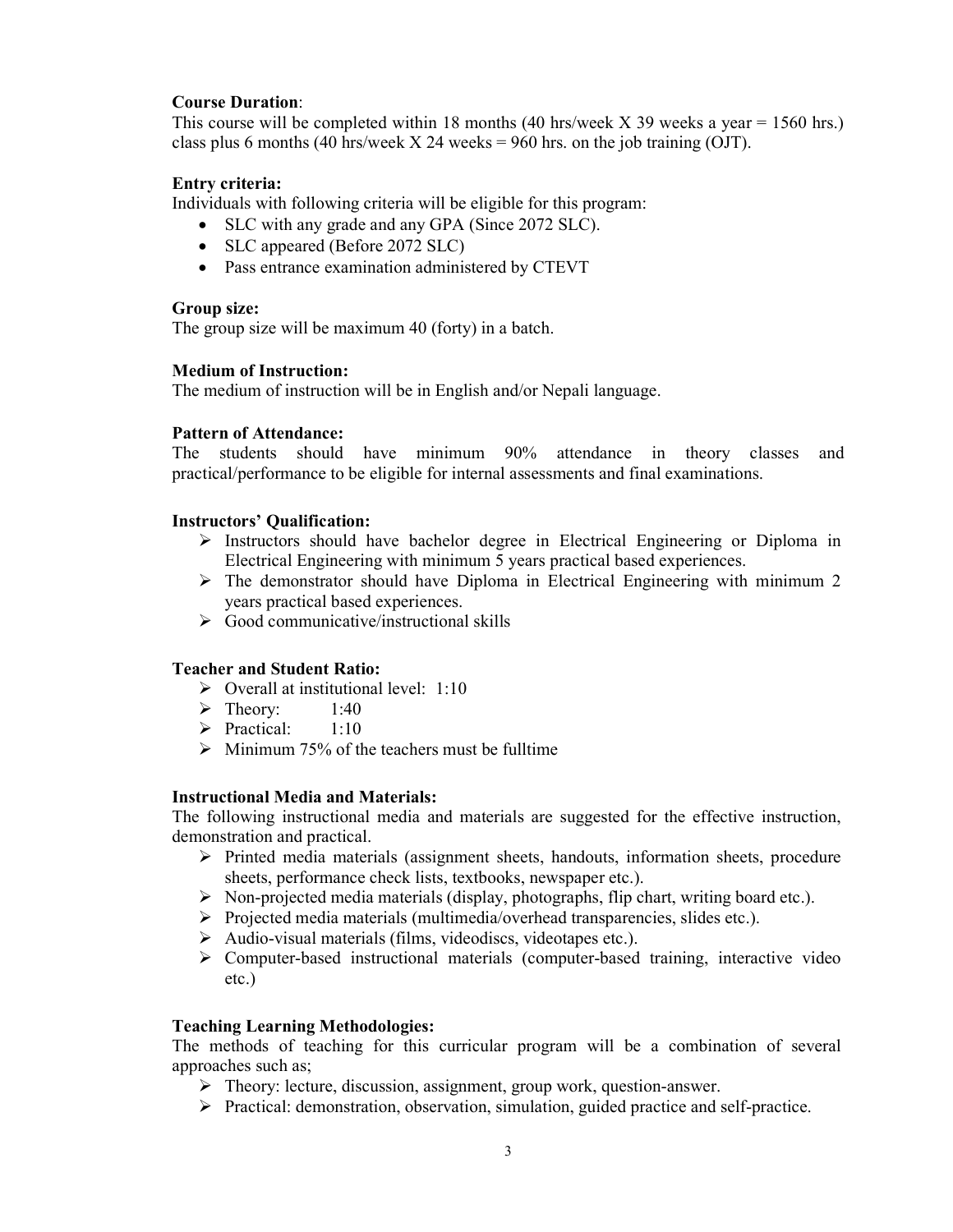**Course Duration**:
This course will be completed within 18 months (40 hrs/week X 39 weeks a year = 1560 hrs.) class plus 6 months (40 hrs/week X 24 weeks = 960 hrs. on the job training (OJT).

**Entry criteria:**
Individuals with following criteria will be eligible for this program:

- SLC with any grade and any GPA (Since 2072 SLC).
- SLC appeared (Before 2072 SLC)
- Pass entrance examination administered by CTEVT

**Group size:**
The group size will be maximum 40 (forty) in a batch.

**Medium of Instruction:**
The medium of instruction will be in English and/or Nepali language.

**Pattern of Attendance:**
The students should have minimum 90% attendance in theory classes and practical/performance to be eligible for internal assessments and final examinations.

**Instructors' Qualification:**

- Instructors should have bachelor degree in Electrical Engineering or Diploma in Electrical Engineering with minimum 5 years practical based experiences.
- The demonstrator should have Diploma in Electrical Engineering with minimum 2 years practical based experiences.
- Good communicative/instructional skills

**Teacher and Student Ratio:**

- Overall at institutional level: 1:10
- Theory: 1:40
- Practical: 1:10
- Minimum 75% of the teachers must be fulltime

**Instructional Media and Materials:**
The following instructional media and materials are suggested for the effective instruction, demonstration and practical.

- Printed media materials (assignment sheets, handouts, information sheets, procedure sheets, performance check lists, textbooks, newspaper etc.).
- Non-projected media materials (display, photographs, flip chart, writing board etc.).
- Projected media materials (multimedia/overhead transparencies, slides etc.).
- Audio-visual materials (films, videodiscs, videotapes etc.).
- Computer-based instructional materials (computer-based training, interactive video etc.)

**Teaching Learning Methodologies:**
The methods of teaching for this curricular program will be a combination of several approaches such as;

- Theory: lecture, discussion, assignment, group work, question-answer.
- Practical: demonstration, observation, simulation, guided practice and self-practice.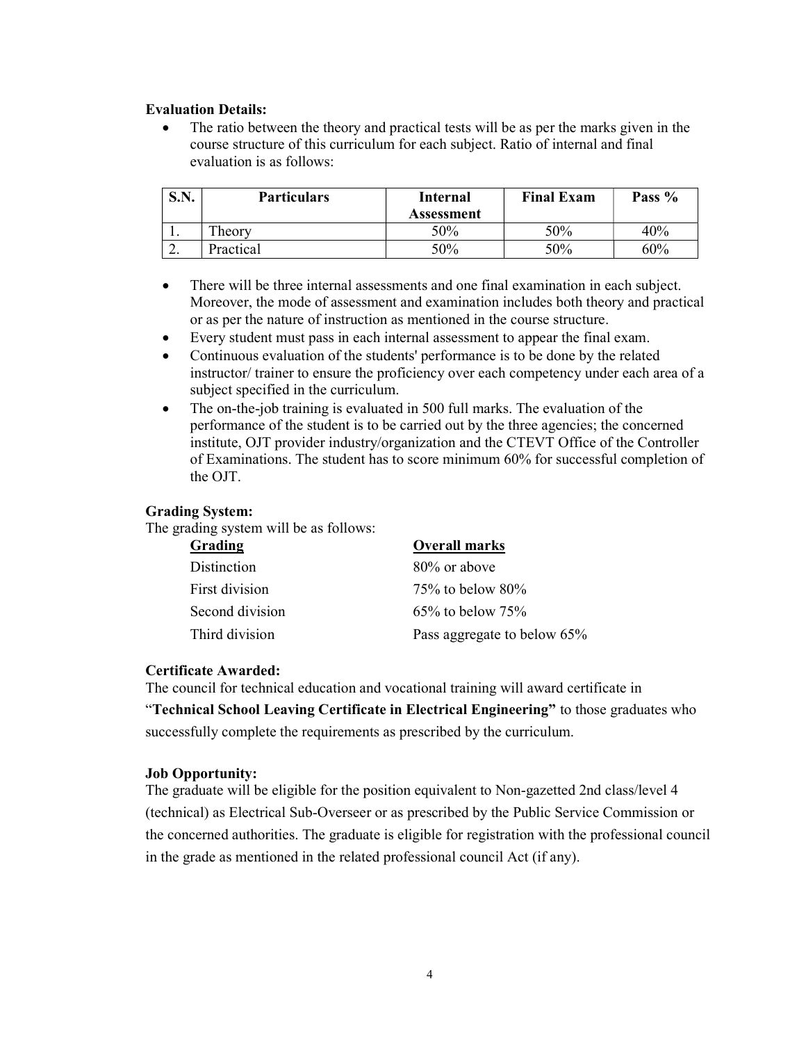**Evaluation Details:**

- The ratio between the theory and practical tests will be as per the marks given in the course structure of this curriculum for each subject. Ratio of internal and final evaluation is as follows:

| S.N. | Particulars | Internal Assessment | Final Exam | Pass % |
|---|---|---|---|---|
| 1. | Theory | 50% | 50% | 40% |
| 2. | Practical | 50% | 50% | 60% |

- There will be three internal assessments and one final examination in each subject. Moreover, the mode of assessment and examination includes both theory and practical or as per the nature of instruction as mentioned in the course structure.
- Every student must pass in each internal assessment to appear the final exam.
- Continuous evaluation of the students' performance is to be done by the related instructor/ trainer to ensure the proficiency over each competency under each area of a subject specified in the curriculum.
- The on-the-job training is evaluated in 500 full marks. The evaluation of the performance of the student is to be carried out by the three agencies; the concerned institute, OJT provider industry/organization and the CTEVT Office of the Controller of Examinations. The student has to score minimum 60% for successful completion of the OJT.

**Grading System:**

The grading system will be as follows:

| Grading | Overall marks |
|---|---|
| Distinction | 80% or above |
| First division | 75% to below 80% |
| Second division | 65% to below 75% |
| Third division | Pass aggregate to below 65% |

**Certificate Awarded:**

The council for technical education and vocational training will award certificate in "**Technical School Leaving Certificate in Electrical Engineering"** to those graduates who successfully complete the requirements as prescribed by the curriculum.

**Job Opportunity:**

The graduate will be eligible for the position equivalent to Non-gazetted 2nd class/level 4 (technical) as Electrical Sub-Overseer or as prescribed by the Public Service Commission or the concerned authorities. The graduate is eligible for registration with the professional council in the grade as mentioned in the related professional council Act (if any).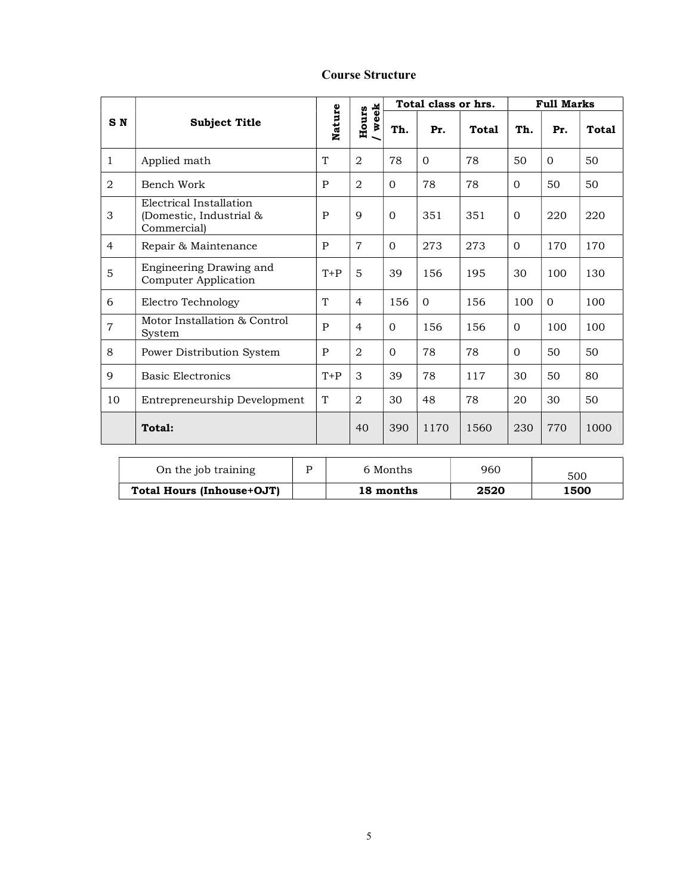## Course Structure

| S N | Subject Title | Nature | Hours / week | Total class or hrs. | | | Full Marks | | |
|---|---|---|---|---|---|---|---|---|---|
| | | | | Th. | Pr. | Total | Th. | Pr. | Total |
| 1 | Applied math | T | 2 | 78 | 0 | 78 | 50 | 0 | 50 |
| 2 | Bench Work | P | 2 | 0 | 78 | 78 | 0 | 50 | 50 |
| 3 | Electrical Installation (Domestic, Industrial & Commercial) | P | 9 | 0 | 351 | 351 | 0 | 220 | 220 |
| 4 | Repair & Maintenance | P | 7 | 0 | 273 | 273 | 0 | 170 | 170 |
| 5 | Engineering Drawing and Computer Application | T+P | 5 | 39 | 156 | 195 | 30 | 100 | 130 |
| 6 | Electro Technology | T | 4 | 156 | 0 | 156 | 100 | 0 | 100 |
| 7 | Motor Installation & Control System | P | 4 | 0 | 156 | 156 | 0 | 100 | 100 |
| 8 | Power Distribution System | P | 2 | 0 | 78 | 78 | 0 | 50 | 50 |
| 9 | Basic Electronics | T+P | 3 | 39 | 78 | 117 | 30 | 50 | 80 |
| 10 | Entrepreneurship Development | T | 2 | 30 | 48 | 78 | 20 | 30 | 50 |
| | **Total:** | | 40 | 390 | 1170 | 1560 | 230 | 770 | 1000 |

| On the job training | P | 6 Months | 960 | 500 |
|---|---|---|---|---|
| **Total Hours (Inhouse+OJT)** | | **18 months** | **2520** | **1500** |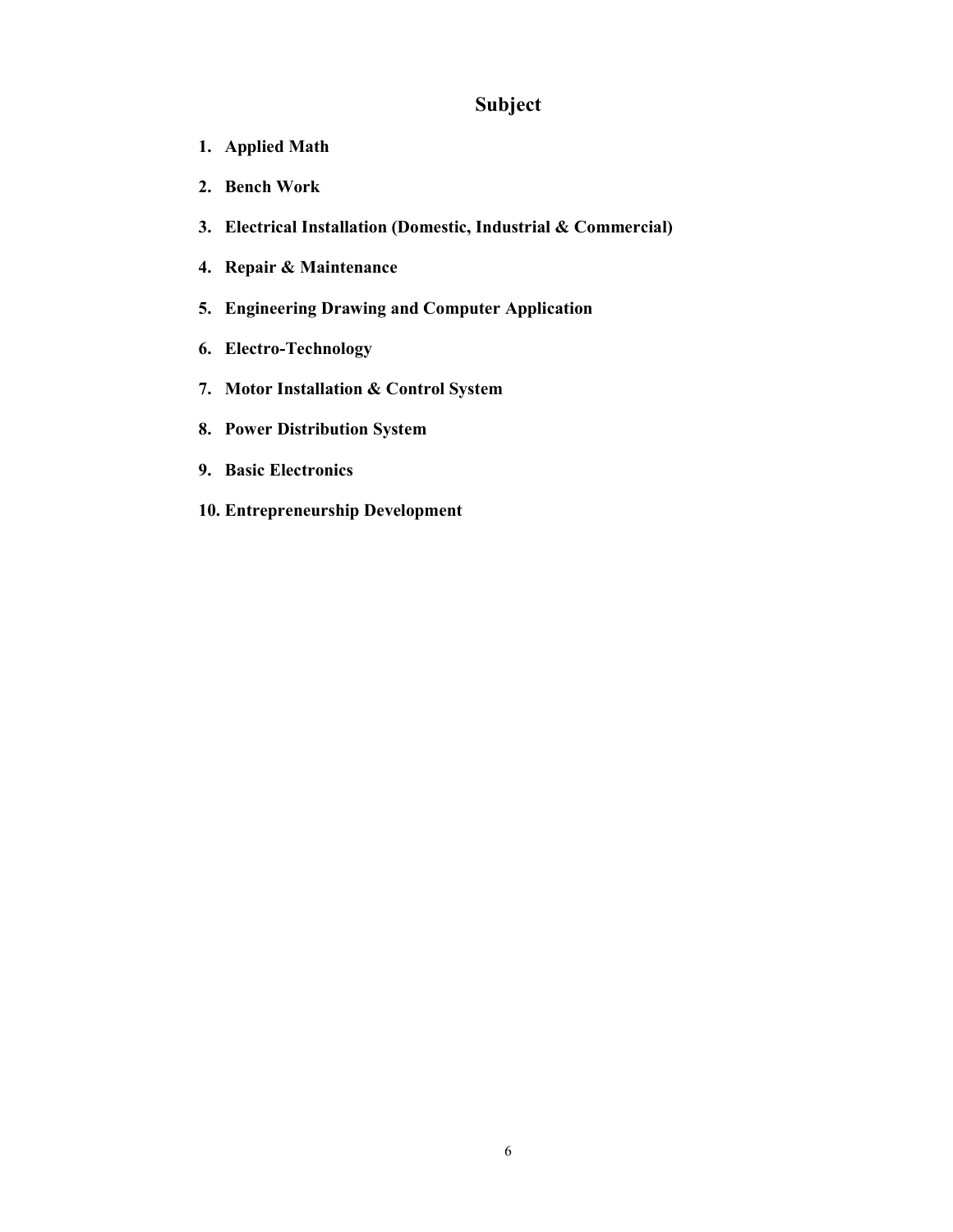# Subject

1. **Applied Math**
2. **Bench Work**
3. **Electrical Installation (Domestic, Industrial & Commercial)**
4. **Repair & Maintenance**
5. **Engineering Drawing and Computer Application**
6. **Electro-Technology**
7. **Motor Installation & Control System**
8. **Power Distribution System**
9. **Basic Electronics**
10. **Entrepreneurship Development**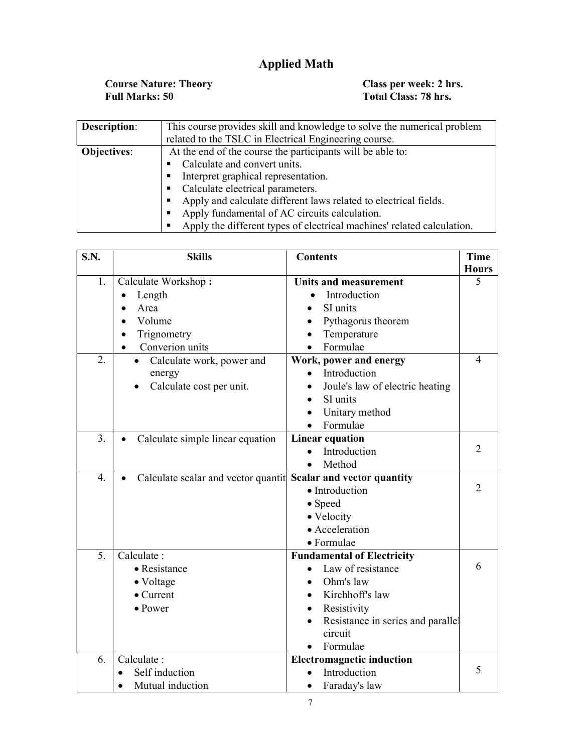# Applied Math

**Course Nature: Theory** **Class per week: 2 hrs.**
**Full Marks: 50** **Total Class: 78 hrs.**

| | |
|---|---|
| **Description**: | This course provides skill and knowledge to solve the numerical problem related to the TSLC in Electrical Engineering course. |
| **Objectives**: | At the end of the course the participants will be able to:<br>▪ Calculate and convert units.<br>▪ Interpret graphical representation.<br>▪ Calculate electrical parameters.<br>▪ Apply and calculate different laws related to electrical fields.<br>▪ Apply fundamental of AC circuits calculation.<br>▪ Apply the different types of electrical machines' related calculation. |

| S.N. | Skills | Contents | Time Hours |
|---|---|---|---|
| 1. | Calculate Workshop **:**<br>• Length<br>• Area<br>• Volume<br>• Trignometry<br>• Converion units | **Units and measurement**<br>• Introduction<br>• SI units<br>• Pythagorus theorem<br>• Temperature<br>• Formulae | 5 |
| 2. | • Calculate work, power and energy<br>• Calculate cost per unit. | **Work, power and energy**<br>• Introduction<br>• Joule's law of electric heating<br>• SI units<br>• Unitary method<br>• Formulae | 4 |
| 3. | • Calculate simple linear equation | **Linear equation**<br>• Introduction<br>• Method | 2 |
| 4. | • Calculate scalar and vector quantit | **Scalar and vector quantity**<br>• Introduction<br>• Speed<br>• Velocity<br>• Acceleration<br>• Formulae | 2 |
| 5. | Calculate :<br>• Resistance<br>• Voltage<br>• Current<br>• Power | **Fundamental of Electricity**<br>• Law of resistance<br>• Ohm's law<br>• Kirchhoff's law<br>• Resistivity<br>• Resistance in series and parallel circuit<br>• Formulae | 6 |
| 6. | Calculate :<br>• Self induction<br>• Mutual induction | **Electromagnetic induction**<br>• Introduction<br>• Faraday's law | 5 |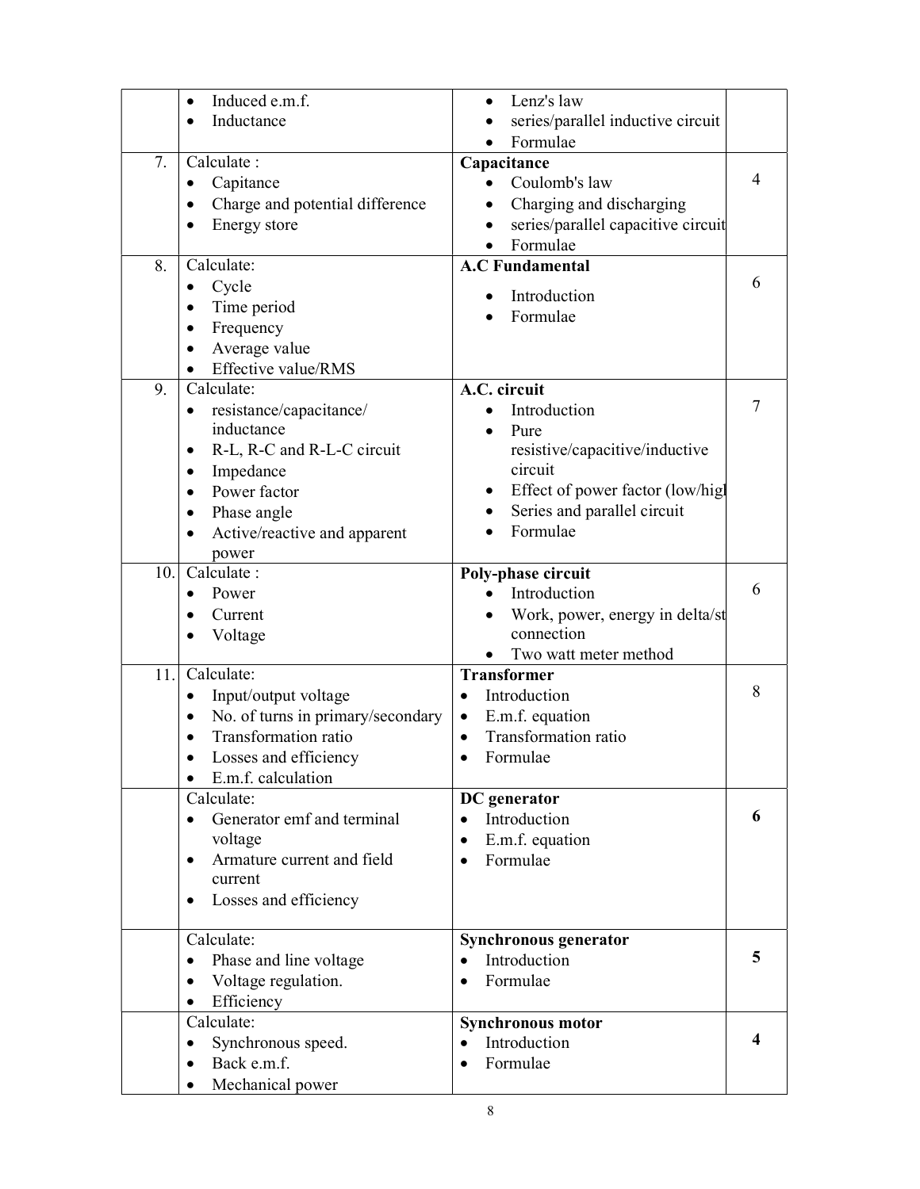| | | | |
|---|---|---|---|
| | • Induced e.m.f.<br>• Inductance | • Lenz's law<br>• series/parallel inductive circuit<br>• Formulae | |
| 7. | Calculate :<br>• Capitance<br>• Charge and potential difference<br>• Energy store | **Capacitance**<br>• Coulomb's law<br>• Charging and discharging<br>• series/parallel capacitive circuit<br>• Formulae | 4 |
| 8. | Calculate:<br>• Cycle<br>• Time period<br>• Frequency<br>• Average value<br>• Effective value/RMS | **A.C Fundamental**<br>• Introduction<br>• Formulae | 6 |
| 9. | Calculate:<br>• resistance/capacitance/ inductance<br>• R-L, R-C and R-L-C circuit<br>• Impedance<br>• Power factor<br>• Phase angle<br>• Active/reactive and apparent power | **A.C. circuit**<br>• Introduction<br>• Pure resistive/capacitive/inductive circuit<br>• Effect of power factor (low/higl<br>• Series and parallel circuit<br>• Formulae | 7 |
| 10. | Calculate :<br>• Power<br>• Current<br>• Voltage | **Poly-phase circuit**<br>• Introduction<br>• Work, power, energy in delta/st connection<br>• Two watt meter method | 6 |
| 11. | Calculate:<br>• Input/output voltage<br>• No. of turns in primary/secondary<br>• Transformation ratio<br>• Losses and efficiency<br>• E.m.f. calculation | **Transformer**<br>• Introduction<br>• E.m.f. equation<br>• Transformation ratio<br>• Formulae | 8 |
| | Calculate:<br>• Generator emf and terminal voltage<br>• Armature current and field current<br>• Losses and efficiency | **DC generator**<br>• Introduction<br>• E.m.f. equation<br>• Formulae | **6** |
| | Calculate:<br>• Phase and line voltage<br>• Voltage regulation.<br>• Efficiency | **Synchronous generator**<br>• Introduction<br>• Formulae | **5** |
| | Calculate:<br>• Synchronous speed.<br>• Back e.m.f.<br>• Mechanical power | **Synchronous motor**<br>• Introduction<br>• Formulae | **4** |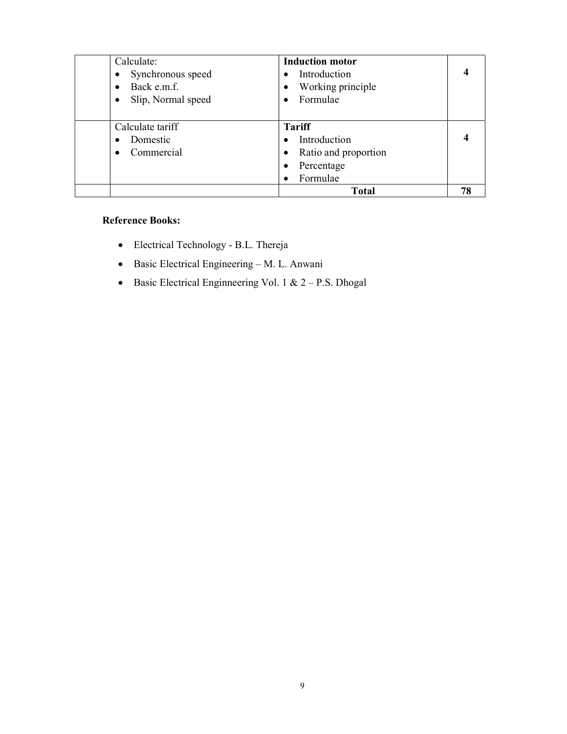|  | Calculate:<br>• Synchronous speed<br>• Back e.m.f.<br>• Slip, Normal speed | **Induction motor**<br>• Introduction<br>• Working principle<br>• Formulae | **4** |
|---|---|---|---|
|  | Calculate tariff<br>• Domestic<br>• Commercial | **Tariff**<br>• Introduction<br>• Ratio and proportion<br>• Percentage<br>• Formulae | **4** |
|  |  | **Total** | **78** |

**Reference Books:**

- Electrical Technology - B.L. Thereja
- Basic Electrical Engineering – M. L. Anwani
- Basic Electrical Enginneering Vol. 1 & 2 – P.S. Dhogal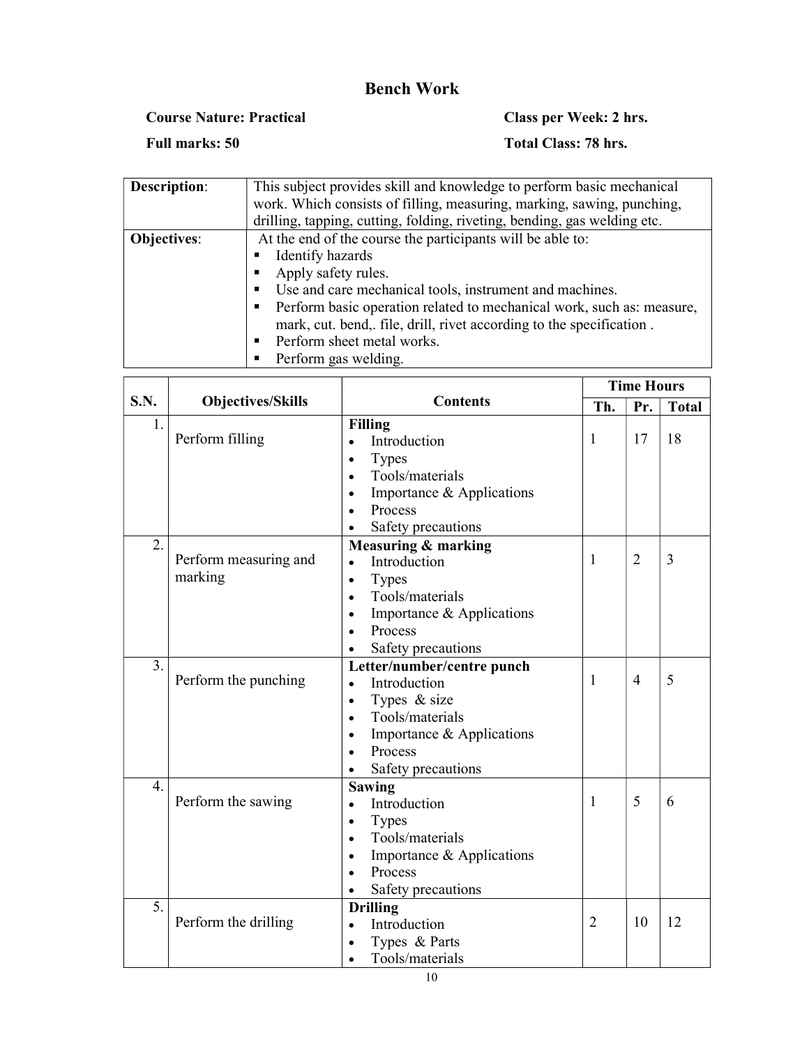# Bench Work

**Course Nature: Practical** | **Class per Week: 2 hrs.**

**Full marks: 50** | **Total Class: 78 hrs.**

| **Description**: | This subject provides skill and knowledge to perform basic mechanical work. Which consists of filling, measuring, marking, sawing, punching, drilling, tapping, cutting, folding, riveting, bending, gas welding etc. |
|---|---|
| **Objectives**: | At the end of the course the participants will be able to: ▪ Identify hazards ▪ Apply safety rules. ▪ Use and care mechanical tools, instrument and machines. ▪ Perform basic operation related to mechanical work, such as: measure, mark, cut. bend,. file, drill, rivet according to the specification . ▪ Perform sheet metal works. ▪ Perform gas welding. |

| S.N. | Objectives/Skills | Contents | Time Hours | | |
|---|---|---|---|---|---|
| | | | Th. | Pr. | Total |
| 1. | Perform filling | **Filling** • Introduction • Types • Tools/materials • Importance & Applications • Process • Safety precautions | 1 | 17 | 18 |
| 2. | Perform measuring and marking | **Measuring & marking** • Introduction • Types • Tools/materials • Importance & Applications • Process • Safety precautions | 1 | 2 | 3 |
| 3. | Perform the punching | **Letter/number/centre punch** • Introduction • Types & size • Tools/materials • Importance & Applications • Process • Safety precautions | 1 | 4 | 5 |
| 4. | Perform the sawing | **Sawing** • Introduction • Types • Tools/materials • Importance & Applications • Process • Safety precautions | 1 | 5 | 6 |
| 5. | Perform the drilling | **Drilling** • Introduction • Types & Parts • Tools/materials | 2 | 10 | 12 |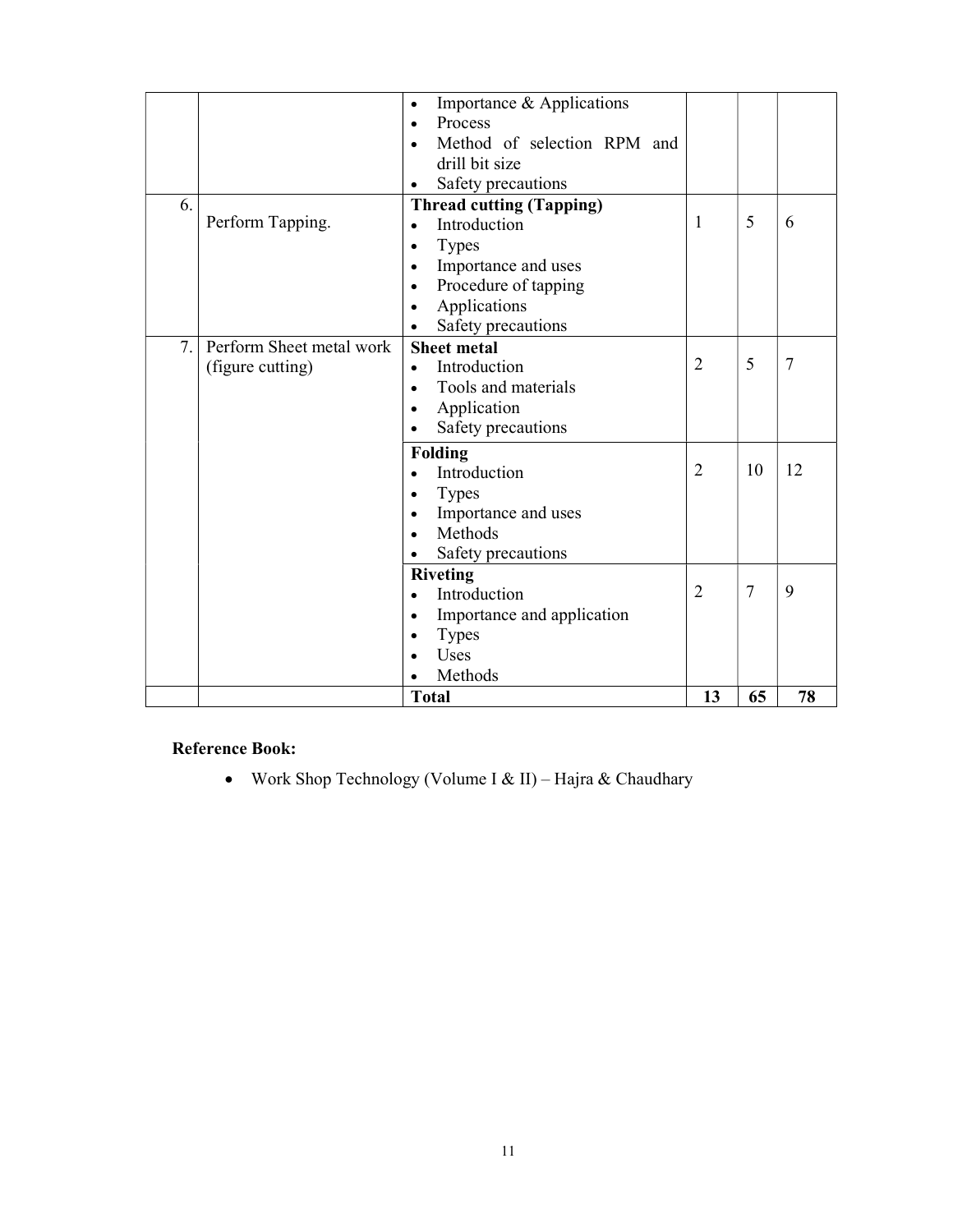| | | | | | |
|---|---|---|---|---|---|
| | | • Importance & Applications<br>• Process<br>• Method of selection RPM and drill bit size<br>• Safety precautions | | | |
| 6. | Perform Tapping. | **Thread cutting (Tapping)**<br>• Introduction<br>• Types<br>• Importance and uses<br>• Procedure of tapping<br>• Applications<br>• Safety precautions | 1 | 5 | 6 |
| 7. | Perform Sheet metal work (figure cutting) | **Sheet metal**<br>• Introduction<br>• Tools and materials<br>• Application<br>• Safety precautions | 2 | 5 | 7 |
| | | **Folding**<br>• Introduction<br>• Types<br>• Importance and uses<br>• Methods<br>• Safety precautions | 2 | 10 | 12 |
| | | **Riveting**<br>• Introduction<br>• Importance and application<br>• Types<br>• Uses<br>• Methods | 2 | 7 | 9 |
| | | **Total** | **13** | **65** | **78** |

**Reference Book:**

- Work Shop Technology (Volume I & II) – Hajra & Chaudhary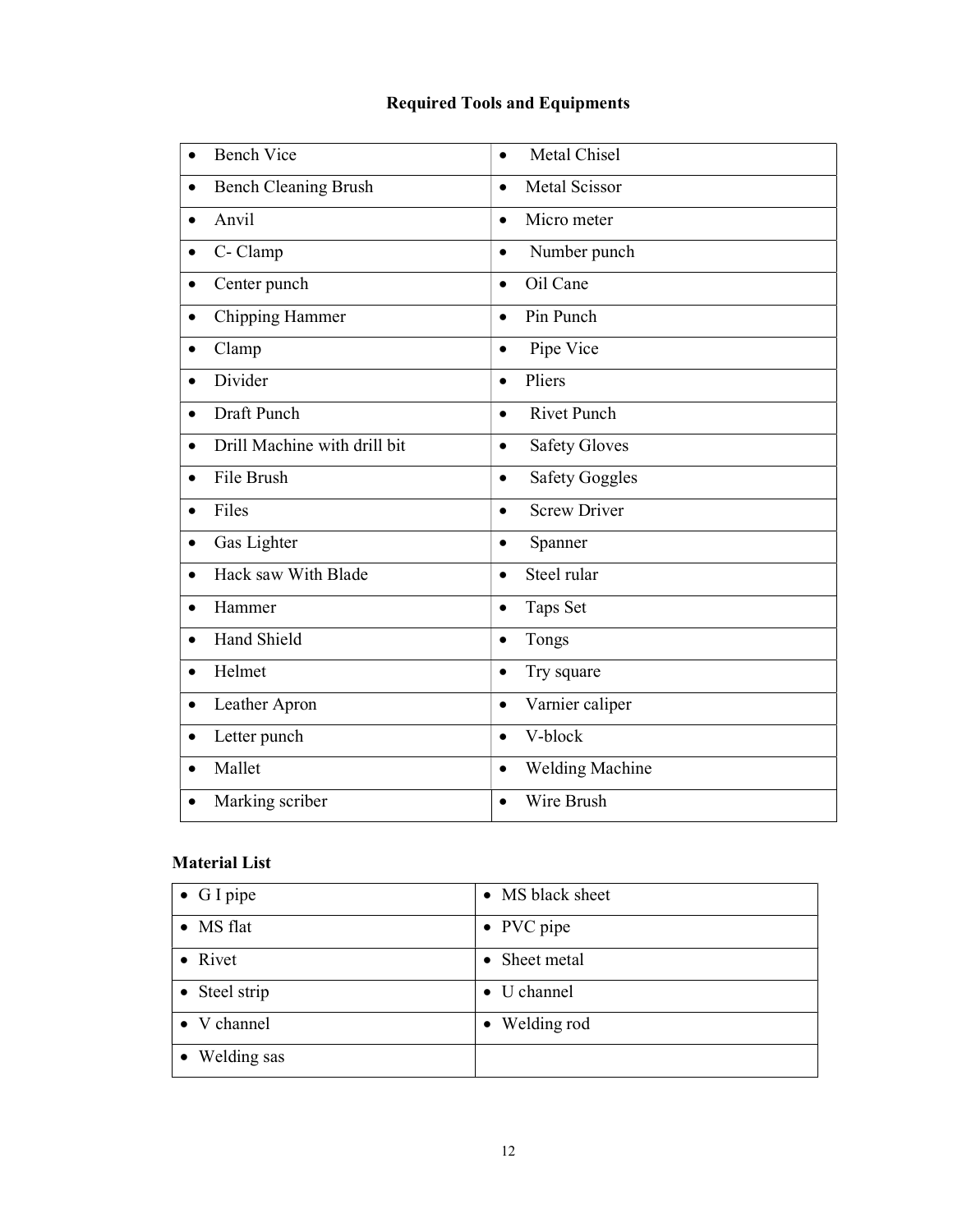## Required Tools and Equipments

| | |
|---|---|
| • Bench Vice | • Metal Chisel |
| • Bench Cleaning Brush | • Metal Scissor |
| • Anvil | • Micro meter |
| • C- Clamp | • Number punch |
| • Center punch | • Oil Cane |
| • Chipping Hammer | • Pin Punch |
| • Clamp | • Pipe Vice |
| • Divider | • Pliers |
| • Draft Punch | • Rivet Punch |
| • Drill Machine with drill bit | • Safety Gloves |
| • File Brush | • Safety Goggles |
| • Files | • Screw Driver |
| • Gas Lighter | • Spanner |
| • Hack saw With Blade | • Steel rular |
| • Hammer | • Taps Set |
| • Hand Shield | • Tongs |
| • Helmet | • Try square |
| • Leather Apron | • Varnier caliper |
| • Letter punch | • V-block |
| • Mallet | • Welding Machine |
| • Marking scriber | • Wire Brush |

**Material List**

| | |
|---|---|
| • G I pipe | • MS black sheet |
| • MS flat | • PVC pipe |
| • Rivet | • Sheet metal |
| • Steel strip | • U channel |
| • V channel | • Welding rod |
| • Welding sas | |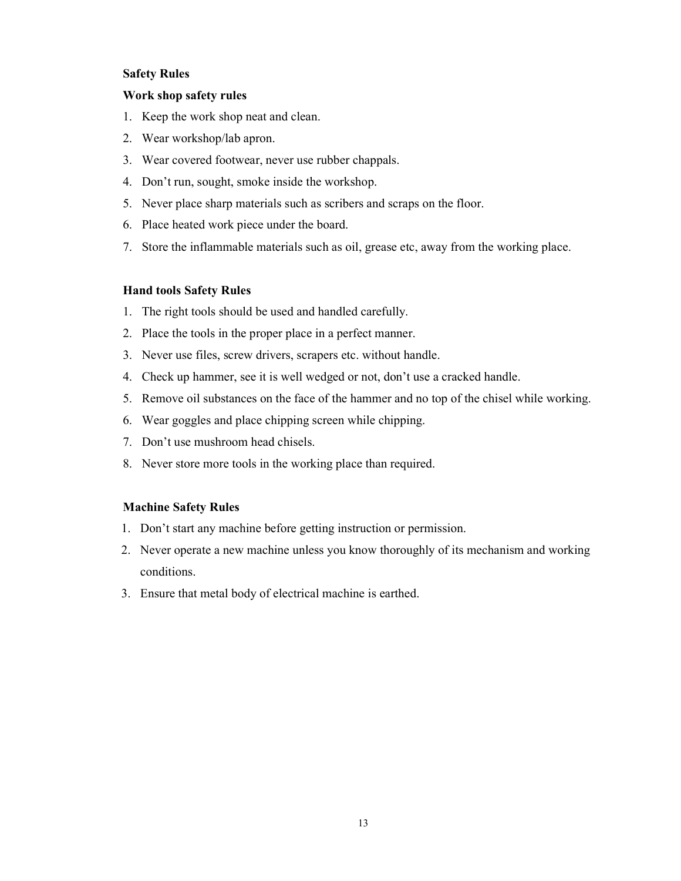## Safety Rules

### Work shop safety rules

1. Keep the work shop neat and clean.
2. Wear workshop/lab apron.
3. Wear covered footwear, never use rubber chappals.
4. Don't run, sought, smoke inside the workshop.
5. Never place sharp materials such as scribers and scraps on the floor.
6. Place heated work piece under the board.
7. Store the inflammable materials such as oil, grease etc, away from the working place.

### Hand tools Safety Rules

1. The right tools should be used and handled carefully.
2. Place the tools in the proper place in a perfect manner.
3. Never use files, screw drivers, scrapers etc. without handle.
4. Check up hammer, see it is well wedged or not, don't use a cracked handle.
5. Remove oil substances on the face of the hammer and no top of the chisel while working.
6. Wear goggles and place chipping screen while chipping.
7. Don't use mushroom head chisels.
8. Never store more tools in the working place than required.

### Machine Safety Rules

1. Don't start any machine before getting instruction or permission.
2. Never operate a new machine unless you know thoroughly of its mechanism and working conditions.
3. Ensure that metal body of electrical machine is earthed.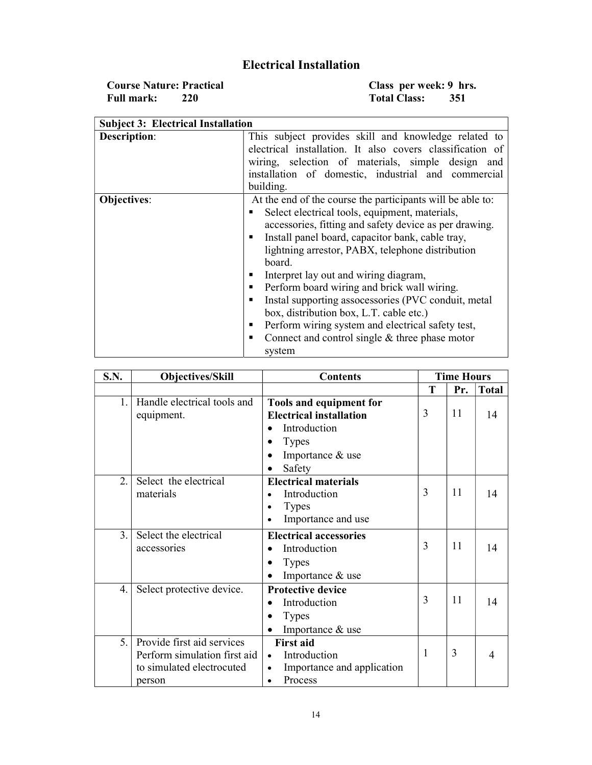# Electrical Installation

**Course Nature: Practical** **Class per week: 9 hrs.**
**Full mark: 220** **Total Class: 351**

| **Subject 3: Electrical Installation** | |
|---|---|
| **Description**: | This subject provides skill and knowledge related to electrical installation. It also covers classification of wiring, selection of materials, simple design and installation of domestic, industrial and commercial building. |
| **Objectives**: | At the end of the course the participants will be able to:<br>▪ Select electrical tools, equipment, materials, accessories, fitting and safety device as per drawing.<br>▪ Install panel board, capacitor bank, cable tray, lightning arrestor, PABX, telephone distribution board.<br>▪ Interpret lay out and wiring diagram,<br>▪ Perform board wiring and brick wall wiring.<br>▪ Instal supporting assocessories (PVC conduit, metal box, distribution box, L.T. cable etc.)<br>▪ Perform wiring system and electrical safety test,<br>▪ Connect and control single & three phase motor system |

| S.N. | Objectives/Skill | Contents | Time Hours | | |
|---|---|---|---|---|---|
| | | | T | Pr. | Total |
| 1. | Handle electrical tools and equipment. | **Tools and equipment for Electrical installation**<br>• Introduction<br>• Types<br>• Importance & use<br>• Safety | 3 | 11 | 14 |
| 2. | Select the electrical materials | **Electrical materials**<br>• Introduction<br>• Types<br>• Importance and use | 3 | 11 | 14 |
| 3. | Select the electrical accessories | **Electrical accessories**<br>• Introduction<br>• Types<br>• Importance & use | 3 | 11 | 14 |
| 4. | Select protective device. | **Protective device**<br>• Introduction<br>• Types<br>• Importance & use | 3 | 11 | 14 |
| 5. | Provide first aid services Perform simulation first aid to simulated electrocuted person | **First aid**<br>• Introduction<br>• Importance and application<br>• Process | 1 | 3 | 4 |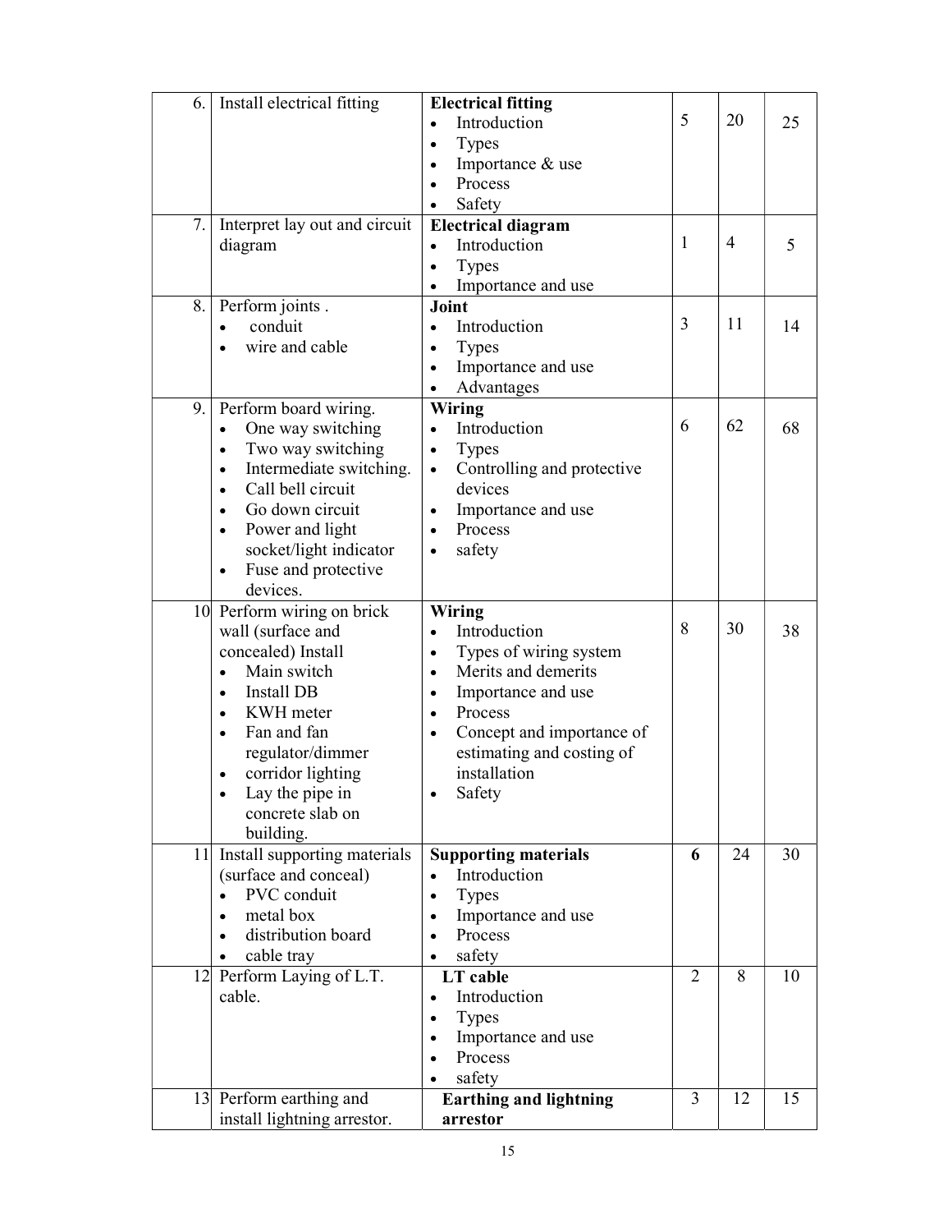| 6. | Install electrical fitting | **Electrical fitting**<br>• Introduction<br>• Types<br>• Importance & use<br>• Process<br>• Safety | 5 | 20 | 25 |
|---|---|---|---|---|---|
| 7. | Interpret lay out and circuit diagram | **Electrical diagram**<br>• Introduction<br>• Types<br>• Importance and use | 1 | 4 | 5 |
| 8. | Perform joints .<br>• conduit<br>• wire and cable | **Joint**<br>• Introduction<br>• Types<br>• Importance and use<br>• Advantages | 3 | 11 | 14 |
| 9. | Perform board wiring.<br>• One way switching<br>• Two way switching<br>• Intermediate switching.<br>• Call bell circuit<br>• Go down circuit<br>• Power and light socket/light indicator<br>• Fuse and protective devices. | **Wiring**<br>• Introduction<br>• Types<br>• Controlling and protective devices<br>• Importance and use<br>• Process<br>• safety | 6 | 62 | 68 |
| 10 | Perform wiring on brick wall (surface and concealed) Install<br>• Main switch<br>• Install DB<br>• KWH meter<br>• Fan and fan regulator/dimmer<br>• corridor lighting<br>• Lay the pipe in concrete slab on building. | **Wiring**<br>• Introduction<br>• Types of wiring system<br>• Merits and demerits<br>• Importance and use<br>• Process<br>• Concept and importance of estimating and costing of installation<br>• Safety | 8 | 30 | 38 |
| 11 | Install supporting materials (surface and conceal)<br>• PVC conduit<br>• metal box<br>• distribution board<br>• cable tray | **Supporting materials**<br>• Introduction<br>• Types<br>• Importance and use<br>• Process<br>• safety | **6** | 24 | 30 |
| 12 | Perform Laying of L.T. cable. | **LT cable**<br>• Introduction<br>• Types<br>• Importance and use<br>• Process<br>• safety | 2 | 8 | 10 |
| 13 | Perform earthing and install lightning arrestor. | **Earthing and lightning arrestor** | 3 | 12 | 15 |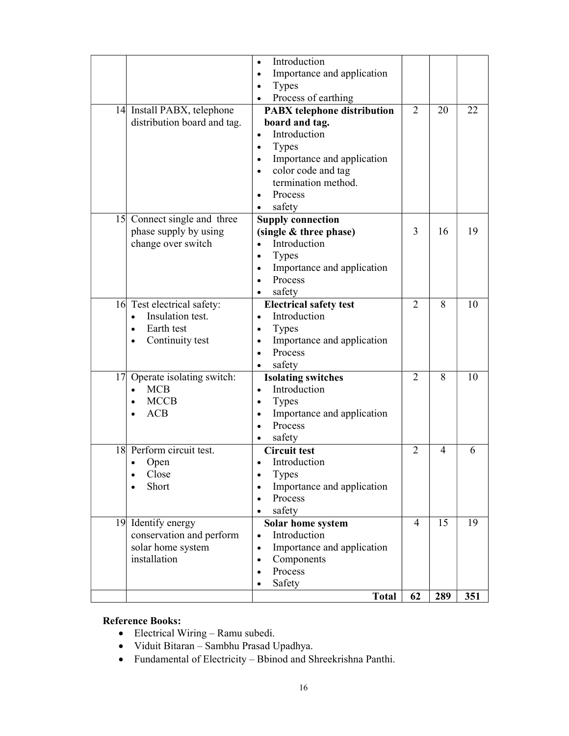| | | | | | |
|---|---|---|---|---|---|
| | | • Introduction<br>• Importance and application<br>• Types<br>• Process of earthing | | | |
| 14 | Install PABX, telephone distribution board and tag. | **PABX telephone distribution board and tag.**<br>• Introduction<br>• Types<br>• Importance and application<br>• color code and tag termination method.<br>• Process<br>• safety | 2 | 20 | 22 |
| 15 | Connect single and three phase supply by using change over switch | **Supply connection (single & three phase)**<br>• Introduction<br>• Types<br>• Importance and application<br>• Process<br>• safety | 3 | 16 | 19 |
| 16 | Test electrical safety:<br>• Insulation test.<br>• Earth test<br>• Continuity test | **Electrical safety test**<br>• Introduction<br>• Types<br>• Importance and application<br>• Process<br>• safety | 2 | 8 | 10 |
| 17 | Operate isolating switch:<br>• MCB<br>• MCCB<br>• ACB | **Isolating switches**<br>• Introduction<br>• Types<br>• Importance and application<br>• Process<br>• safety | 2 | 8 | 10 |
| 18 | Perform circuit test.<br>• Open<br>• Close<br>• Short | **Circuit test**<br>• Introduction<br>• Types<br>• Importance and application<br>• Process<br>• safety | 2 | 4 | 6 |
| 19 | Identify energy conservation and perform solar home system installation | **Solar home system**<br>• Introduction<br>• Importance and application<br>• Components<br>• Process<br>• Safety | 4 | 15 | 19 |
| | | **Total** | **62** | **289** | **351** |

**Reference Books:**

- Electrical Wiring – Ramu subedi.
- Viduit Bitaran – Sambhu Prasad Upadhya.
- Fundamental of Electricity – Bbinod and Shreekrishna Panthi.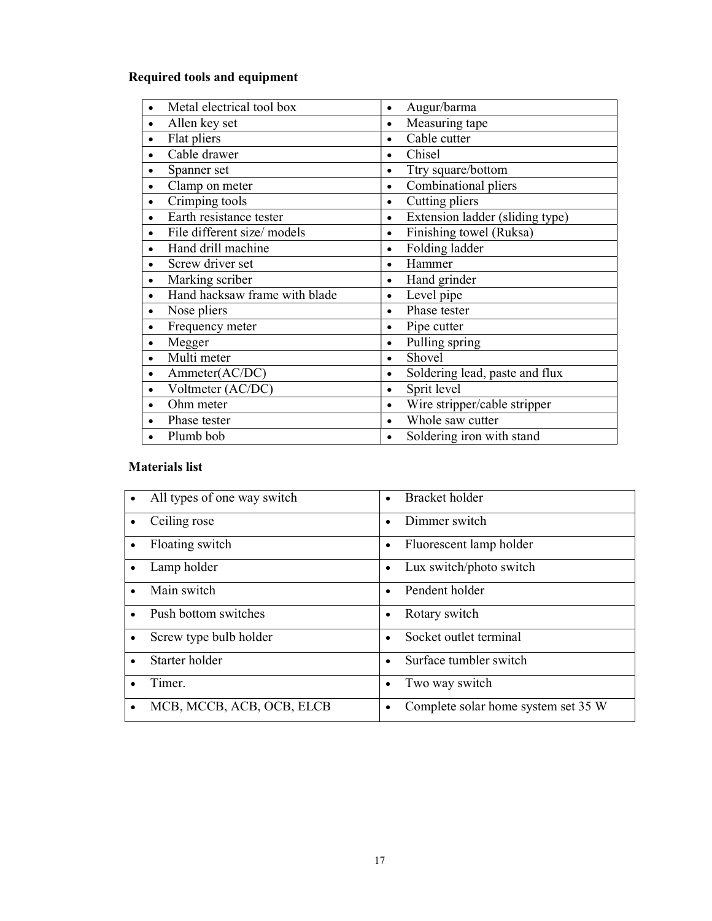**Required tools and equipment**

| | |
|---|---|
| • Metal electrical tool box | • Augur/barma |
| • Allen key set | • Measuring tape |
| • Flat pliers | • Cable cutter |
| • Cable drawer | • Chisel |
| • Spanner set | • Ttry square/bottom |
| • Clamp on meter | • Combinational pliers |
| • Crimping tools | • Cutting pliers |
| • Earth resistance tester | • Extension ladder (sliding type) |
| • File different size/ models | • Finishing towel (Ruksa) |
| • Hand drill machine | • Folding ladder |
| • Screw driver set | • Hammer |
| • Marking scriber | • Hand grinder |
| • Hand hacksaw frame with blade | • Level pipe |
| • Nose pliers | • Phase tester |
| • Frequency meter | • Pipe cutter |
| • Megger | • Pulling spring |
| • Multi meter | • Shovel |
| • Ammeter(AC/DC) | • Soldering lead, paste and flux |
| • Voltmeter (AC/DC) | • Sprit level |
| • Ohm meter | • Wire stripper/cable stripper |
| • Phase tester | • Whole saw cutter |
| • Plumb bob | • Soldering iron with stand |

**Materials list**

| | |
|---|---|
| • All types of one way switch | • Bracket holder |
| • Ceiling rose | • Dimmer switch |
| • Floating switch | • Fluorescent lamp holder |
| • Lamp holder | • Lux switch/photo switch |
| • Main switch | • Pendent holder |
| • Push bottom switches | • Rotary switch |
| • Screw type bulb holder | • Socket outlet terminal |
| • Starter holder | • Surface tumbler switch |
| • Timer. | • Two way switch |
| • MCB, MCCB, ACB, OCB, ELCB | • Complete solar home system set 35 W |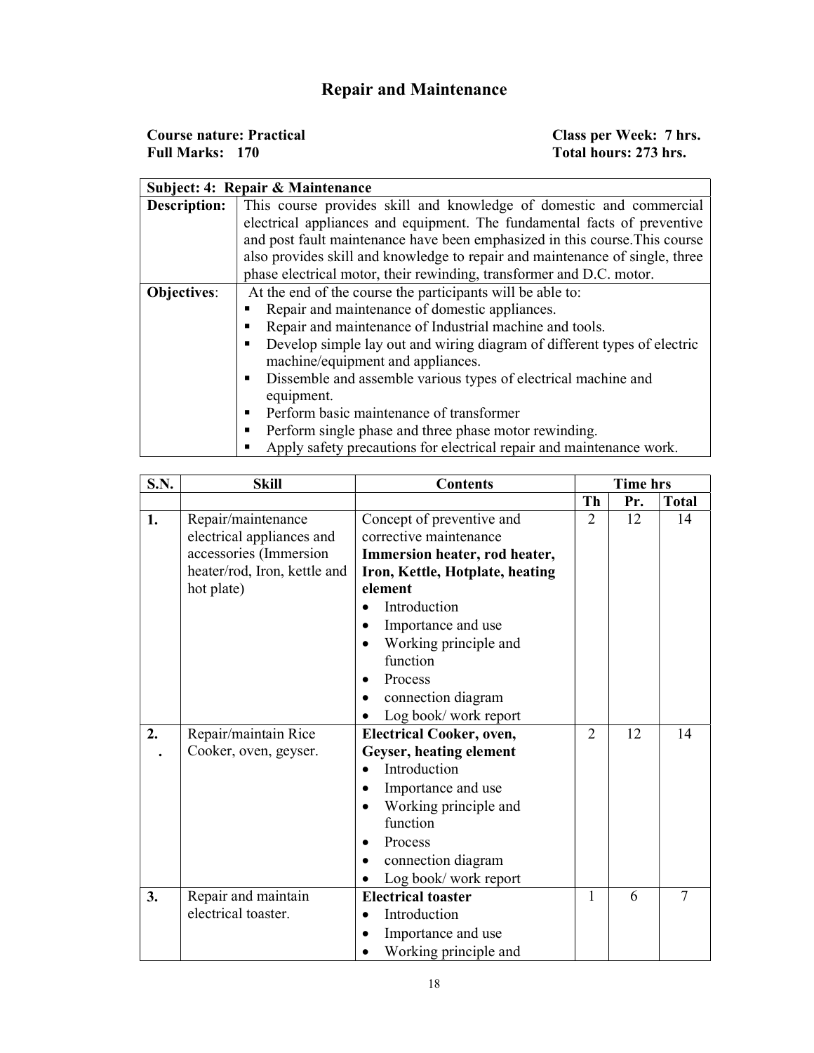# Repair and Maintenance

**Course nature: Practical** **Class per Week: 7 hrs.**
**Full Marks: 170** **Total hours: 273 hrs.**

| **Subject: 4: Repair & Maintenance** | |
|---|---|
| **Description:** | This course provides skill and knowledge of domestic and commercial electrical appliances and equipment. The fundamental facts of preventive and post fault maintenance have been emphasized in this course.This course also provides skill and knowledge to repair and maintenance of single, three phase electrical motor, their rewinding, transformer and D.C. motor. |
| **Objectives**: | At the end of the course the participants will be able to:<br>▪ Repair and maintenance of domestic appliances.<br>▪ Repair and maintenance of Industrial machine and tools.<br>▪ Develop simple lay out and wiring diagram of different types of electric machine/equipment and appliances.<br>▪ Dissemble and assemble various types of electrical machine and equipment.<br>▪ Perform basic maintenance of transformer<br>▪ Perform single phase and three phase motor rewinding.<br>▪ Apply safety precautions for electrical repair and maintenance work. |

| **S.N.** | **Skill** | **Contents** | **Time hrs** | | |
|---|---|---|---|---|---|
| | | | **Th** | **Pr.** | **Total** |
| **1.** | Repair/maintenance electrical appliances and accessories (Immersion heater/rod, Iron, kettle and hot plate) | Concept of preventive and corrective maintenance<br>**Immersion heater, rod heater, Iron, Kettle, Hotplate, heating element**<br>• Introduction<br>• Importance and use<br>• Working principle and function<br>• Process<br>• connection diagram<br>• Log book/ work report | 2 | 12 | 14 |
| **2.** | Repair/maintain Rice Cooker, oven, geyser. | **Electrical Cooker, oven, Geyser, heating element**<br>• Introduction<br>• Importance and use<br>• Working principle and function<br>• Process<br>• connection diagram<br>• Log book/ work report | 2 | 12 | 14 |
| **3.** | Repair and maintain electrical toaster. | **Electrical toaster**<br>• Introduction<br>• Importance and use<br>• Working principle and | 1 | 6 | 7 |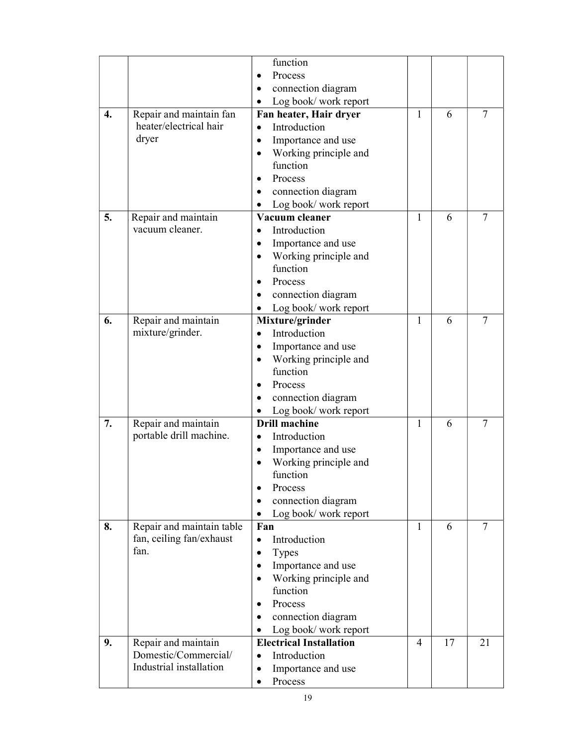| | | function<br>• Process<br>• connection diagram<br>• Log book/ work report | | | |
|---|---|---|---|---|---|
| **4.** | Repair and maintain fan heater/electrical hair dryer | **Fan heater, Hair dryer**<br>• Introduction<br>• Importance and use<br>• Working principle and function<br>• Process<br>• connection diagram<br>• Log book/ work report | 1 | 6 | 7 |
| **5.** | Repair and maintain vacuum cleaner. | **Vacuum cleaner**<br>• Introduction<br>• Importance and use<br>• Working principle and function<br>• Process<br>• connection diagram<br>• Log book/ work report | 1 | 6 | 7 |
| **6.** | Repair and maintain mixture/grinder. | **Mixture/grinder**<br>• Introduction<br>• Importance and use<br>• Working principle and function<br>• Process<br>• connection diagram<br>• Log book/ work report | 1 | 6 | 7 |
| **7.** | Repair and maintain portable drill machine. | **Drill machine**<br>• Introduction<br>• Importance and use<br>• Working principle and function<br>• Process<br>• connection diagram<br>• Log book/ work report | 1 | 6 | 7 |
| **8.** | Repair and maintain table fan, ceiling fan/exhaust fan. | **Fan**<br>• Introduction<br>• Types<br>• Importance and use<br>• Working principle and function<br>• Process<br>• connection diagram<br>• Log book/ work report | 1 | 6 | 7 |
| **9.** | Repair and maintain Domestic/Commercial/ Industrial installation | **Electrical Installation**<br>• Introduction<br>• Importance and use<br>• Process | 4 | 17 | 21 |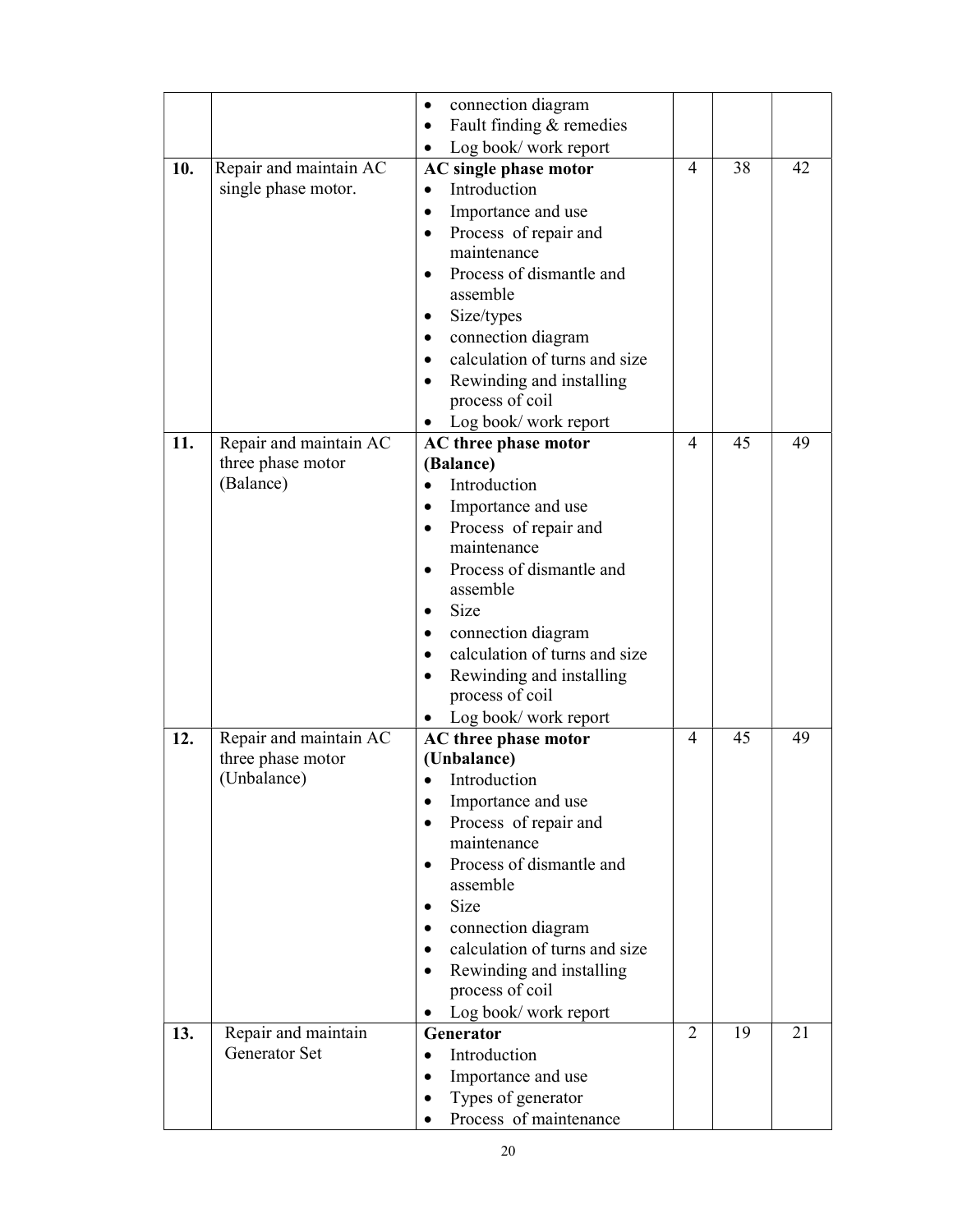| | | | | | |
|---|---|---|---|---|---|
| | | • connection diagram<br>• Fault finding & remedies<br>• Log book/ work report | | | |
| **10.** | Repair and maintain AC single phase motor. | **AC single phase motor**<br>• Introduction<br>• Importance and use<br>• Process of repair and maintenance<br>• Process of dismantle and assemble<br>• Size/types<br>• connection diagram<br>• calculation of turns and size<br>• Rewinding and installing process of coil<br>• Log book/ work report | 4 | 38 | 42 |
| **11.** | Repair and maintain AC three phase motor (Balance) | **AC three phase motor (Balance)**<br>• Introduction<br>• Importance and use<br>• Process of repair and maintenance<br>• Process of dismantle and assemble<br>• Size<br>• connection diagram<br>• calculation of turns and size<br>• Rewinding and installing process of coil<br>• Log book/ work report | 4 | 45 | 49 |
| **12.** | Repair and maintain AC three phase motor (Unbalance) | **AC three phase motor (Unbalance)**<br>• Introduction<br>• Importance and use<br>• Process of repair and maintenance<br>• Process of dismantle and assemble<br>• Size<br>• connection diagram<br>• calculation of turns and size<br>• Rewinding and installing process of coil<br>• Log book/ work report | 4 | 45 | 49 |
| **13.** | Repair and maintain Generator Set | **Generator**<br>• Introduction<br>• Importance and use<br>• Types of generator<br>• Process of maintenance | 2 | 19 | 21 |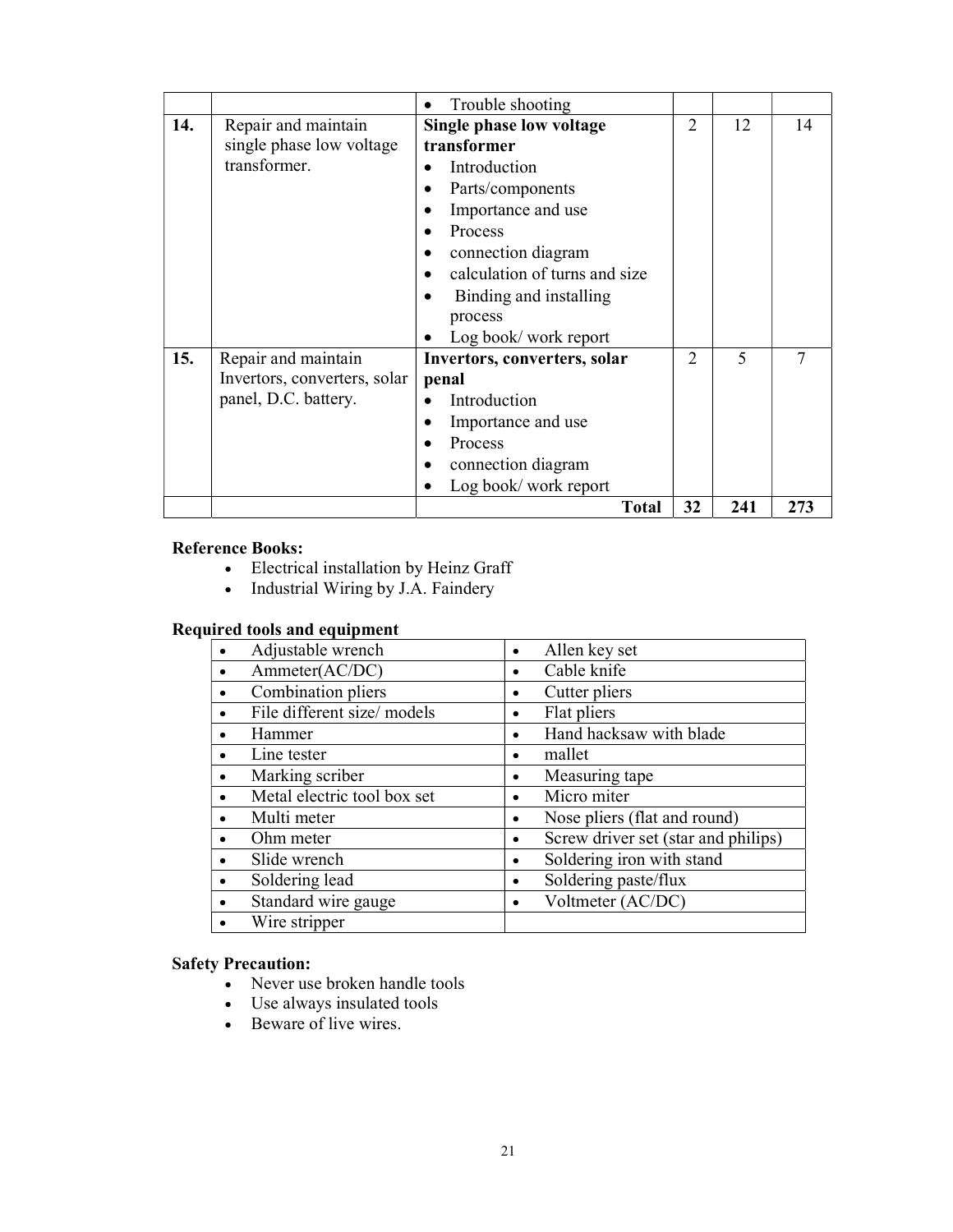| | | • Trouble shooting | | | |
|---|---|---|---|---|---|
| **14.** | Repair and maintain single phase low voltage transformer. | **Single phase low voltage transformer**<br>• Introduction<br>• Parts/components<br>• Importance and use<br>• Process<br>• connection diagram<br>• calculation of turns and size<br>• Binding and installing process<br>• Log book/ work report | 2 | 12 | 14 |
| **15.** | Repair and maintain Invertors, converters, solar panel, D.C. battery. | **Invertors, converters, solar penal**<br>• Introduction<br>• Importance and use<br>• Process<br>• connection diagram<br>• Log book/ work report | 2 | 5 | 7 |
| | | **Total** | **32** | **241** | **273** |

**Reference Books:**

- Electrical installation by Heinz Graff
- Industrial Wiring by J.A. Faindery

**Required tools and equipment**

| | |
|---|---|
| • Adjustable wrench | • Allen key set |
| • Ammeter(AC/DC) | • Cable knife |
| • Combination pliers | • Cutter pliers |
| • File different size/ models | • Flat pliers |
| • Hammer | • Hand hacksaw with blade |
| • Line tester | • mallet |
| • Marking scriber | • Measuring tape |
| • Metal electric tool box set | • Micro miter |
| • Multi meter | • Nose pliers (flat and round) |
| • Ohm meter | • Screw driver set (star and philips) |
| • Slide wrench | • Soldering iron with stand |
| • Soldering lead | • Soldering paste/flux |
| • Standard wire gauge | • Voltmeter (AC/DC) |
| • Wire stripper | |

**Safety Precaution:**

- Never use broken handle tools
- Use always insulated tools
- Beware of live wires.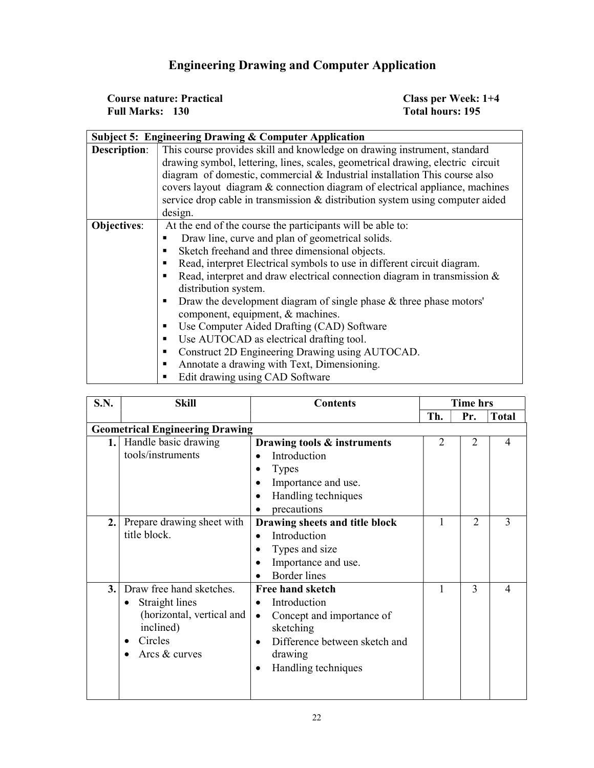# Engineering Drawing and Computer Application

**Course nature: Practical** | **Class per Week: 1+4**
**Full Marks: 130** | **Total hours: 195**

| Subject 5: Engineering Drawing & Computer Application | |
|---|---|
| **Description**: | This course provides skill and knowledge on drawing instrument, standard drawing symbol, lettering, lines, scales, geometrical drawing, electric circuit diagram of domestic, commercial & Industrial installation This course also covers layout diagram & connection diagram of electrical appliance, machines service drop cable in transmission & distribution system using computer aided design. |
| **Objectives**: | At the end of the course the participants will be able to:<br>▪ Draw line, curve and plan of geometrical solids.<br>▪ Sketch freehand and three dimensional objects.<br>▪ Read, interpret Electrical symbols to use in different circuit diagram.<br>▪ Read, interpret and draw electrical connection diagram in transmission & distribution system.<br>▪ Draw the development diagram of single phase & three phase motors' component, equipment, & machines.<br>▪ Use Computer Aided Drafting (CAD) Software<br>▪ Use AUTOCAD as electrical drafting tool.<br>▪ Construct 2D Engineering Drawing using AUTOCAD.<br>▪ Annotate a drawing with Text, Dimensioning.<br>▪ Edit drawing using CAD Software |

| S.N. | Skill | Contents | Time hrs | | |
|---|---|---|---|---|---|
| | | | Th. | Pr. | Total |
| **Geometrical Engineering Drawing** | | | | | |
| **1.** | Handle basic drawing tools/instruments | **Drawing tools & instruments**<br>• Introduction<br>• Types<br>• Importance and use.<br>• Handling techniques<br>• precautions | 2 | 2 | 4 |
| **2.** | Prepare drawing sheet with title block. | **Drawing sheets and title block**<br>• Introduction<br>• Types and size<br>• Importance and use.<br>• Border lines | 1 | 2 | 3 |
| **3.** | Draw free hand sketches.<br>• Straight lines (horizontal, vertical and inclined)<br>• Circles<br>• Arcs & curves | **Free hand sketch**<br>• Introduction<br>• Concept and importance of sketching<br>• Difference between sketch and drawing<br>• Handling techniques | 1 | 3 | 4 |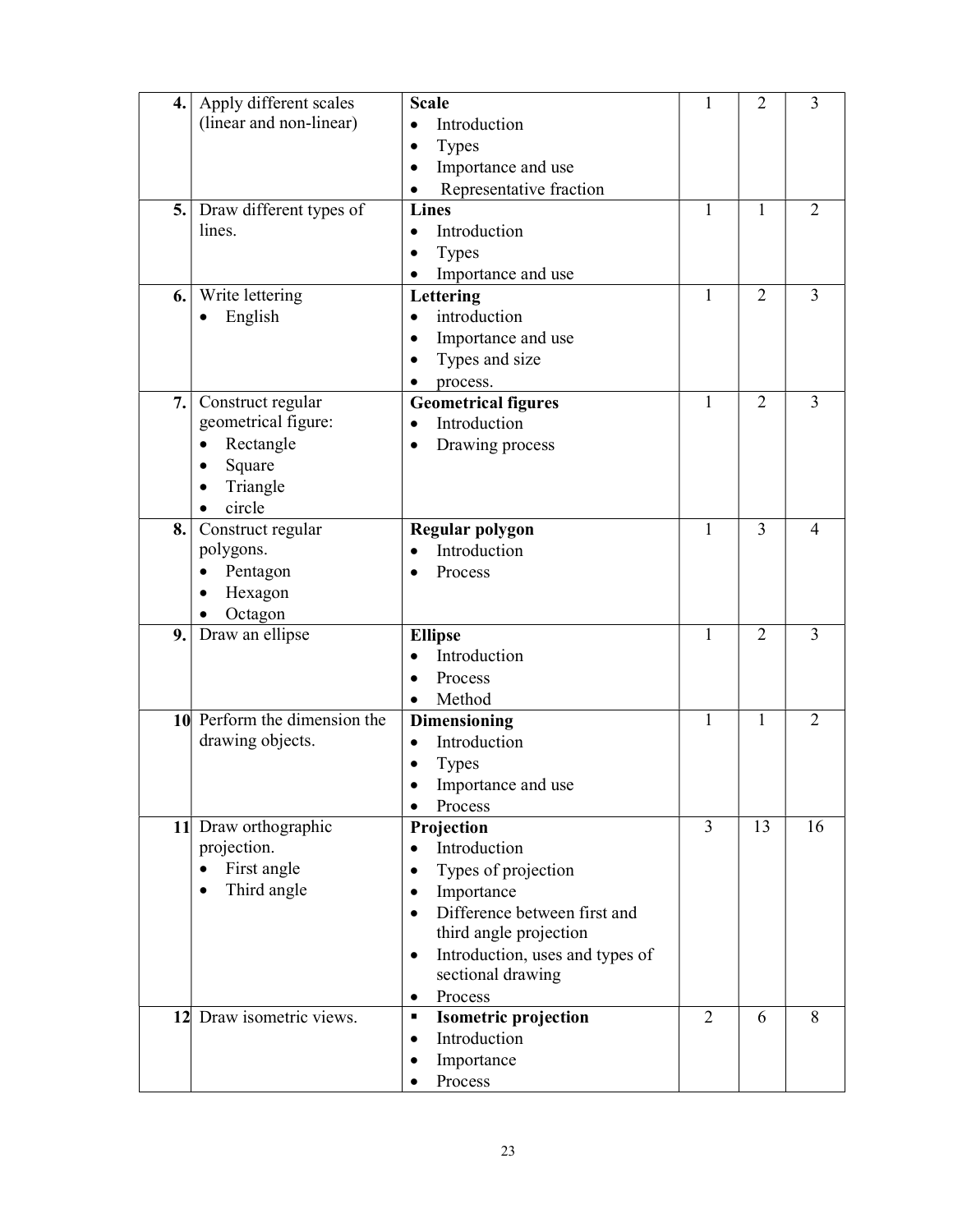| | | | | | |
|---|---|---|---|---|---|
| **4.** | Apply different scales (linear and non-linear) | **Scale**<br>• Introduction<br>• Types<br>• Importance and use<br>• Representative fraction | 1 | 2 | 3 |
| **5.** | Draw different types of lines. | **Lines**<br>• Introduction<br>• Types<br>• Importance and use | 1 | 1 | 2 |
| **6.** | Write lettering<br>• English | **Lettering**<br>• introduction<br>• Importance and use<br>• Types and size<br>• process. | 1 | 2 | 3 |
| **7.** | Construct regular geometrical figure:<br>• Rectangle<br>• Square<br>• Triangle<br>• circle | **Geometrical figures**<br>• Introduction<br>• Drawing process | 1 | 2 | 3 |
| **8.** | Construct regular polygons.<br>• Pentagon<br>• Hexagon<br>• Octagon | **Regular polygon**<br>• Introduction<br>• Process | 1 | 3 | 4 |
| **9.** | Draw an ellipse | **Ellipse**<br>• Introduction<br>• Process<br>• Method | 1 | 2 | 3 |
| **10** | Perform the dimension the drawing objects. | **Dimensioning**<br>• Introduction<br>• Types<br>• Importance and use<br>• Process | 1 | 1 | 2 |
| **11** | Draw orthographic projection.<br>• First angle<br>• Third angle | **Projection**<br>• Introduction<br>• Types of projection<br>• Importance<br>• Difference between first and third angle projection<br>• Introduction, uses and types of sectional drawing<br>• Process | 3 | 13 | 16 |
| **12** | Draw isometric views. | ▪ **Isometric projection**<br>• Introduction<br>• Importance<br>• Process | 2 | 6 | 8 |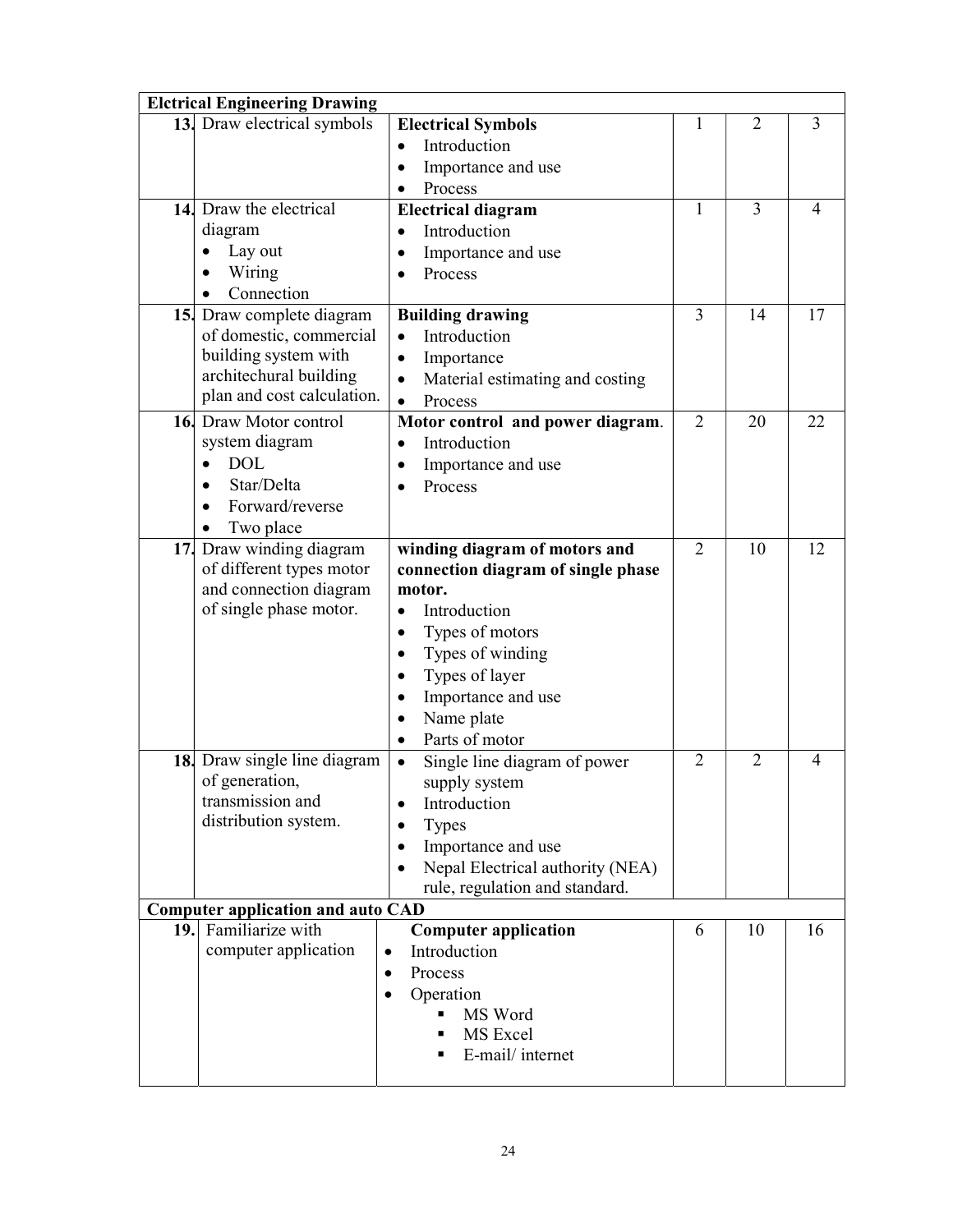| | | | | | |
|---|---|---|---|---|---|
| **Elctrical Engineering Drawing** | | | | | |
| 13. | Draw electrical symbols | **Electrical Symbols**<br>• Introduction<br>• Importance and use<br>• Process | 1 | 2 | 3 |
| 14. | Draw the electrical diagram<br>• Lay out<br>• Wiring<br>• Connection | **Electrical diagram**<br>• Introduction<br>• Importance and use<br>• Process | 1 | 3 | 4 |
| 15. | Draw complete diagram of domestic, commercial building system with architechural building plan and cost calculation. | **Building drawing**<br>• Introduction<br>• Importance<br>• Material estimating and costing<br>• Process | 3 | 14 | 17 |
| 16. | Draw Motor control system diagram<br>• DOL<br>• Star/Delta<br>• Forward/reverse<br>• Two place | **Motor control and power diagram**.<br>• Introduction<br>• Importance and use<br>• Process | 2 | 20 | 22 |
| 17. | Draw winding diagram of different types motor and connection diagram of single phase motor. | **winding diagram of motors and connection diagram of single phase motor.**<br>• Introduction<br>• Types of motors<br>• Types of winding<br>• Types of layer<br>• Importance and use<br>• Name plate<br>• Parts of motor | 2 | 10 | 12 |
| 18. | Draw single line diagram of generation, transmission and distribution system. | • Single line diagram of power supply system<br>• Introduction<br>• Types<br>• Importance and use<br>• Nepal Electrical authority (NEA) rule, regulation and standard. | 2 | 2 | 4 |
| **Computer application and auto CAD** | | | | | |
| 19. | Familiarize with computer application | **Computer application**<br>• Introduction<br>• Process<br>• Operation<br>  ▪ MS Word<br>  ▪ MS Excel<br>  ▪ E-mail/ internet | 6 | 10 | 16 |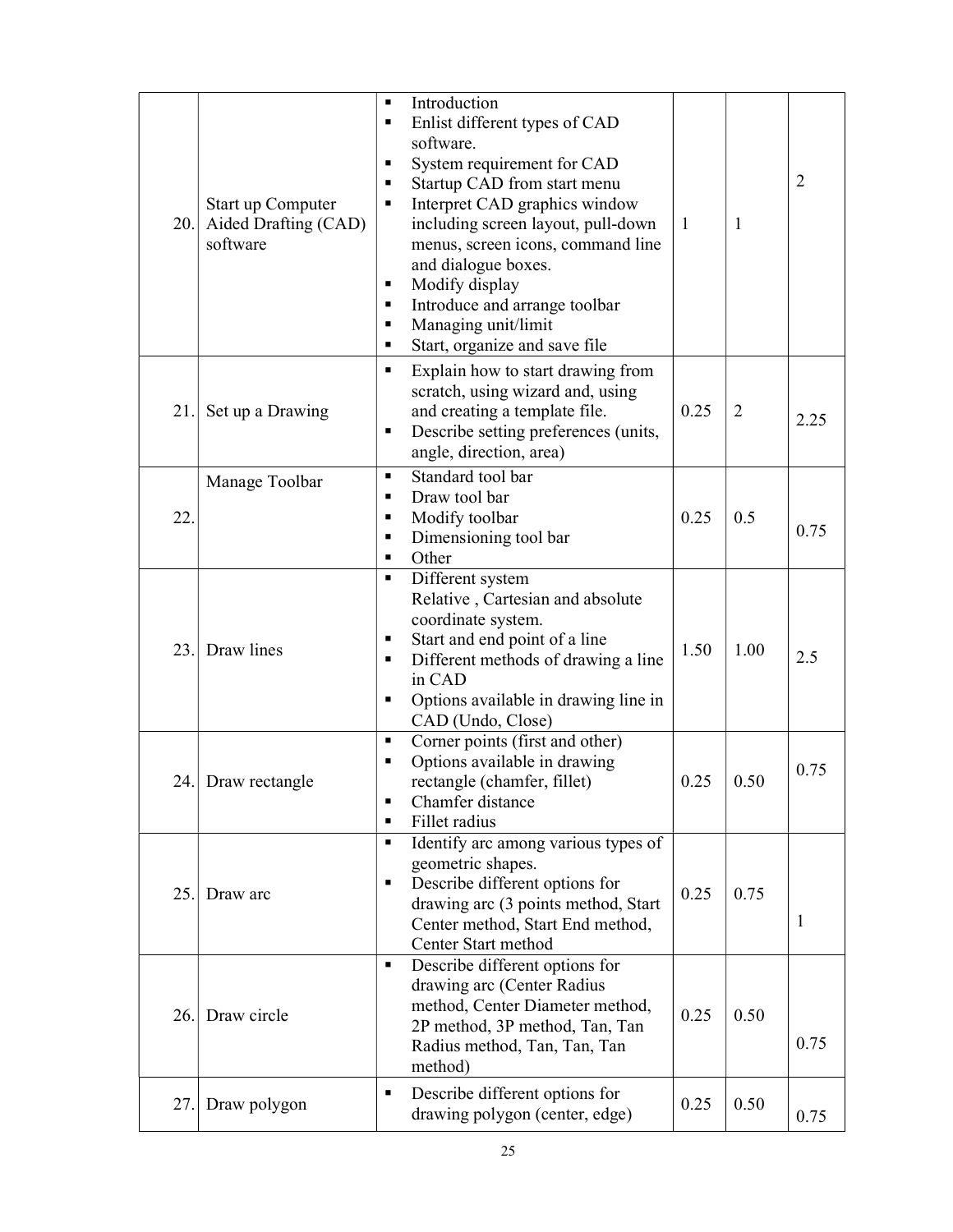| | | | | | |
|---|---|---|---|---|---|
| 20. | Start up Computer Aided Drafting (CAD) software | ▪ Introduction<br>▪ Enlist different types of CAD software.<br>▪ System requirement for CAD<br>▪ Startup CAD from start menu<br>▪ Interpret CAD graphics window including screen layout, pull-down menus, screen icons, command line and dialogue boxes.<br>▪ Modify display<br>▪ Introduce and arrange toolbar<br>▪ Managing unit/limit<br>▪ Start, organize and save file | 1 | 1 | 2 |
| 21. | Set up a Drawing | ▪ Explain how to start drawing from scratch, using wizard and, using and creating a template file.<br>▪ Describe setting preferences (units, angle, direction, area) | 0.25 | 2 | 2.25 |
| 22. | Manage Toolbar | ▪ Standard tool bar<br>▪ Draw tool bar<br>▪ Modify toolbar<br>▪ Dimensioning tool bar<br>▪ Other | 0.25 | 0.5 | 0.75 |
| 23. | Draw lines | ▪ Different system Relative , Cartesian and absolute coordinate system.<br>▪ Start and end point of a line<br>▪ Different methods of drawing a line in CAD<br>▪ Options available in drawing line in CAD (Undo, Close) | 1.50 | 1.00 | 2.5 |
| 24. | Draw rectangle | ▪ Corner points (first and other)<br>▪ Options available in drawing rectangle (chamfer, fillet)<br>▪ Chamfer distance<br>▪ Fillet radius | 0.25 | 0.50 | 0.75 |
| 25. | Draw arc | ▪ Identify arc among various types of geometric shapes.<br>▪ Describe different options for drawing arc (3 points method, Start Center method, Start End method, Center Start method | 0.25 | 0.75 | 1 |
| 26. | Draw circle | ▪ Describe different options for drawing arc (Center Radius method, Center Diameter method, 2P method, 3P method, Tan, Tan Radius method, Tan, Tan, Tan method) | 0.25 | 0.50 | 0.75 |
| 27. | Draw polygon | ▪ Describe different options for drawing polygon (center, edge) | 0.25 | 0.50 | 0.75 |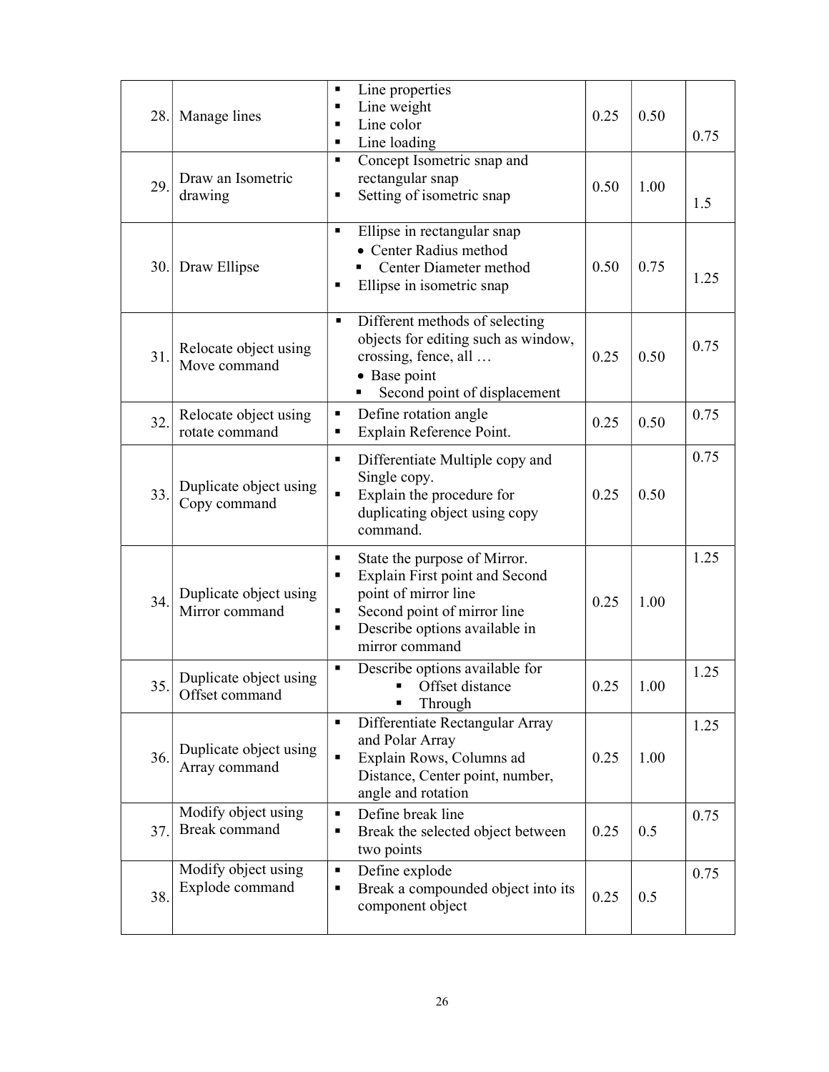| | | | | | |
|---|---|---|---|---|---|
| 28. | Manage lines | ▪ Line properties<br>▪ Line weight<br>▪ Line color<br>▪ Line loading | 0.25 | 0.50 | 0.75 |
| 29. | Draw an Isometric drawing | ▪ Concept Isometric snap and rectangular snap<br>▪ Setting of isometric snap | 0.50 | 1.00 | 1.5 |
| 30. | Draw Ellipse | ▪ Ellipse in rectangular snap<br>• Center Radius method<br>▪ Center Diameter method<br>▪ Ellipse in isometric snap | 0.50 | 0.75 | 1.25 |
| 31. | Relocate object using Move command | ▪ Different methods of selecting objects for editing such as window, crossing, fence, all …<br>• Base point<br>▪ Second point of displacement | 0.25 | 0.50 | 0.75 |
| 32. | Relocate object using rotate command | ▪ Define rotation angle<br>▪ Explain Reference Point. | 0.25 | 0.50 | 0.75 |
| 33. | Duplicate object using Copy command | ▪ Differentiate Multiple copy and Single copy.<br>▪ Explain the procedure for duplicating object using copy command. | 0.25 | 0.50 | 0.75 |
| 34. | Duplicate object using Mirror command | ▪ State the purpose of Mirror.<br>▪ Explain First point and Second point of mirror line<br>▪ Second point of mirror line<br>▪ Describe options available in mirror command | 0.25 | 1.00 | 1.25 |
| 35. | Duplicate object using Offset command | ▪ Describe options available for<br>▪ Offset distance<br>▪ Through | 0.25 | 1.00 | 1.25 |
| 36. | Duplicate object using Array command | ▪ Differentiate Rectangular Array and Polar Array<br>▪ Explain Rows, Columns ad Distance, Center point, number, angle and rotation | 0.25 | 1.00 | 1.25 |
| 37. | Modify object using Break command | ▪ Define break line<br>▪ Break the selected object between two points | 0.25 | 0.5 | 0.75 |
| 38. | Modify object using Explode command | ▪ Define explode<br>▪ Break a compounded object into its component object | 0.25 | 0.5 | 0.75 |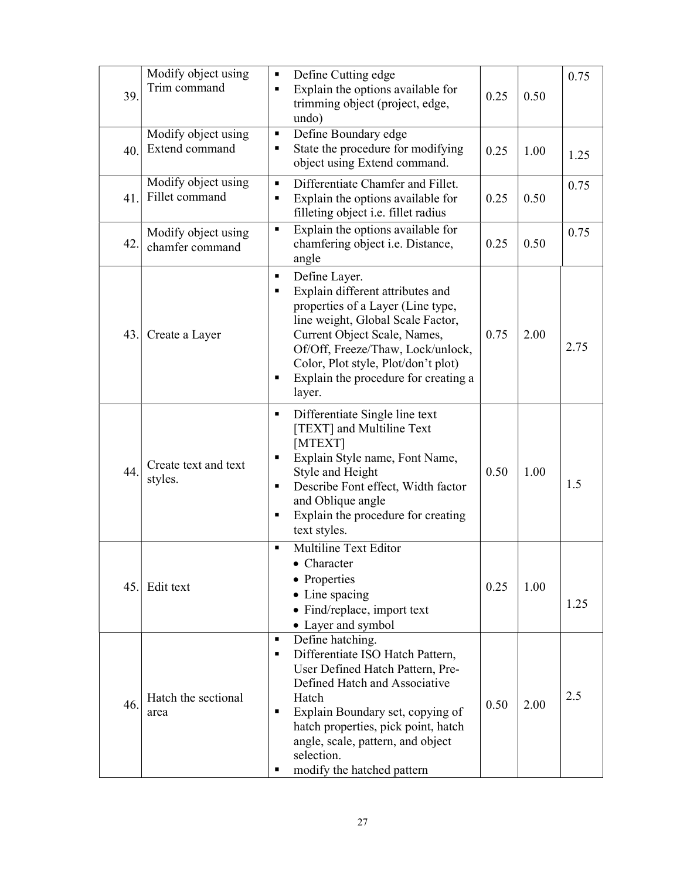| | | | | | |
|---|---|---|---|---|---|
| 39. | Modify object using Trim command | ▪ Define Cutting edge<br>▪ Explain the options available for trimming object (project, edge, undo) | 0.25 | 0.50 | 0.75 |
| 40. | Modify object using Extend command | ▪ Define Boundary edge<br>▪ State the procedure for modifying object using Extend command. | 0.25 | 1.00 | 1.25 |
| 41. | Modify object using Fillet command | ▪ Differentiate Chamfer and Fillet.<br>▪ Explain the options available for filleting object i.e. fillet radius | 0.25 | 0.50 | 0.75 |
| 42. | Modify object using chamfer command | ▪ Explain the options available for chamfering object i.e. Distance, angle | 0.25 | 0.50 | 0.75 |
| 43. | Create a Layer | ▪ Define Layer.<br>▪ Explain different attributes and properties of a Layer (Line type, line weight, Global Scale Factor, Current Object Scale, Names, Of/Off, Freeze/Thaw, Lock/unlock, Color, Plot style, Plot/don't plot)<br>▪ Explain the procedure for creating a layer. | 0.75 | 2.00 | 2.75 |
| 44. | Create text and text styles. | ▪ Differentiate Single line text [TEXT] and Multiline Text [MTEXT]<br>▪ Explain Style name, Font Name, Style and Height<br>▪ Describe Font effect, Width factor and Oblique angle<br>▪ Explain the procedure for creating text styles. | 0.50 | 1.00 | 1.5 |
| 45. | Edit text | ▪ Multiline Text Editor<br>• Character<br>• Properties<br>• Line spacing<br>• Find/replace, import text<br>• Layer and symbol | 0.25 | 1.00 | 1.25 |
| 46. | Hatch the sectional area | ▪ Define hatching.<br>▪ Differentiate ISO Hatch Pattern, User Defined Hatch Pattern, Pre-Defined Hatch and Associative Hatch<br>▪ Explain Boundary set, copying of hatch properties, pick point, hatch angle, scale, pattern, and object selection.<br>▪ modify the hatched pattern | 0.50 | 2.00 | 2.5 |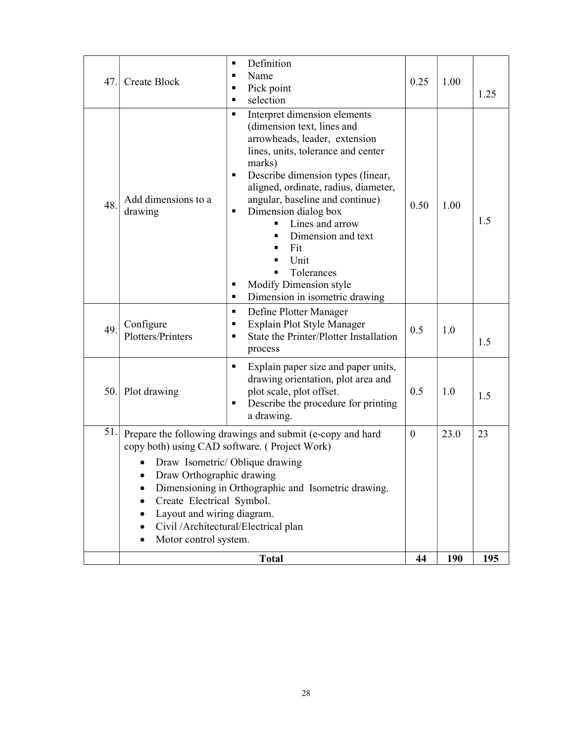| | | | | | |
|---|---|---|---|---|---|
| 47. | Create Block | ▪ Definition<br>▪ Name<br>▪ Pick point<br>▪ selection | 0.25 | 1.00 | 1.25 |
| 48. | Add dimensions to a drawing | ▪ Interpret dimension elements (dimension text, lines and arrowheads, leader, extension lines, units, tolerance and center marks)<br>▪ Describe dimension types (linear, aligned, ordinate, radius, diameter, angular, baseline and continue)<br>▪ Dimension dialog box<br>&nbsp;&nbsp;&nbsp;&nbsp;▪ Lines and arrow<br>&nbsp;&nbsp;&nbsp;&nbsp;▪ Dimension and text<br>&nbsp;&nbsp;&nbsp;&nbsp;▪ Fit<br>&nbsp;&nbsp;&nbsp;&nbsp;▪ Unit<br>&nbsp;&nbsp;&nbsp;&nbsp;▪ Tolerances<br>▪ Modify Dimension style<br>▪ Dimension in isometric drawing | 0.50 | 1.00 | 1.5 |
| 49. | Configure Plotters/Printers | ▪ Define Plotter Manager<br>▪ Explain Plot Style Manager<br>▪ State the Printer/Plotter Installation process | 0.5 | 1.0 | 1.5 |
| 50. | Plot drawing | ▪ Explain paper size and paper units, drawing orientation, plot area and plot scale, plot offset.<br>▪ Describe the procedure for printing a drawing. | 0.5 | 1.0 | 1.5 |
| 51. | Prepare the following drawings and submit (e-copy and hard copy both) using CAD software. ( Project Work)<br>• Draw Isometric/ Oblique drawing<br>• Draw Orthographic drawing<br>• Dimensioning in Orthographic and Isometric drawing.<br>• Create Electrical Symbol.<br>• Layout and wiring diagram.<br>• Civil /Architectural/Electrical plan<br>• Motor control system. | | 0 | 23.0 | 23 |
| | **Total** | | **44** | **190** | **195** |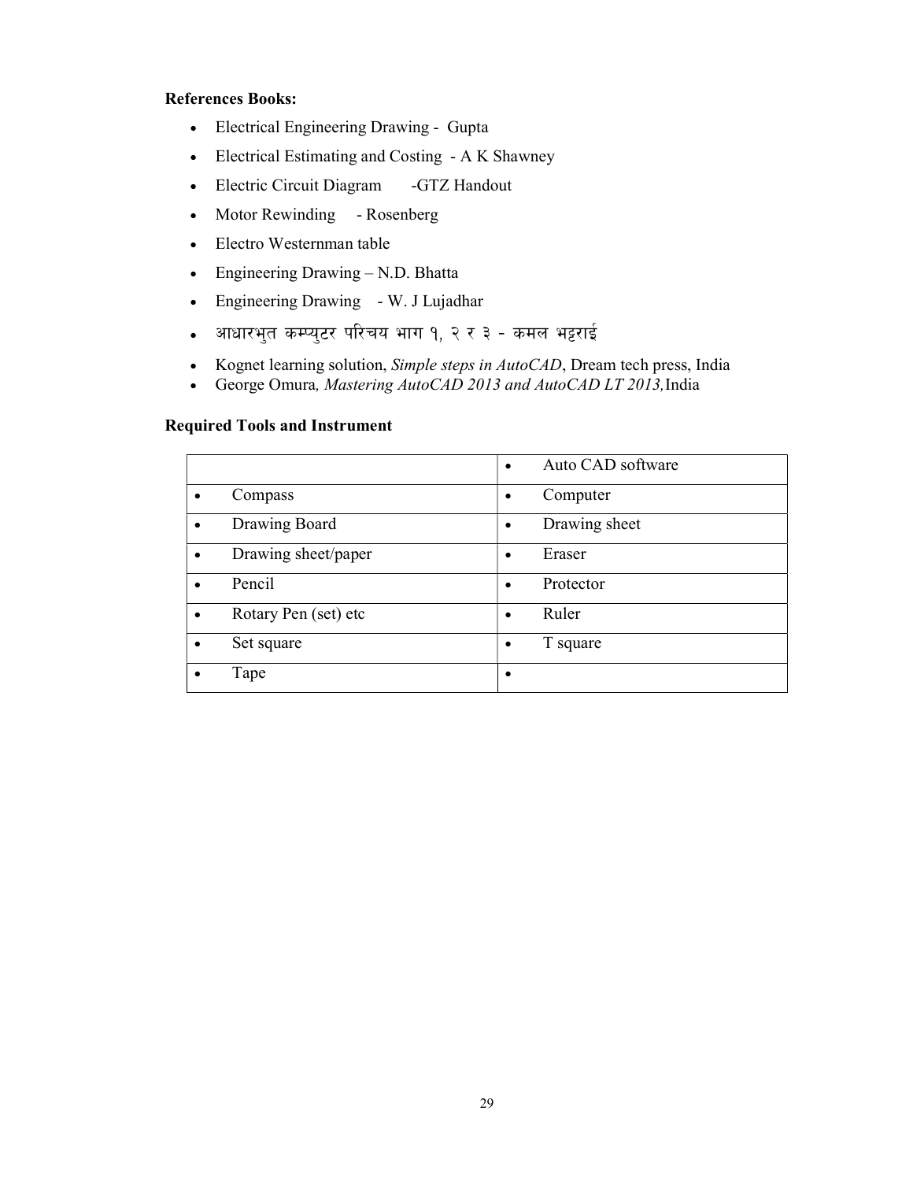**References Books:**

- Electrical Engineering Drawing - Gupta
- Electrical Estimating and Costing - A K Shawney
- Electric Circuit Diagram -GTZ Handout
- Motor Rewinding - Rosenberg
- Electro Westernman table
- Engineering Drawing – N.D. Bhatta
- Engineering Drawing - W. J Lujadhar
- आधारभुत कम्प्युटर परिचय भाग १, २ र ३ - कमल भट्टराई
- Kognet learning solution, *Simple steps in AutoCAD*, Dream tech press, India
- George Omura*, Mastering AutoCAD 2013 and AutoCAD LT 2013,* India

**Required Tools and Instrument**

| | |
|---|---|
| | • Auto CAD software |
| • Compass | • Computer |
| • Drawing Board | • Drawing sheet |
| • Drawing sheet/paper | • Eraser |
| • Pencil | • Protector |
| • Rotary Pen (set) etc | • Ruler |
| • Set square | • T square |
| • Tape | • |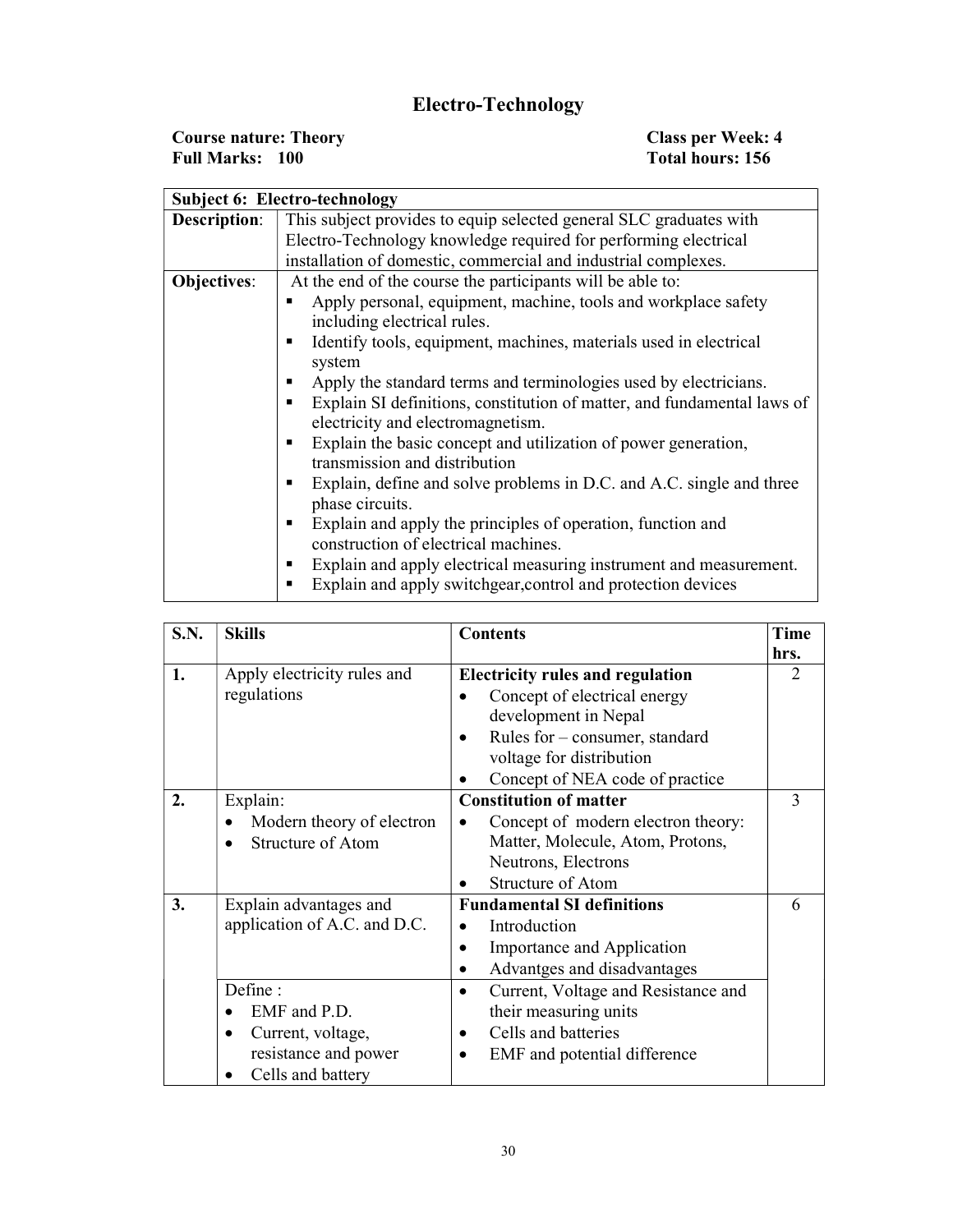# Electro-Technology

**Course nature: Theory** | **Class per Week: 4**
**Full Marks: 100** | **Total hours: 156**

| **Subject 6: Electro-technology** | |
|---|---|
| **Description**: | This subject provides to equip selected general SLC graduates with Electro-Technology knowledge required for performing electrical installation of domestic, commercial and industrial complexes. |
| **Objectives**: | At the end of the course the participants will be able to:<br>▪ Apply personal, equipment, machine, tools and workplace safety including electrical rules.<br>▪ Identify tools, equipment, machines, materials used in electrical system<br>▪ Apply the standard terms and terminologies used by electricians.<br>▪ Explain SI definitions, constitution of matter, and fundamental laws of electricity and electromagnetism.<br>▪ Explain the basic concept and utilization of power generation, transmission and distribution<br>▪ Explain, define and solve problems in D.C. and A.C. single and three phase circuits.<br>▪ Explain and apply the principles of operation, function and construction of electrical machines.<br>▪ Explain and apply electrical measuring instrument and measurement.<br>▪ Explain and apply switchgear,control and protection devices |

| **S.N.** | **Skills** | **Contents** | **Time hrs.** |
|---|---|---|---|
| **1.** | Apply electricity rules and regulations | **Electricity rules and regulation**<br>• Concept of electrical energy development in Nepal<br>• Rules for – consumer, standard voltage for distribution<br>• Concept of NEA code of practice | 2 |
| **2.** | Explain:<br>• Modern theory of electron<br>• Structure of Atom | **Constitution of matter**<br>• Concept of modern electron theory: Matter, Molecule, Atom, Protons, Neutrons, Electrons<br>• Structure of Atom | 3 |
| **3.** | Explain advantages and application of A.C. and D.C. | **Fundamental SI definitions**<br>• Introduction<br>• Importance and Application<br>• Advantges and disadvantages | 6 |
| | Define :<br>• EMF and P.D.<br>• Current, voltage, resistance and power<br>• Cells and battery | • Current, Voltage and Resistance and their measuring units<br>• Cells and batteries<br>• EMF and potential difference | |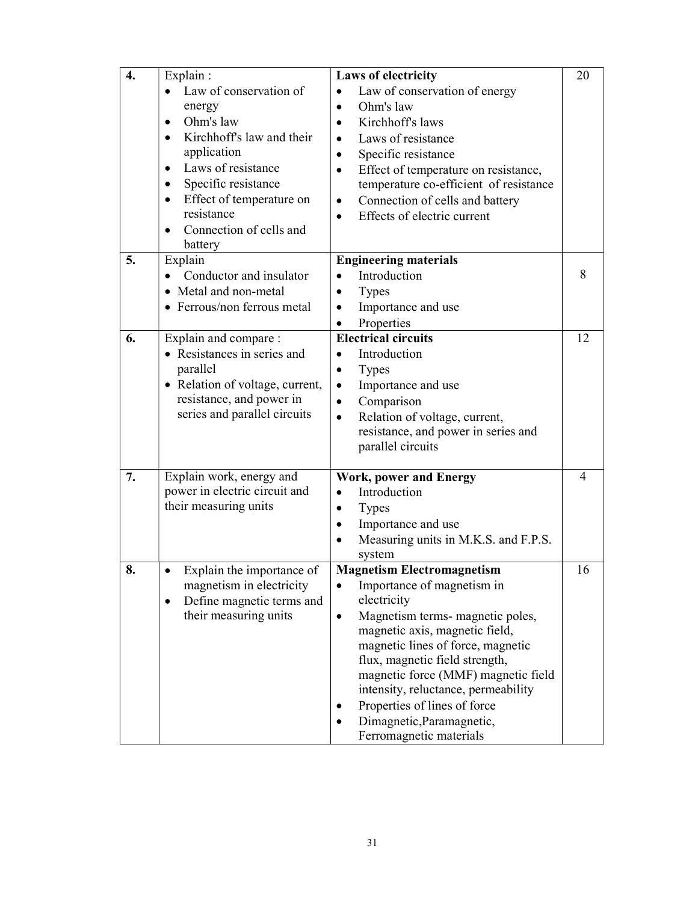| | | | |
|---|---|---|---|
| **4.** | Explain :<br>• Law of conservation of energy<br>• Ohm's law<br>• Kirchhoff's law and their application<br>• Laws of resistance<br>• Specific resistance<br>• Effect of temperature on resistance<br>• Connection of cells and battery | **Laws of electricity**<br>• Law of conservation of energy<br>• Ohm's law<br>• Kirchhoff's laws<br>• Laws of resistance<br>• Specific resistance<br>• Effect of temperature on resistance, temperature co-efficient of resistance<br>• Connection of cells and battery<br>• Effects of electric current | 20 |
| **5.** | Explain<br>• Conductor and insulator<br>• Metal and non-metal<br>• Ferrous/non ferrous metal | **Engineering materials**<br>• Introduction<br>• Types<br>• Importance and use<br>• Properties | 8 |
| **6.** | Explain and compare :<br>• Resistances in series and parallel<br>• Relation of voltage, current, resistance, and power in series and parallel circuits | **Electrical circuits**<br>• Introduction<br>• Types<br>• Importance and use<br>• Comparison<br>• Relation of voltage, current, resistance, and power in series and parallel circuits | 12 |
| **7.** | Explain work, energy and power in electric circuit and their measuring units | **Work, power and Energy**<br>• Introduction<br>• Types<br>• Importance and use<br>• Measuring units in M.K.S. and F.P.S. system | 4 |
| **8.** | • Explain the importance of magnetism in electricity<br>• Define magnetic terms and their measuring units | **Magnetism Electromagnetism**<br>• Importance of magnetism in electricity<br>• Magnetism terms- magnetic poles, magnetic axis, magnetic field, magnetic lines of force, magnetic flux, magnetic field strength, magnetic force (MMF) magnetic field intensity, reluctance, permeability<br>• Properties of lines of force<br>• Dimagnetic,Paramagnetic, Ferromagnetic materials | 16 |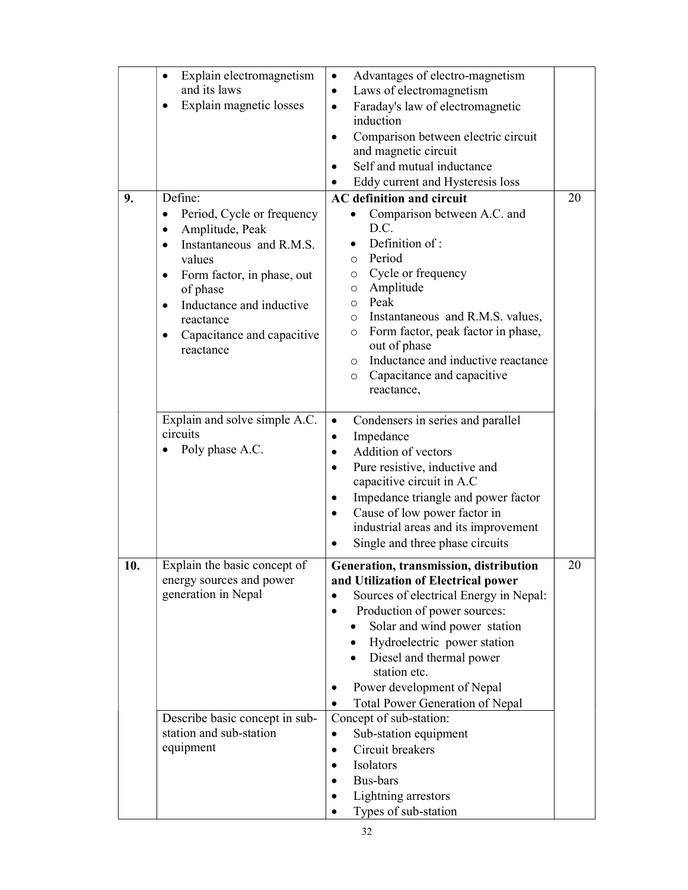| | | | |
|---|---|---|---|
| | • Explain electromagnetism and its laws<br>• Explain magnetic losses | • Advantages of electro-magnetism<br>• Laws of electromagnetism<br>• Faraday's law of electromagnetic induction<br>• Comparison between electric circuit and magnetic circuit<br>• Self and mutual inductance<br>• Eddy current and Hysteresis loss | |
| **9.** | Define:<br>• Period, Cycle or frequency<br>• Amplitude, Peak<br>• Instantaneous and R.M.S. values<br>• Form factor, in phase, out of phase<br>• Inductance and inductive reactance<br>• Capacitance and capacitive reactance | **AC definition and circuit**<br>• Comparison between A.C. and D.C.<br>• Definition of :<br>○ Period<br>○ Cycle or frequency<br>○ Amplitude<br>○ Peak<br>○ Instantaneous and R.M.S. values,<br>○ Form factor, peak factor in phase, out of phase<br>○ Inductance and inductive reactance<br>○ Capacitance and capacitive reactance, | 20 |
| | Explain and solve simple A.C. circuits<br>• Poly phase A.C. | • Condensers in series and parallel<br>• Impedance<br>• Addition of vectors<br>• Pure resistive, inductive and capacitive circuit in A.C<br>• Impedance triangle and power factor<br>• Cause of low power factor in industrial areas and its improvement<br>• Single and three phase circuits | |
| **10.** | Explain the basic concept of energy sources and power generation in Nepal | **Generation, transmission, distribution and Utilization of Electrical power**<br>• Sources of electrical Energy in Nepal:<br>• Production of power sources:<br>  • Solar and wind power station<br>  • Hydroelectric power station<br>  • Diesel and thermal power station etc.<br>• Power development of Nepal<br>• Total Power Generation of Nepal | 20 |
| | Describe basic concept in sub-station and sub-station equipment | Concept of sub-station:<br>• Sub-station equipment<br>• Circuit breakers<br>• Isolators<br>• Bus-bars<br>• Lightning arrestors<br>• Types of sub-station | |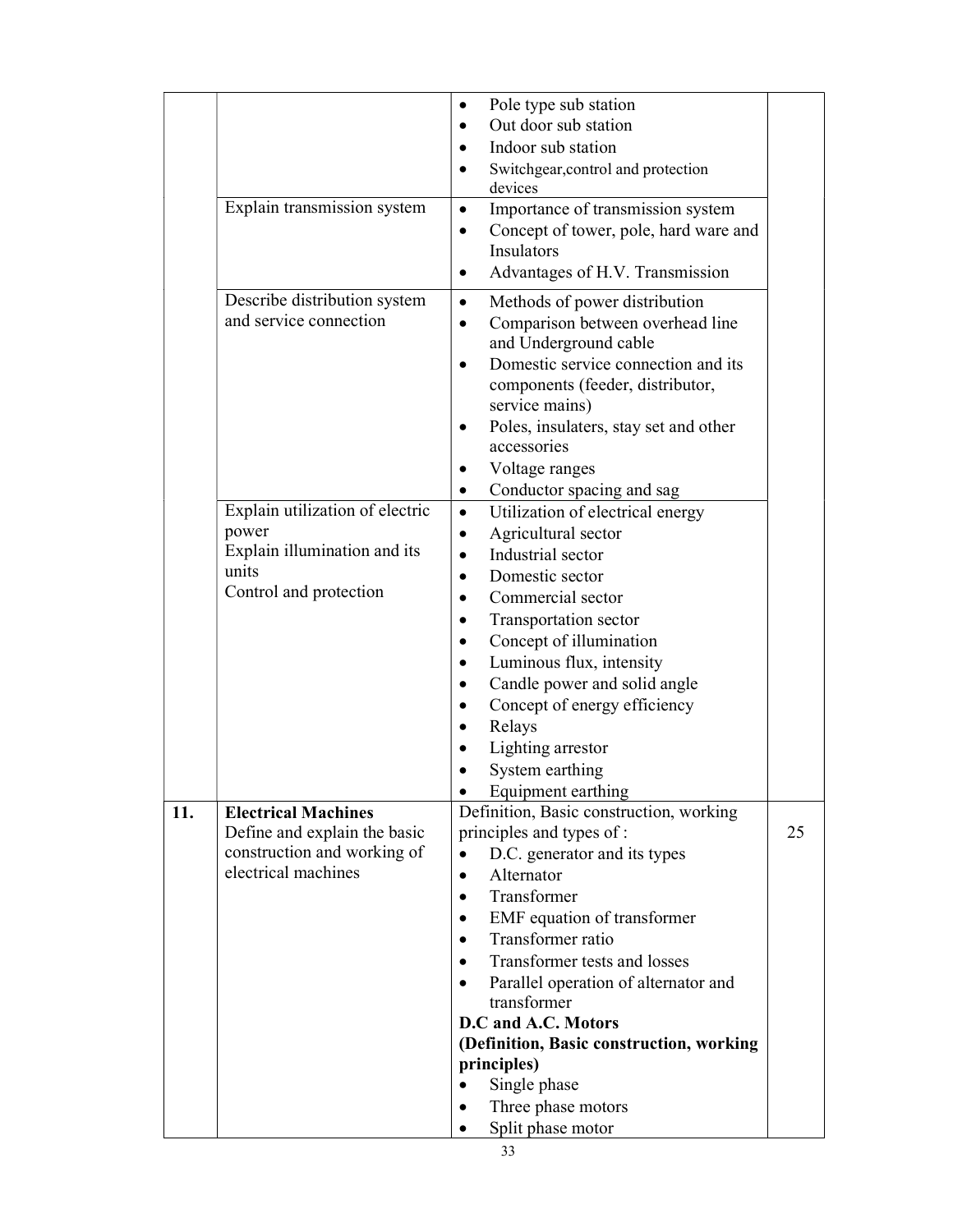| | | | |
|---|---|---|---|
| | | • Pole type sub station<br>• Out door sub station<br>• Indoor sub station<br>• Switchgear,control and protection devices | |
| | Explain transmission system | • Importance of transmission system<br>• Concept of tower, pole, hard ware and Insulators<br>• Advantages of H.V. Transmission | |
| | Describe distribution system and service connection | • Methods of power distribution<br>• Comparison between overhead line and Underground cable<br>• Domestic service connection and its components (feeder, distributor, service mains)<br>• Poles, insulaters, stay set and other accessories<br>• Voltage ranges<br>• Conductor spacing and sag | |
| | Explain utilization of electric power<br>Explain illumination and its units<br>Control and protection | • Utilization of electrical energy<br>• Agricultural sector<br>• Industrial sector<br>• Domestic sector<br>• Commercial sector<br>• Transportation sector<br>• Concept of illumination<br>• Luminous flux, intensity<br>• Candle power and solid angle<br>• Concept of energy efficiency<br>• Relays<br>• Lighting arrestor<br>• System earthing<br>• Equipment earthing | |
| **11.** | **Electrical Machines**<br>Define and explain the basic construction and working of electrical machines | Definition, Basic construction, working principles and types of :<br>• D.C. generator and its types<br>• Alternator<br>• Transformer<br>• EMF equation of transformer<br>• Transformer ratio<br>• Transformer tests and losses<br>• Parallel operation of alternator and transformer<br>**D.C and A.C. Motors**<br>**(Definition, Basic construction, working principles)**<br>• Single phase<br>• Three phase motors<br>• Split phase motor | 25 |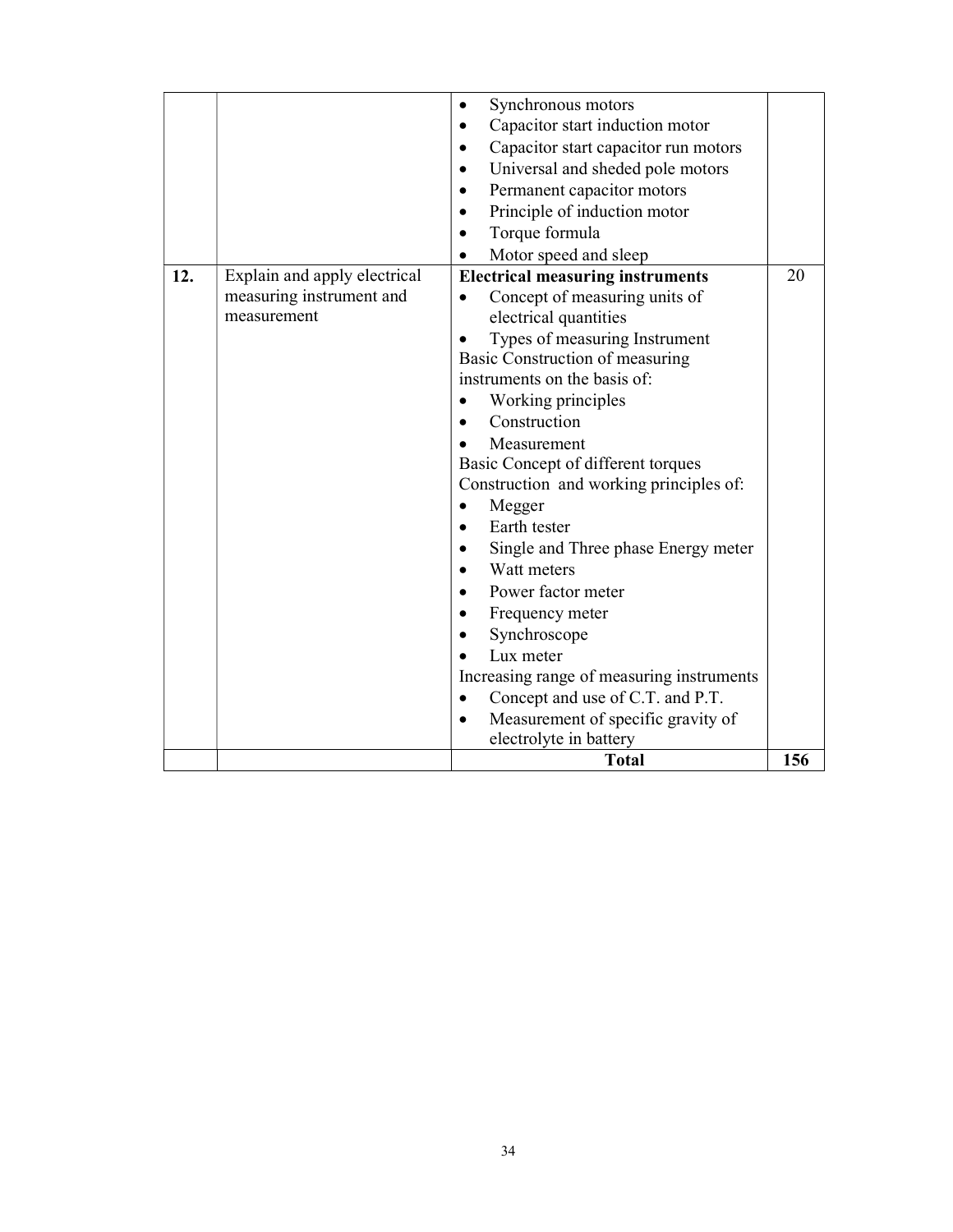| | | | |
|---|---|---|---|
| | | • Synchronous motors<br>• Capacitor start induction motor<br>• Capacitor start capacitor run motors<br>• Universal and sheded pole motors<br>• Permanent capacitor motors<br>• Principle of induction motor<br>• Torque formula<br>• Motor speed and sleep | |
| **12.** | Explain and apply electrical measuring instrument and measurement | **Electrical measuring instruments**<br>• Concept of measuring units of electrical quantities<br>• Types of measuring Instrument<br>Basic Construction of measuring instruments on the basis of:<br>• Working principles<br>• Construction<br>• Measurement<br>Basic Concept of different torques<br>Construction and working principles of:<br>• Megger<br>• Earth tester<br>• Single and Three phase Energy meter<br>• Watt meters<br>• Power factor meter<br>• Frequency meter<br>• Synchroscope<br>• Lux meter<br>Increasing range of measuring instruments<br>• Concept and use of C.T. and P.T.<br>• Measurement of specific gravity of electrolyte in battery | 20 |
| | | **Total** | **156** |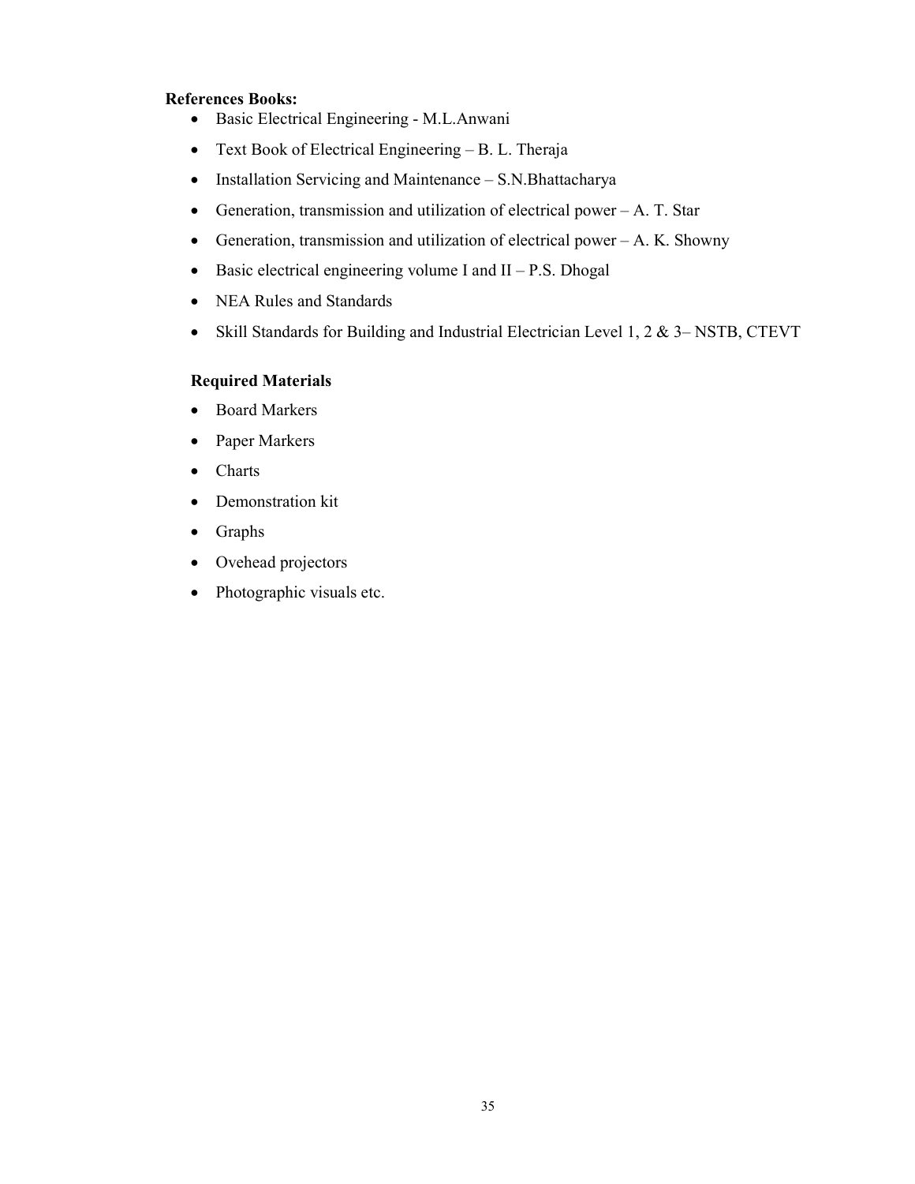**References Books:**

- Basic Electrical Engineering - M.L.Anwani
- Text Book of Electrical Engineering – B. L. Theraja
- Installation Servicing and Maintenance – S.N.Bhattacharya
- Generation, transmission and utilization of electrical power – A. T. Star
- Generation, transmission and utilization of electrical power – A. K. Showny
- Basic electrical engineering volume I and II – P.S. Dhogal
- NEA Rules and Standards
- Skill Standards for Building and Industrial Electrician Level 1, 2 & 3– NSTB, CTEVT

**Required Materials**

- Board Markers
- Paper Markers
- Charts
- Demonstration kit
- Graphs
- Ovehead projectors
- Photographic visuals etc.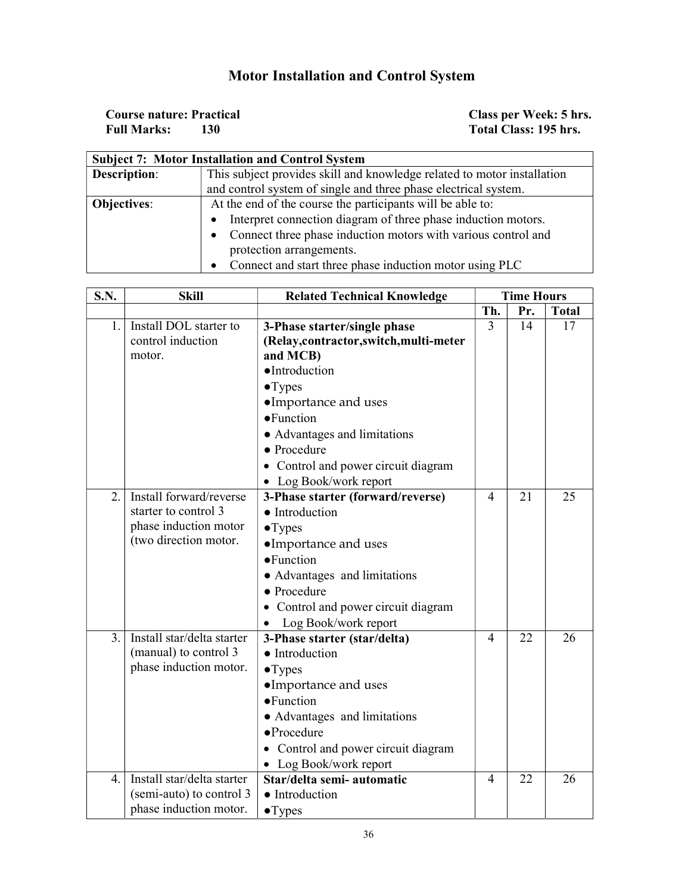# Motor Installation and Control System

**Course nature: Practical** **Class per Week: 5 hrs.**
**Full Marks: 130** **Total Class: 195 hrs.**

| **Subject 7: Motor Installation and Control System** | |
|---|---|
| **Description**: | This subject provides skill and knowledge related to motor installation and control system of single and three phase electrical system. |
| **Objectives**: | At the end of the course the participants will be able to:<br>• Interpret connection diagram of three phase induction motors.<br>• Connect three phase induction motors with various control and protection arrangements.<br>• Connect and start three phase induction motor using PLC |

| S.N. | Skill | Related Technical Knowledge | Time Hours | | |
|---|---|---|---|---|---|
| | | | Th. | Pr. | Total |
| 1. | Install DOL starter to control induction motor. | **3-Phase starter/single phase (Relay,contractor,switch,multi-meter and MCB)**<br>●Introduction<br>●Types<br>●Importance and uses<br>●Function<br>● Advantages and limitations<br>● Procedure<br>• Control and power circuit diagram<br>• Log Book/work report | 3 | 14 | 17 |
| 2. | Install forward/reverse starter to control 3 phase induction motor (two direction motor. | **3-Phase starter (forward/reverse)**<br>● Introduction<br>●Types<br>●Importance and uses<br>●Function<br>● Advantages and limitations<br>● Procedure<br>• Control and power circuit diagram<br>• Log Book/work report | 4 | 21 | 25 |
| 3. | Install star/delta starter (manual) to control 3 phase induction motor. | **3-Phase starter (star/delta)**<br>● Introduction<br>●Types<br>●Importance and uses<br>●Function<br>● Advantages and limitations<br>●Procedure<br>• Control and power circuit diagram<br>• Log Book/work report | 4 | 22 | 26 |
| 4. | Install star/delta starter (semi-auto) to control 3 phase induction motor. | **Star/delta semi- automatic**<br>● Introduction<br>●Types | 4 | 22 | 26 |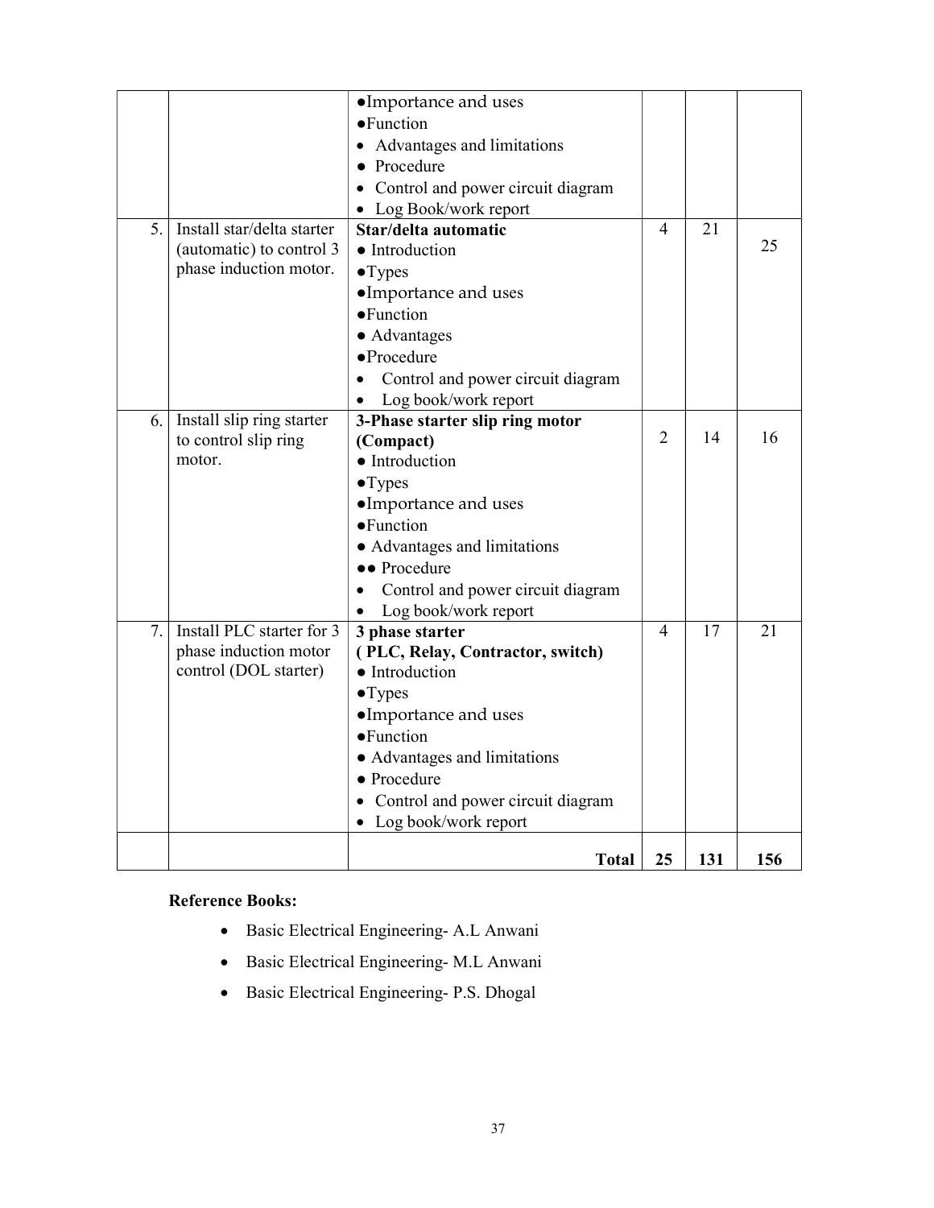| | | | | | |
|---|---|---|---|---|---|
| | | •Importance and uses<br>•Function<br>• Advantages and limitations<br>• Procedure<br>• Control and power circuit diagram<br>• Log Book/work report | | | |
| 5. | Install star/delta starter (automatic) to control 3 phase induction motor. | **Star/delta automatic**<br>• Introduction<br>•Types<br>•Importance and uses<br>•Function<br>• Advantages<br>•Procedure<br>• Control and power circuit diagram<br>• Log book/work report | 4 | 21 | 25 |
| 6. | Install slip ring starter to control slip ring motor. | **3-Phase starter slip ring motor (Compact)**<br>• Introduction<br>•Types<br>•Importance and uses<br>•Function<br>• Advantages and limitations<br>•• Procedure<br>• Control and power circuit diagram<br>• Log book/work report | 2 | 14 | 16 |
| 7. | Install PLC starter for 3 phase induction motor control (DOL starter) | **3 phase starter ( PLC, Relay, Contractor, switch)**<br>• Introduction<br>•Types<br>•Importance and uses<br>•Function<br>• Advantages and limitations<br>• Procedure<br>• Control and power circuit diagram<br>• Log book/work report | 4 | 17 | 21 |
| | | **Total** | **25** | **131** | **156** |

**Reference Books:**

- Basic Electrical Engineering- A.L Anwani
- Basic Electrical Engineering- M.L Anwani
- Basic Electrical Engineering- P.S. Dhogal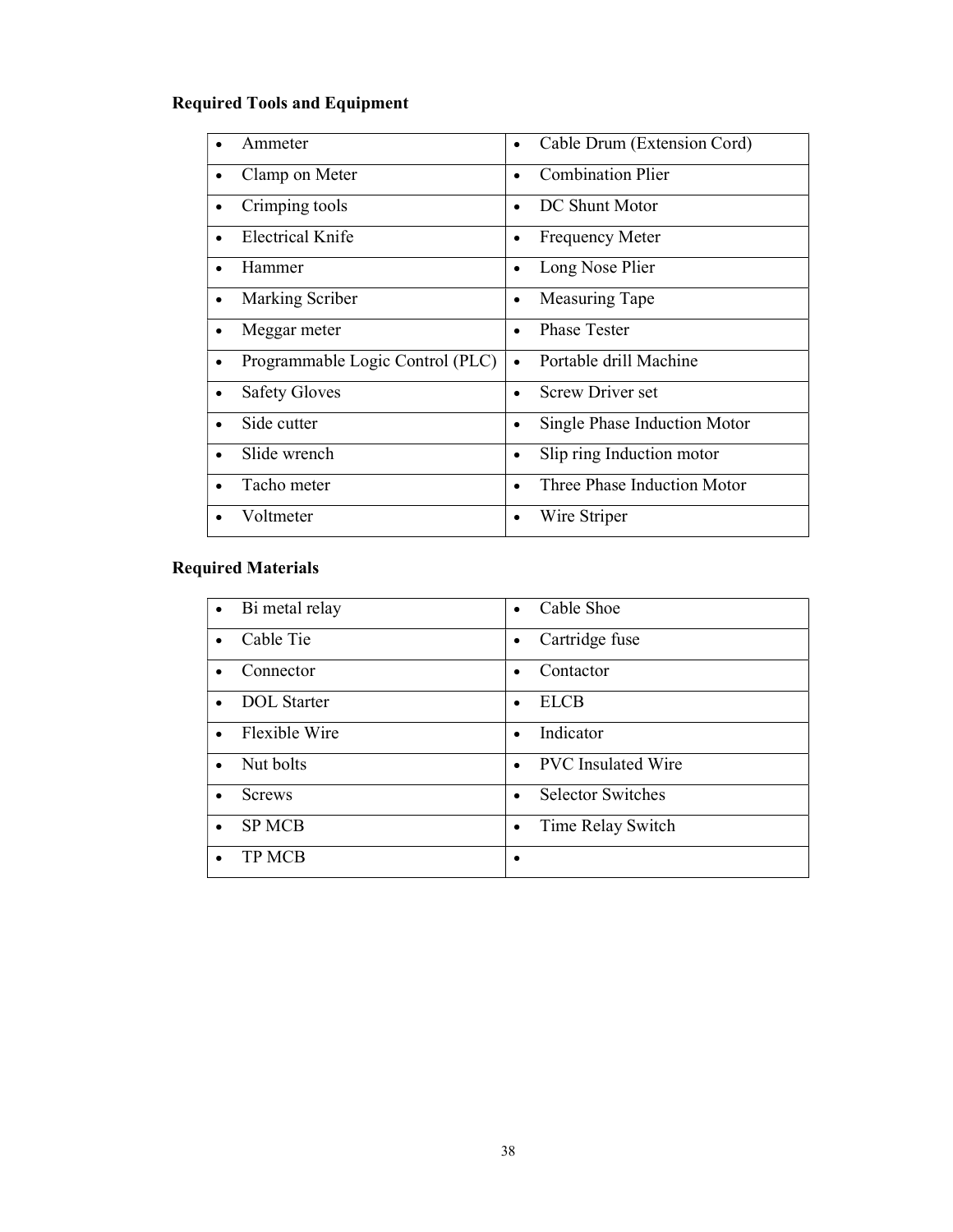**Required Tools and Equipment**

| | |
|---|---|
| • Ammeter | • Cable Drum (Extension Cord) |
| • Clamp on Meter | • Combination Plier |
| • Crimping tools | • DC Shunt Motor |
| • Electrical Knife | • Frequency Meter |
| • Hammer | • Long Nose Plier |
| • Marking Scriber | • Measuring Tape |
| • Meggar meter | • Phase Tester |
| • Programmable Logic Control (PLC) | • Portable drill Machine |
| • Safety Gloves | • Screw Driver set |
| • Side cutter | • Single Phase Induction Motor |
| • Slide wrench | • Slip ring Induction motor |
| • Tacho meter | • Three Phase Induction Motor |
| • Voltmeter | • Wire Striper |

**Required Materials**

| | |
|---|---|
| • Bi metal relay | • Cable Shoe |
| • Cable Tie | • Cartridge fuse |
| • Connector | • Contactor |
| • DOL Starter | • ELCB |
| • Flexible Wire | • Indicator |
| • Nut bolts | • PVC Insulated Wire |
| • Screws | • Selector Switches |
| • SP MCB | • Time Relay Switch |
| • TP MCB | • |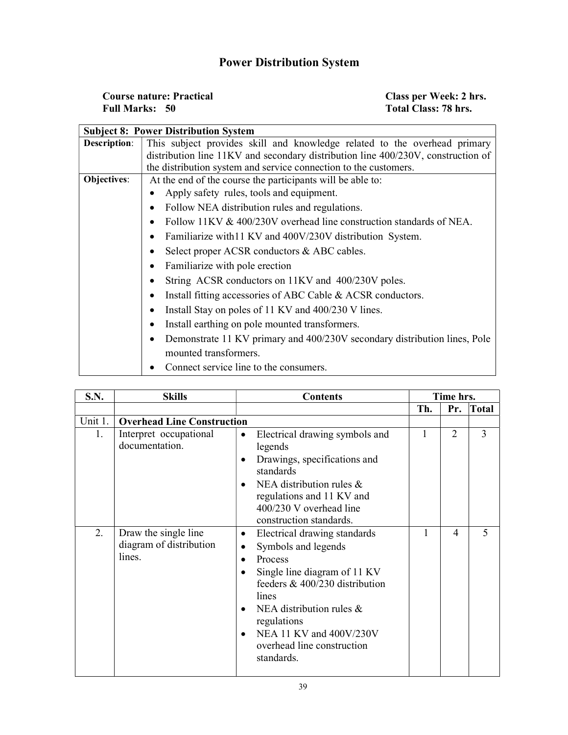# Power Distribution System

**Course nature: Practical** **Class per Week: 2 hrs.**
**Full Marks: 50** **Total Class: 78 hrs.**

| **Subject 8: Power Distribution System** | |
|---|---|
| **Description**: | This subject provides skill and knowledge related to the overhead primary distribution line 11KV and secondary distribution line 400/230V, construction of the distribution system and service connection to the customers. |
| **Objectives**: | At the end of the course the participants will be able to:<br>• Apply safety rules, tools and equipment.<br>• Follow NEA distribution rules and regulations.<br>• Follow 11KV & 400/230V overhead line construction standards of NEA.<br>• Familiarize with11 KV and 400V/230V distribution System.<br>• Select proper ACSR conductors & ABC cables.<br>• Familiarize with pole erection<br>• String ACSR conductors on 11KV and 400/230V poles.<br>• Install fitting accessories of ABC Cable & ACSR conductors.<br>• Install Stay on poles of 11 KV and 400/230 V lines.<br>• Install earthing on pole mounted transformers.<br>• Demonstrate 11 KV primary and 400/230V secondary distribution lines, Pole mounted transformers.<br>• Connect service line to the consumers. |

| S.N. | Skills | Contents | Time hrs. | | |
|---|---|---|---|---|---|
| | | | Th. | Pr. | Total |
| Unit 1. | **Overhead Line Construction** | | | | |
| 1. | Interpret occupational documentation. | • Electrical drawing symbols and legends<br>• Drawings, specifications and standards<br>• NEA distribution rules & regulations and 11 KV and 400/230 V overhead line construction standards. | 1 | 2 | 3 |
| 2. | Draw the single line diagram of distribution lines. | • Electrical drawing standards<br>• Symbols and legends<br>• Process<br>• Single line diagram of 11 KV feeders & 400/230 distribution lines<br>• NEA distribution rules & regulations<br>• NEA 11 KV and 400V/230V overhead line construction standards. | 1 | 4 | 5 |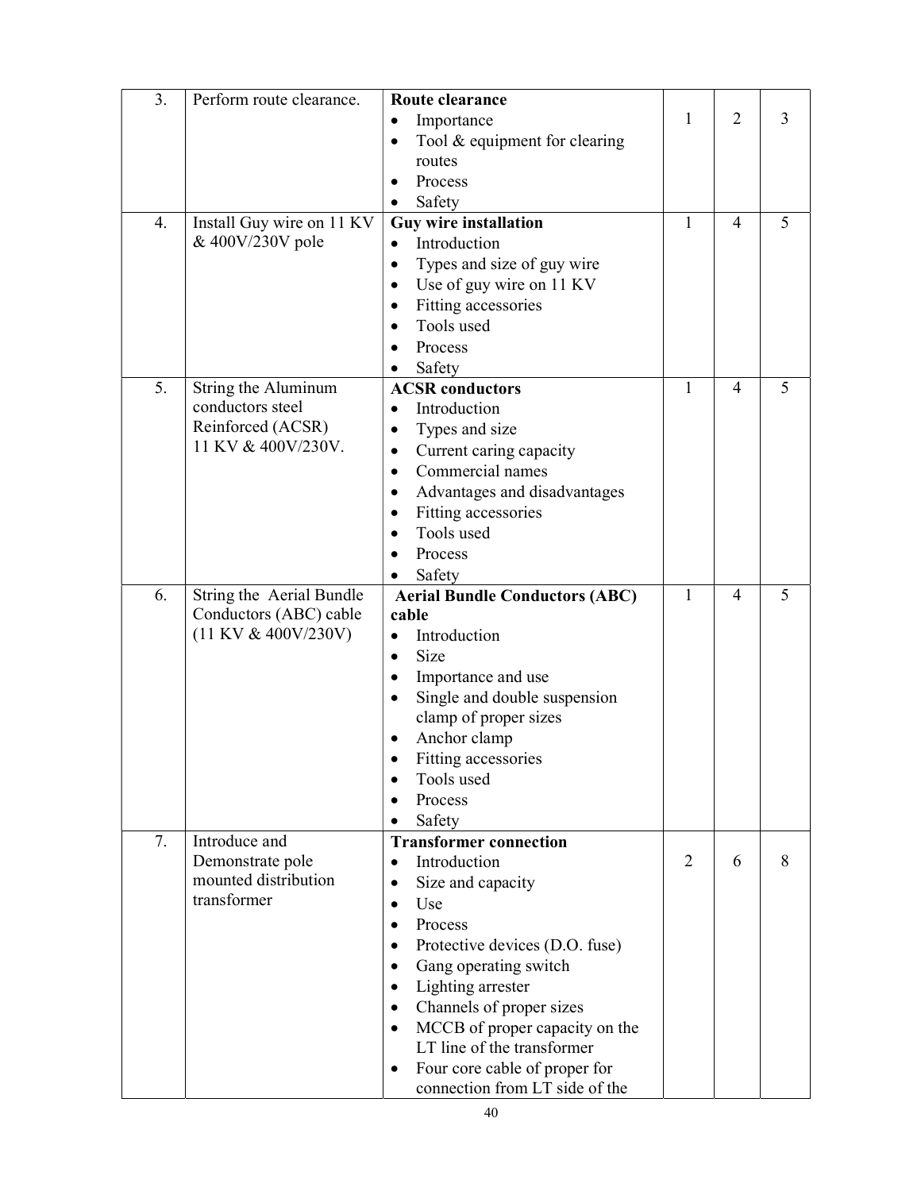| 3. | Perform route clearance. | **Route clearance**<br>• Importance<br>• Tool & equipment for clearing routes<br>• Process<br>• Safety | 1 | 2 | 3 |
|---|---|---|---|---|---|
| 4. | Install Guy wire on 11 KV & 400V/230V pole | **Guy wire installation**<br>• Introduction<br>• Types and size of guy wire<br>• Use of guy wire on 11 KV<br>• Fitting accessories<br>• Tools used<br>• Process<br>• Safety | 1 | 4 | 5 |
| 5. | String the Aluminum conductors steel Reinforced (ACSR) 11 KV & 400V/230V. | **ACSR conductors**<br>• Introduction<br>• Types and size<br>• Current caring capacity<br>• Commercial names<br>• Advantages and disadvantages<br>• Fitting accessories<br>• Tools used<br>• Process<br>• Safety | 1 | 4 | 5 |
| 6. | String the Aerial Bundle Conductors (ABC) cable (11 KV & 400V/230V) | **Aerial Bundle Conductors (ABC) cable**<br>• Introduction<br>• Size<br>• Importance and use<br>• Single and double suspension clamp of proper sizes<br>• Anchor clamp<br>• Fitting accessories<br>• Tools used<br>• Process<br>• Safety | 1 | 4 | 5 |
| 7. | Introduce and Demonstrate pole mounted distribution transformer | **Transformer connection**<br>• Introduction<br>• Size and capacity<br>• Use<br>• Process<br>• Protective devices (D.O. fuse)<br>• Gang operating switch<br>• Lighting arrester<br>• Channels of proper sizes<br>• MCCB of proper capacity on the LT line of the transformer<br>• Four core cable of proper for connection from LT side of the | 2 | 6 | 8 |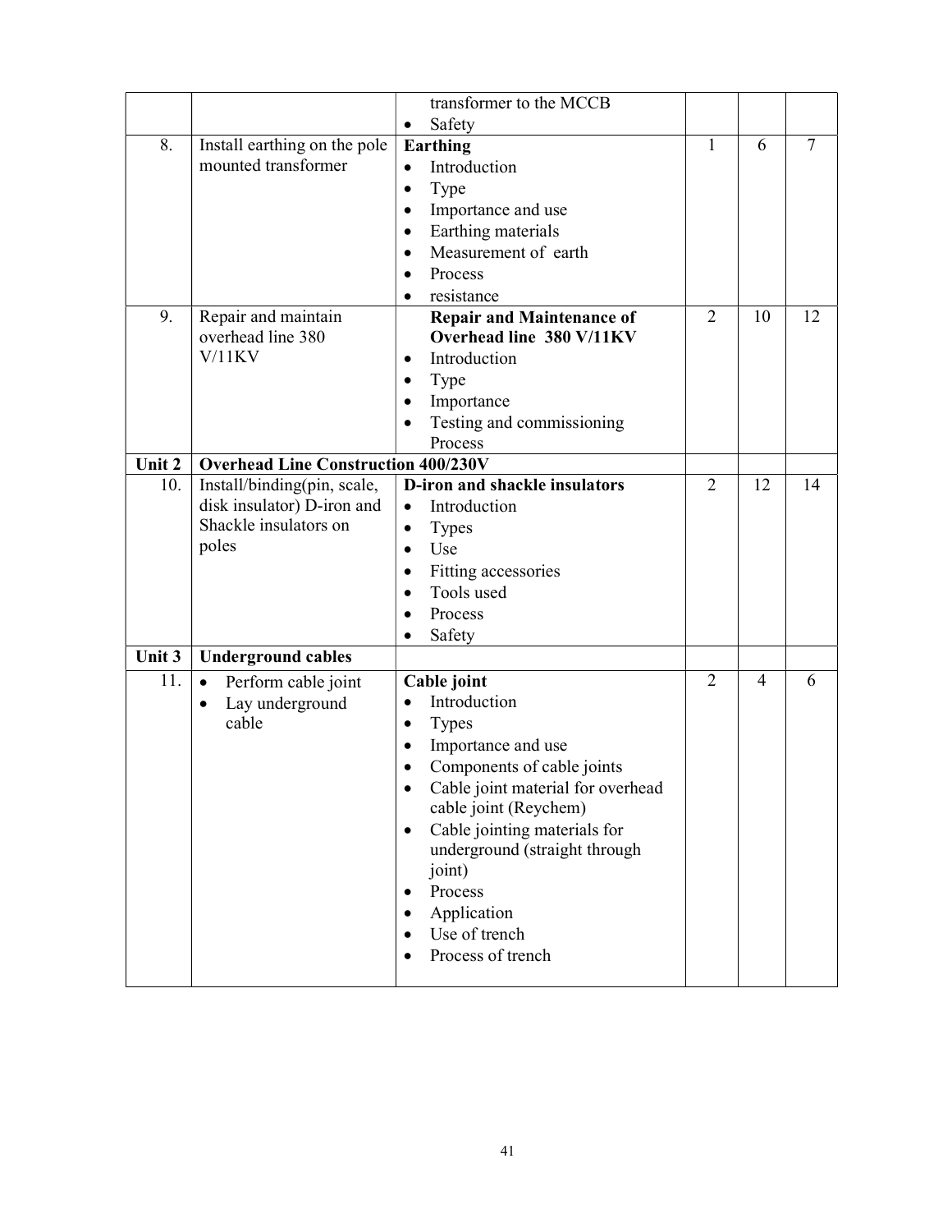| | | | | | |
|---|---|---|---|---|---|
| | | transformer to the MCCB<br>• Safety | | | |
| 8. | Install earthing on the pole mounted transformer | **Earthing**<br>• Introduction<br>• Type<br>• Importance and use<br>• Earthing materials<br>• Measurement of earth<br>• Process<br>• resistance | 1 | 6 | 7 |
| 9. | Repair and maintain overhead line 380 V/11KV | **Repair and Maintenance of Overhead line 380 V/11KV**<br>• Introduction<br>• Type<br>• Importance<br>• Testing and commissioning Process | 2 | 10 | 12 |
| **Unit 2** | **Overhead Line Construction 400/230V** | | | | |
| 10. | Install/binding(pin, scale, disk insulator) D-iron and Shackle insulators on poles | **D-iron and shackle insulators**<br>• Introduction<br>• Types<br>• Use<br>• Fitting accessories<br>• Tools used<br>• Process<br>• Safety | 2 | 12 | 14 |
| **Unit 3** | **Underground cables** | | | | |
| 11. | • Perform cable joint<br>• Lay underground cable | **Cable joint**<br>• Introduction<br>• Types<br>• Importance and use<br>• Components of cable joints<br>• Cable joint material for overhead cable joint (Reychem)<br>• Cable jointing materials for underground (straight through joint)<br>• Process<br>• Application<br>• Use of trench<br>• Process of trench | 2 | 4 | 6 |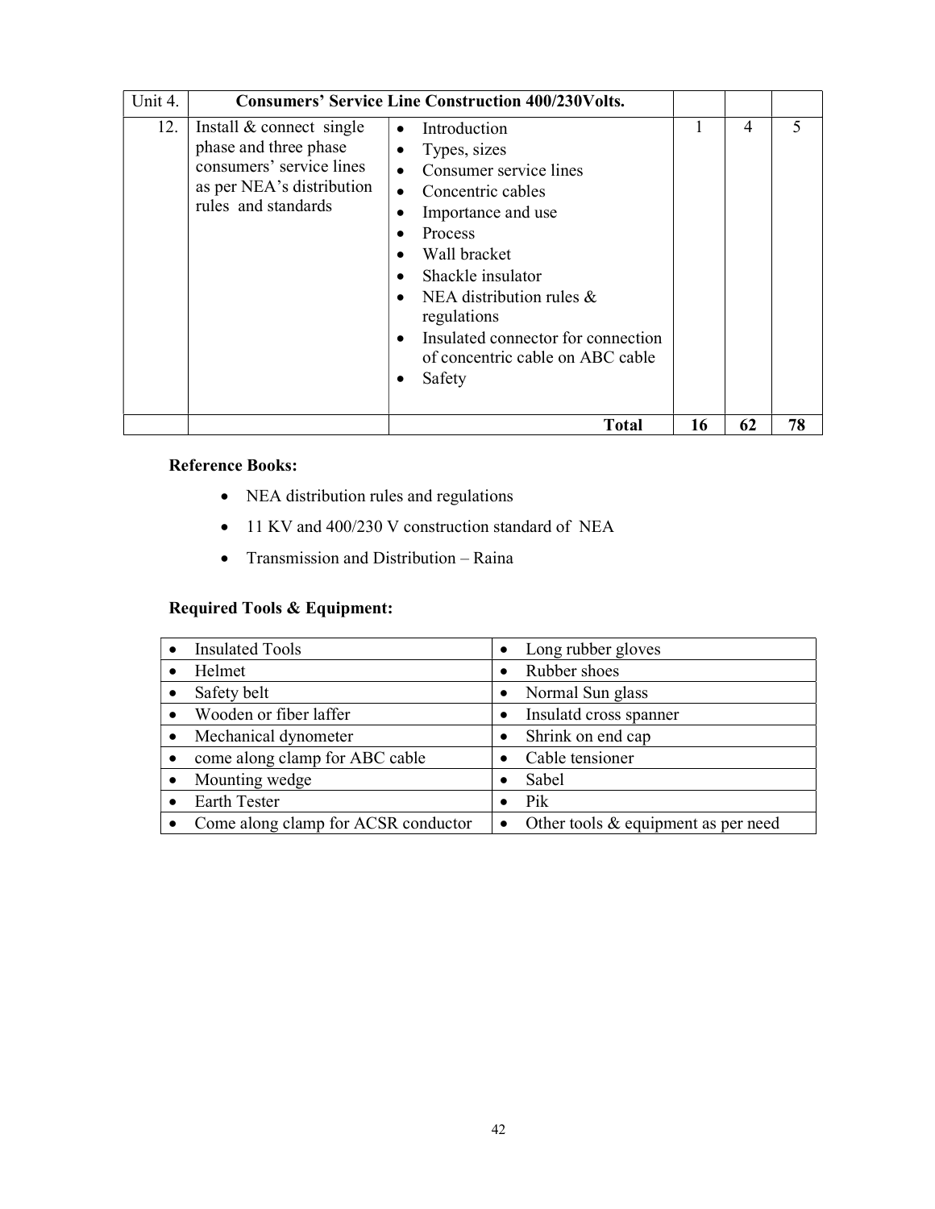| Unit 4. | Consumers' Service Line Construction 400/230Volts. | | | | |
|---|---|---|---|---|---|
| 12. | Install & connect single phase and three phase consumers' service lines as per NEA's distribution rules and standards | • Introduction<br>• Types, sizes<br>• Consumer service lines<br>• Concentric cables<br>• Importance and use<br>• Process<br>• Wall bracket<br>• Shackle insulator<br>• NEA distribution rules & regulations<br>• Insulated connector for connection of concentric cable on ABC cable<br>• Safety | 1 | 4 | 5 |
| | | **Total** | **16** | **62** | **78** |

**Reference Books:**

- NEA distribution rules and regulations
- 11 KV and 400/230 V construction standard of NEA
- Transmission and Distribution – Raina

**Required Tools & Equipment:**

| | |
|---|---|
| • Insulated Tools | • Long rubber gloves |
| • Helmet | • Rubber shoes |
| • Safety belt | • Normal Sun glass |
| • Wooden or fiber laffer | • Insulatd cross spanner |
| • Mechanical dynometer | • Shrink on end cap |
| • come along clamp for ABC cable | • Cable tensioner |
| • Mounting wedge | • Sabel |
| • Earth Tester | • Pik |
| • Come along clamp for ACSR conductor | • Other tools & equipment as per need |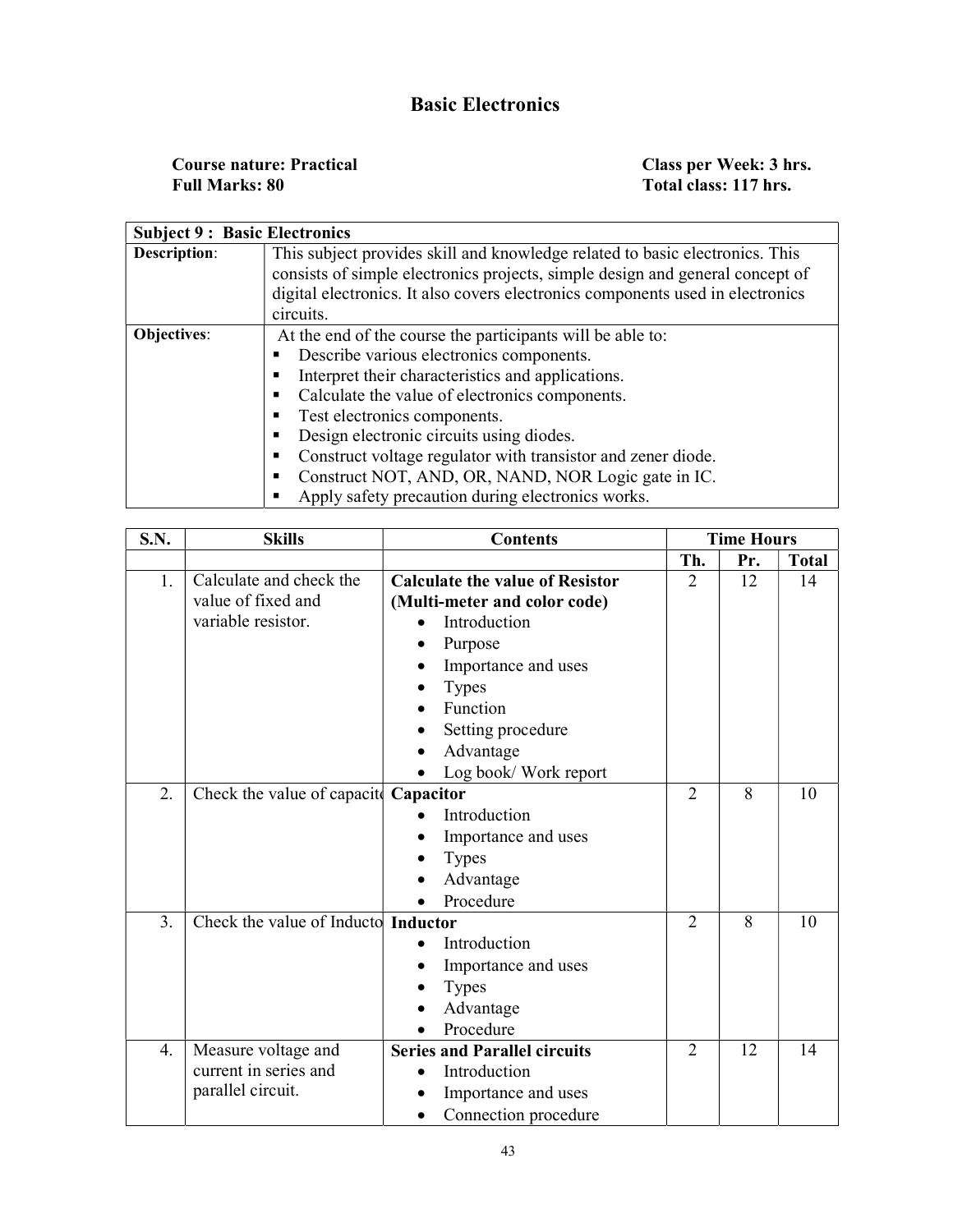# Basic Electronics

**Course nature: Practical** &nbsp;&nbsp;&nbsp;&nbsp;&nbsp;&nbsp;&nbsp;&nbsp; **Class per Week: 3 hrs.**
**Full Marks: 80** &nbsp;&nbsp;&nbsp;&nbsp;&nbsp;&nbsp;&nbsp;&nbsp; **Total class: 117 hrs.**

| **Subject 9 : Basic Electronics** | |
|---|---|
| **Description**: | This subject provides skill and knowledge related to basic electronics. This consists of simple electronics projects, simple design and general concept of digital electronics. It also covers electronics components used in electronics circuits. |
| **Objectives**: | At the end of the course the participants will be able to: <br>▪ Describe various electronics components. <br>▪ Interpret their characteristics and applications. <br>▪ Calculate the value of electronics components. <br>▪ Test electronics components. <br>▪ Design electronic circuits using diodes. <br>▪ Construct voltage regulator with transistor and zener diode. <br>▪ Construct NOT, AND, OR, NAND, NOR Logic gate in IC. <br>▪ Apply safety precaution during electronics works. |

| S.N. | Skills | Contents | Time Hours | | |
|---|---|---|---|---|---|
| | | | Th. | Pr. | Total |
| 1. | Calculate and check the value of fixed and variable resistor. | **Calculate the value of Resistor (Multi-meter and color code)** <br>• Introduction <br>• Purpose <br>• Importance and uses <br>• Types <br>• Function <br>• Setting procedure <br>• Advantage <br>• Log book/ Work report | 2 | 12 | 14 |
| 2. | Check the value of capacitor | **Capacitor** <br>• Introduction <br>• Importance and uses <br>• Types <br>• Advantage <br>• Procedure | 2 | 8 | 10 |
| 3. | Check the value of Inductor | **Inductor** <br>• Introduction <br>• Importance and uses <br>• Types <br>• Advantage <br>• Procedure | 2 | 8 | 10 |
| 4. | Measure voltage and current in series and parallel circuit. | **Series and Parallel circuits** <br>• Introduction <br>• Importance and uses <br>• Connection procedure | 2 | 12 | 14 |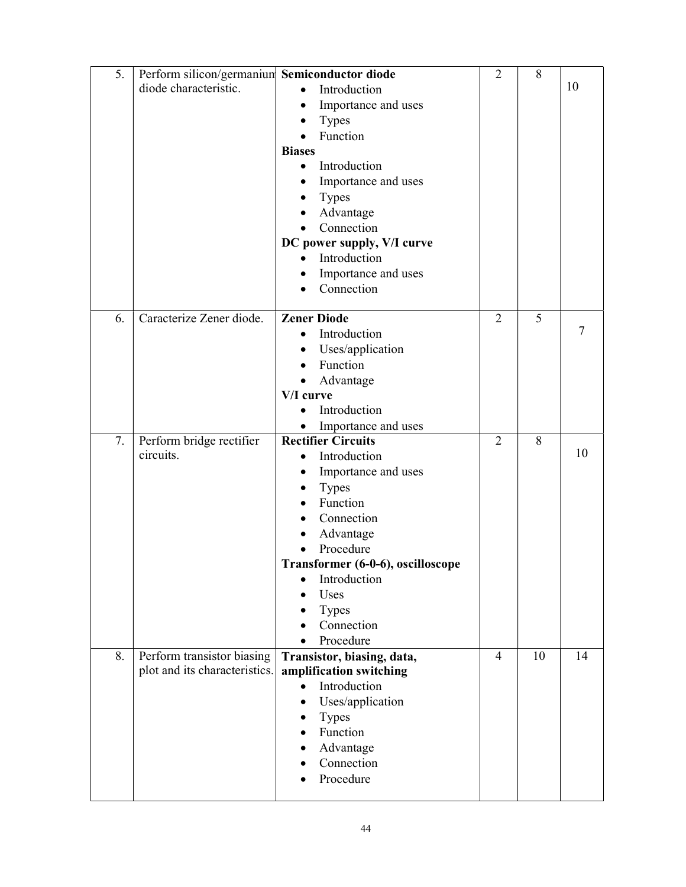| 5. | Perform silicon/germanium diode characteristic. | **Semiconductor diode**<br>• Introduction<br>• Importance and uses<br>• Types<br>• Function<br>**Biases**<br>• Introduction<br>• Importance and uses<br>• Types<br>• Advantage<br>• Connection<br>**DC power supply, V/I curve**<br>• Introduction<br>• Importance and uses<br>• Connection | 2 | 8 | 10 |
|---|---|---|---|---|---|
| 6. | Caracterize Zener diode. | **Zener Diode**<br>• Introduction<br>• Uses/application<br>• Function<br>• Advantage<br>**V/I curve**<br>• Introduction<br>• Importance and uses | 2 | 5 | 7 |
| 7. | Perform bridge rectifier circuits. | **Rectifier Circuits**<br>• Introduction<br>• Importance and uses<br>• Types<br>• Function<br>• Connection<br>• Advantage<br>• Procedure<br>**Transformer (6-0-6), oscilloscope**<br>• Introduction<br>• Uses<br>• Types<br>• Connection<br>• Procedure | 2 | 8 | 10 |
| 8. | Perform transistor biasing plot and its characteristics. | **Transistor, biasing, data, amplification switching**<br>• Introduction<br>• Uses/application<br>• Types<br>• Function<br>• Advantage<br>• Connection<br>• Procedure | 4 | 10 | 14 |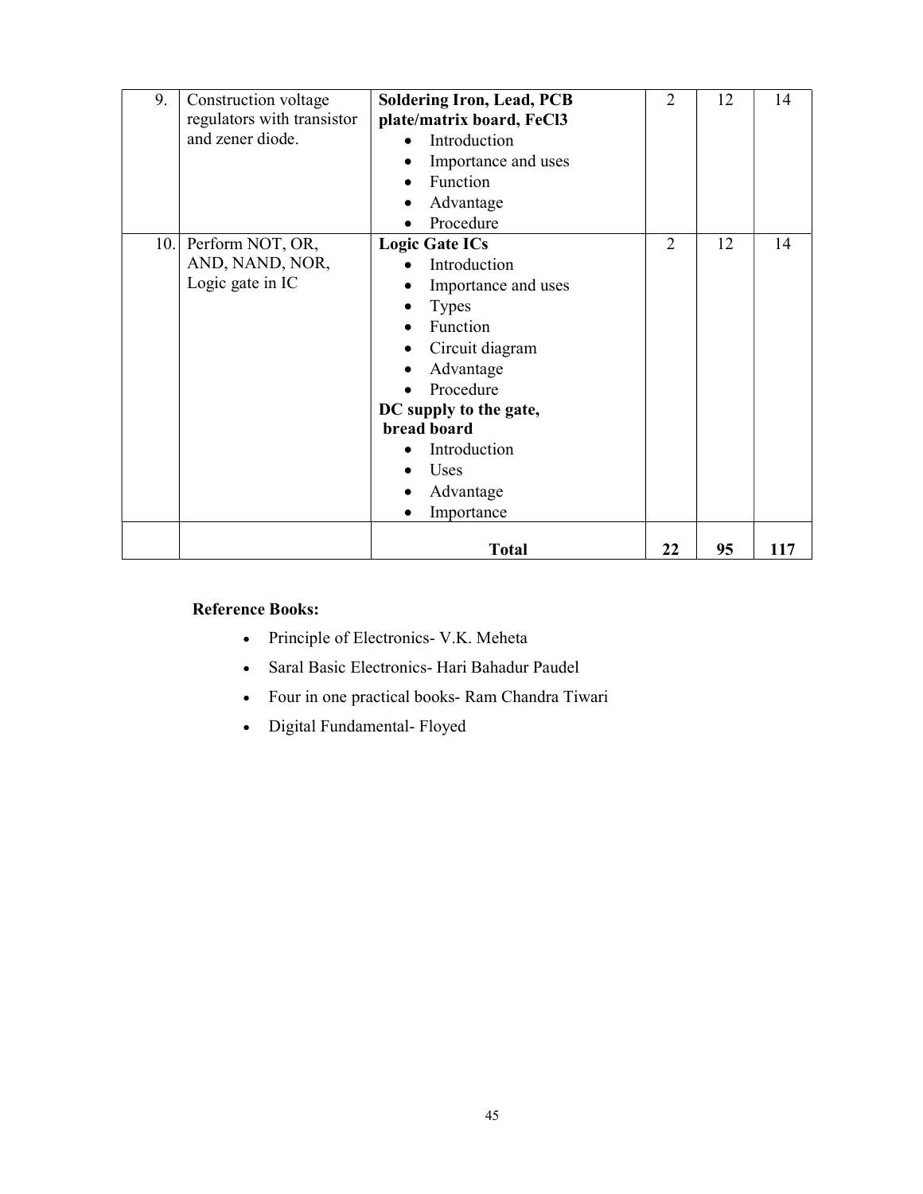| 9. | Construction voltage regulators with transistor and zener diode. | **Soldering Iron, Lead, PCB plate/matrix board, FeCl3**<br>• Introduction<br>• Importance and uses<br>• Function<br>• Advantage<br>• Procedure | 2 | 12 | 14 |
|---|---|---|---|---|---|
| 10. | Perform NOT, OR, AND, NAND, NOR, Logic gate in IC | **Logic Gate ICs**<br>• Introduction<br>• Importance and uses<br>• Types<br>• Function<br>• Circuit diagram<br>• Advantage<br>• Procedure<br>**DC supply to the gate, bread board**<br>• Introduction<br>• Uses<br>• Advantage<br>• Importance | 2 | 12 | 14 |
| | | **Total** | **22** | **95** | **117** |

**Reference Books:**

- Principle of Electronics- V.K. Meheta
- Saral Basic Electronics- Hari Bahadur Paudel
- Four in one practical books- Ram Chandra Tiwari
- Digital Fundamental- Floyed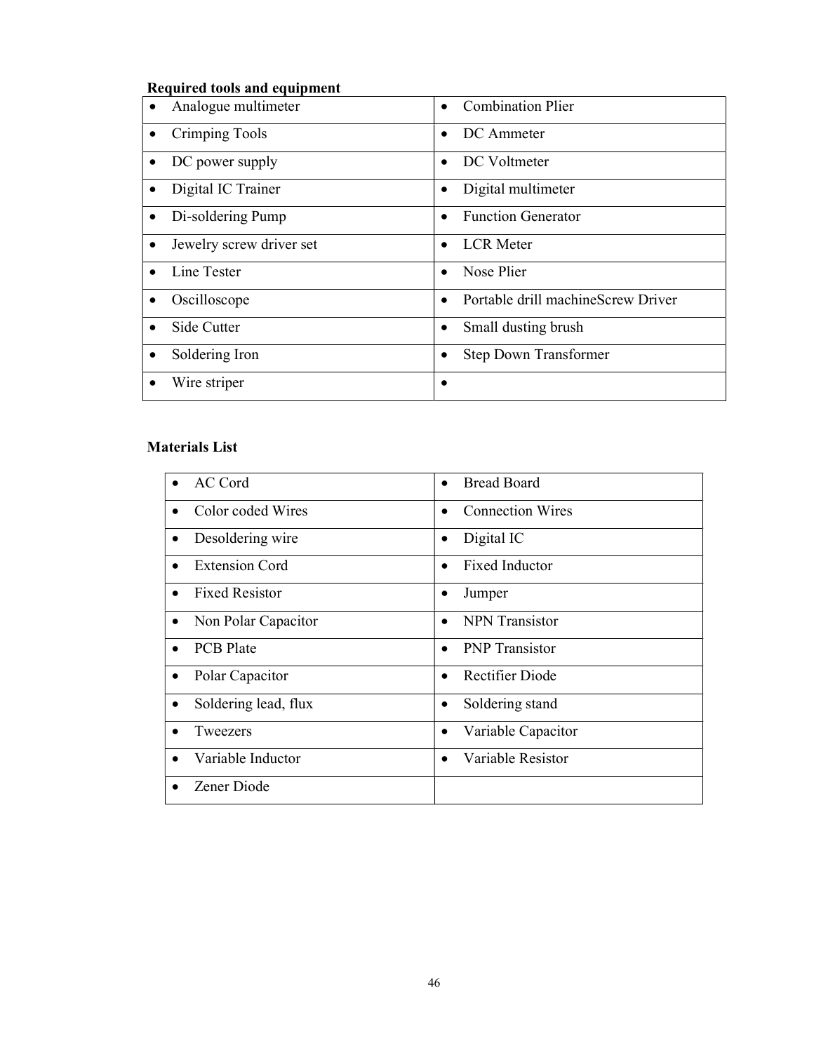**Required tools and equipment**

| | |
|---|---|
| • Analogue multimeter | • Combination Plier |
| • Crimping Tools | • DC Ammeter |
| • DC power supply | • DC Voltmeter |
| • Digital IC Trainer | • Digital multimeter |
| • Di-soldering Pump | • Function Generator |
| • Jewelry screw driver set | • LCR Meter |
| • Line Tester | • Nose Plier |
| • Oscilloscope | • Portable drill machineScrew Driver |
| • Side Cutter | • Small dusting brush |
| • Soldering Iron | • Step Down Transformer |
| • Wire striper | • |

**Materials List**

| | |
|---|---|
| • AC Cord | • Bread Board |
| • Color coded Wires | • Connection Wires |
| • Desoldering wire | • Digital IC |
| • Extension Cord | • Fixed Inductor |
| • Fixed Resistor | • Jumper |
| • Non Polar Capacitor | • NPN Transistor |
| • PCB Plate | • PNP Transistor |
| • Polar Capacitor | • Rectifier Diode |
| • Soldering lead, flux | • Soldering stand |
| • Tweezers | • Variable Capacitor |
| • Variable Inductor | • Variable Resistor |
| • Zener Diode | |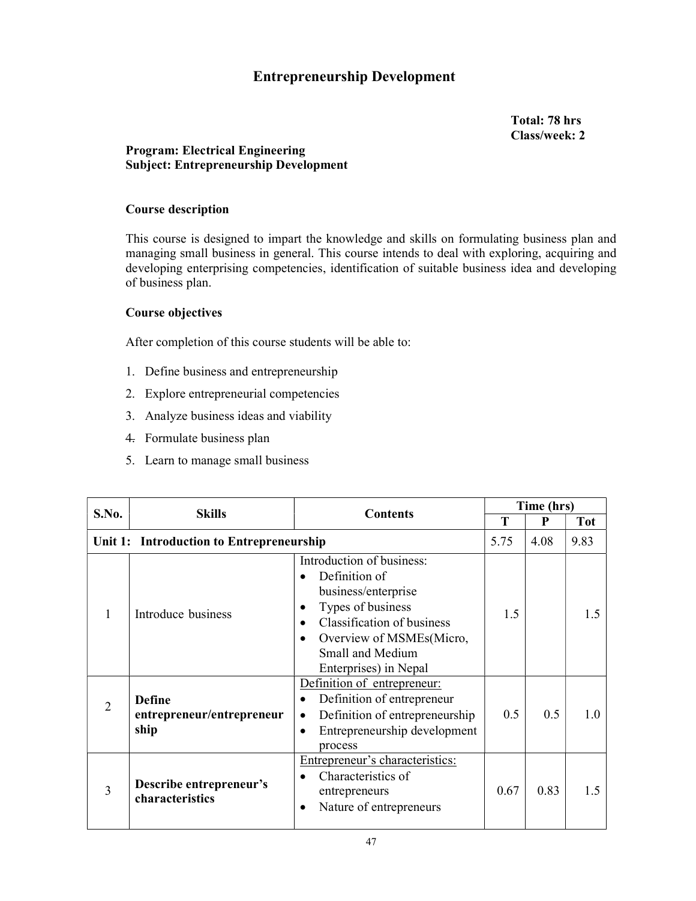# Entrepreneurship Development

**Total: 78 hrs**
**Class/week: 2**

**Program: Electrical Engineering**
**Subject: Entrepreneurship Development**

### Course description

This course is designed to impart the knowledge and skills on formulating business plan and managing small business in general. This course intends to deal with exploring, acquiring and developing enterprising competencies, identification of suitable business idea and developing of business plan.

### Course objectives

After completion of this course students will be able to:

1. Define business and entrepreneurship
2. Explore entrepreneurial competencies
3. Analyze business ideas and viability
4. Formulate business plan
5. Learn to manage small business

| S.No. | Skills | Contents | Time (hrs) | | |
|---|---|---|---|---|---|
| | | | T | P | Tot |
| **Unit 1: Introduction to Entrepreneurship** | | | 5.75 | 4.08 | 9.83 |
| 1 | Introduce business | Introduction of business:<br>• Definition of business/enterprise<br>• Types of business<br>• Classification of business<br>• Overview of MSMEs(Micro, Small and Medium Enterprises) in Nepal | 1.5 | | 1.5 |
| 2 | **Define entrepreneur/entrepreneurship** | Definition of entrepreneur:<br>• Definition of entrepreneur<br>• Definition of entrepreneurship<br>• Entrepreneurship development process | 0.5 | 0.5 | 1.0 |
| 3 | **Describe entrepreneur's characteristics** | Entrepreneur's characteristics:<br>• Characteristics of entrepreneurs<br>• Nature of entrepreneurs | 0.67 | 0.83 | 1.5 |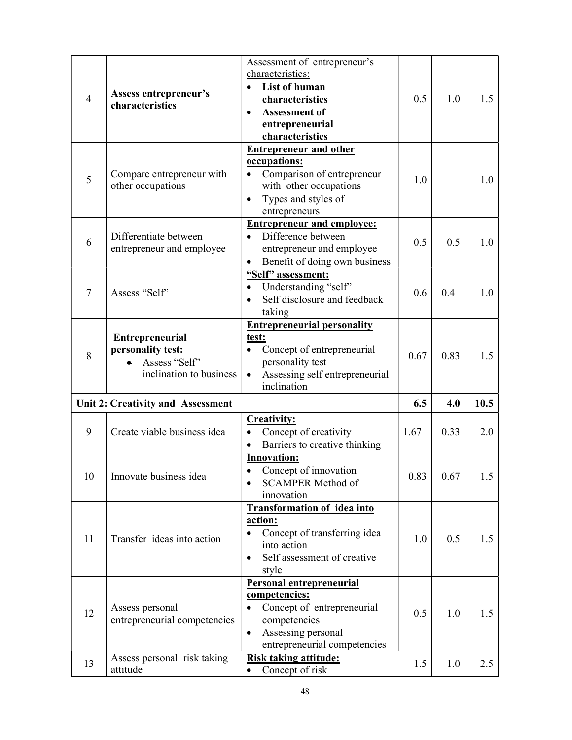| 4 | **Assess entrepreneur's characteristics** | Assessment of entrepreneur's characteristics:<br>• **List of human characteristics**<br>• **Assessment of entrepreneurial characteristics** | 0.5 | 1.0 | 1.5 |
|---|---|---|---|---|---|
| 5 | Compare entrepreneur with other occupations | **Entrepreneur and other occupations:**<br>• Comparison of entrepreneur with other occupations<br>• Types and styles of entrepreneurs | 1.0 | | 1.0 |
| 6 | Differentiate between entrepreneur and employee | **Entrepreneur and employee:**<br>• Difference between entrepreneur and employee<br>• Benefit of doing own business | 0.5 | 0.5 | 1.0 |
| 7 | Assess "Self" | **"Self" assessment:**<br>• Understanding "self"<br>• Self disclosure and feedback taking | 0.6 | 0.4 | 1.0 |
| 8 | **Entrepreneurial personality test:**<br>• Assess "Self" inclination to business | **Entrepreneurial personality test:**<br>• Concept of entrepreneurial personality test<br>• Assessing self entrepreneurial inclination | 0.67 | 0.83 | 1.5 |
| **Unit 2: Creativity and Assessment** | | | **6.5** | **4.0** | **10.5** |
| 9 | Create viable business idea | **Creativity:**<br>• Concept of creativity<br>• Barriers to creative thinking | 1.67 | 0.33 | 2.0 |
| 10 | Innovate business idea | **Innovation:**<br>• Concept of innovation<br>• SCAMPER Method of innovation | 0.83 | 0.67 | 1.5 |
| 11 | Transfer ideas into action | **Transformation of idea into action:**<br>• Concept of transferring idea into action<br>• Self assessment of creative style | 1.0 | 0.5 | 1.5 |
| 12 | Assess personal entrepreneurial competencies | **Personal entrepreneurial competencies:**<br>• Concept of entrepreneurial competencies<br>• Assessing personal entrepreneurial competencies | 0.5 | 1.0 | 1.5 |
| 13 | Assess personal risk taking attitude | **Risk taking attitude:**<br>• Concept of risk | 1.5 | 1.0 | 2.5 |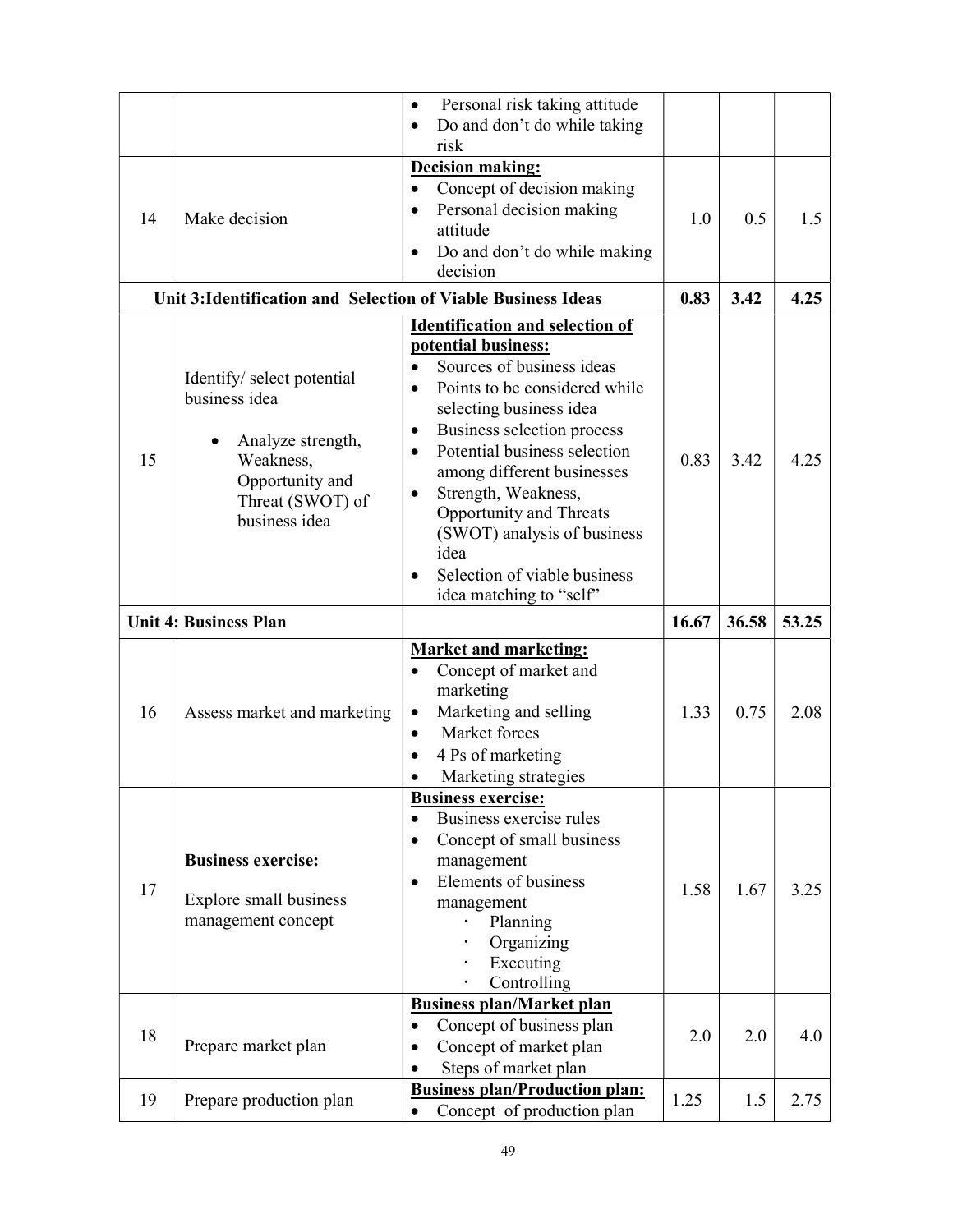| | | | | | |
|---|---|---|---|---|---|
| | | • Personal risk taking attitude<br>• Do and don't do while taking risk | | | |
| 14 | Make decision | **Decision making:**<br>• Concept of decision making<br>• Personal decision making attitude<br>• Do and don't do while making decision | 1.0 | 0.5 | 1.5 |
| **Unit 3:Identification and Selection of Viable Business Ideas** | | | **0.83** | **3.42** | **4.25** |
| 15 | Identify/ select potential business idea<br>• Analyze strength, Weakness, Opportunity and Threat (SWOT) of business idea | **Identification and selection of potential business:**<br>• Sources of business ideas<br>• Points to be considered while selecting business idea<br>• Business selection process<br>• Potential business selection among different businesses<br>• Strength, Weakness, Opportunity and Threats (SWOT) analysis of business idea<br>• Selection of viable business idea matching to "self" | 0.83 | 3.42 | 4.25 |
| **Unit 4: Business Plan** | | | **16.67** | **36.58** | **53.25** |
| 16 | Assess market and marketing | **Market and marketing:**<br>• Concept of market and marketing<br>• Marketing and selling<br>• Market forces<br>• 4 Ps of marketing<br>• Marketing strategies | 1.33 | 0.75 | 2.08 |
| 17 | **Business exercise:**<br>Explore small business management concept | **Business exercise:**<br>• Business exercise rules<br>• Concept of small business management<br>• Elements of business management<br>· Planning<br>· Organizing<br>· Executing<br>· Controlling | 1.58 | 1.67 | 3.25 |
| 18 | Prepare market plan | **Business plan/Market plan**<br>• Concept of business plan<br>• Concept of market plan<br>• Steps of market plan | 2.0 | 2.0 | 4.0 |
| 19 | Prepare production plan | **Business plan/Production plan:**<br>• Concept of production plan | 1.25 | 1.5 | 2.75 |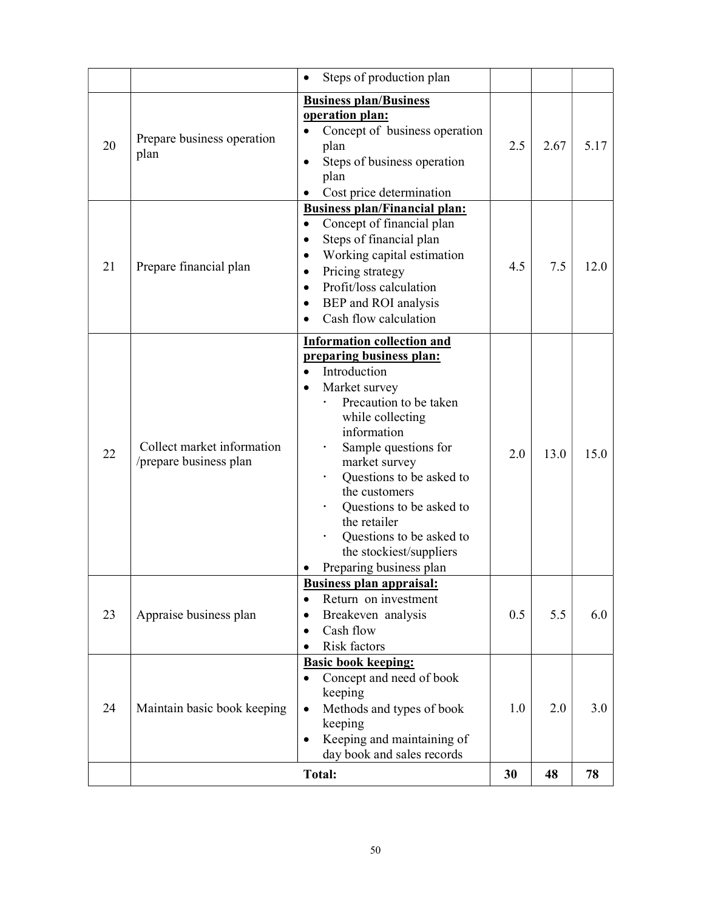| | | | | | |
|---|---|---|---|---|---|
| | | • Steps of production plan | | | |
| 20 | Prepare business operation plan | **Business plan/Business operation plan:**<br>• Concept of business operation plan<br>• Steps of business operation plan<br>• Cost price determination | 2.5 | 2.67 | 5.17 |
| 21 | Prepare financial plan | **Business plan/Financial plan:**<br>• Concept of financial plan<br>• Steps of financial plan<br>• Working capital estimation<br>• Pricing strategy<br>• Profit/loss calculation<br>• BEP and ROI analysis<br>• Cash flow calculation | 4.5 | 7.5 | 12.0 |
| 22 | Collect market information /prepare business plan | **Information collection and preparing business plan:**<br>• Introduction<br>• Market survey<br>  · Precaution to be taken while collecting information<br>  · Sample questions for market survey<br>  · Questions to be asked to the customers<br>  · Questions to be asked to the retailer<br>  · Questions to be asked to the stockiest/suppliers<br>• Preparing business plan | 2.0 | 13.0 | 15.0 |
| 23 | Appraise business plan | **Business plan appraisal:**<br>• Return on investment<br>• Breakeven analysis<br>• Cash flow<br>• Risk factors | 0.5 | 5.5 | 6.0 |
| 24 | Maintain basic book keeping | **Basic book keeping:**<br>• Concept and need of book keeping<br>• Methods and types of book keeping<br>• Keeping and maintaining of day book and sales records | 1.0 | 2.0 | 3.0 |
| | **Total:** | | **30** | **48** | **78** |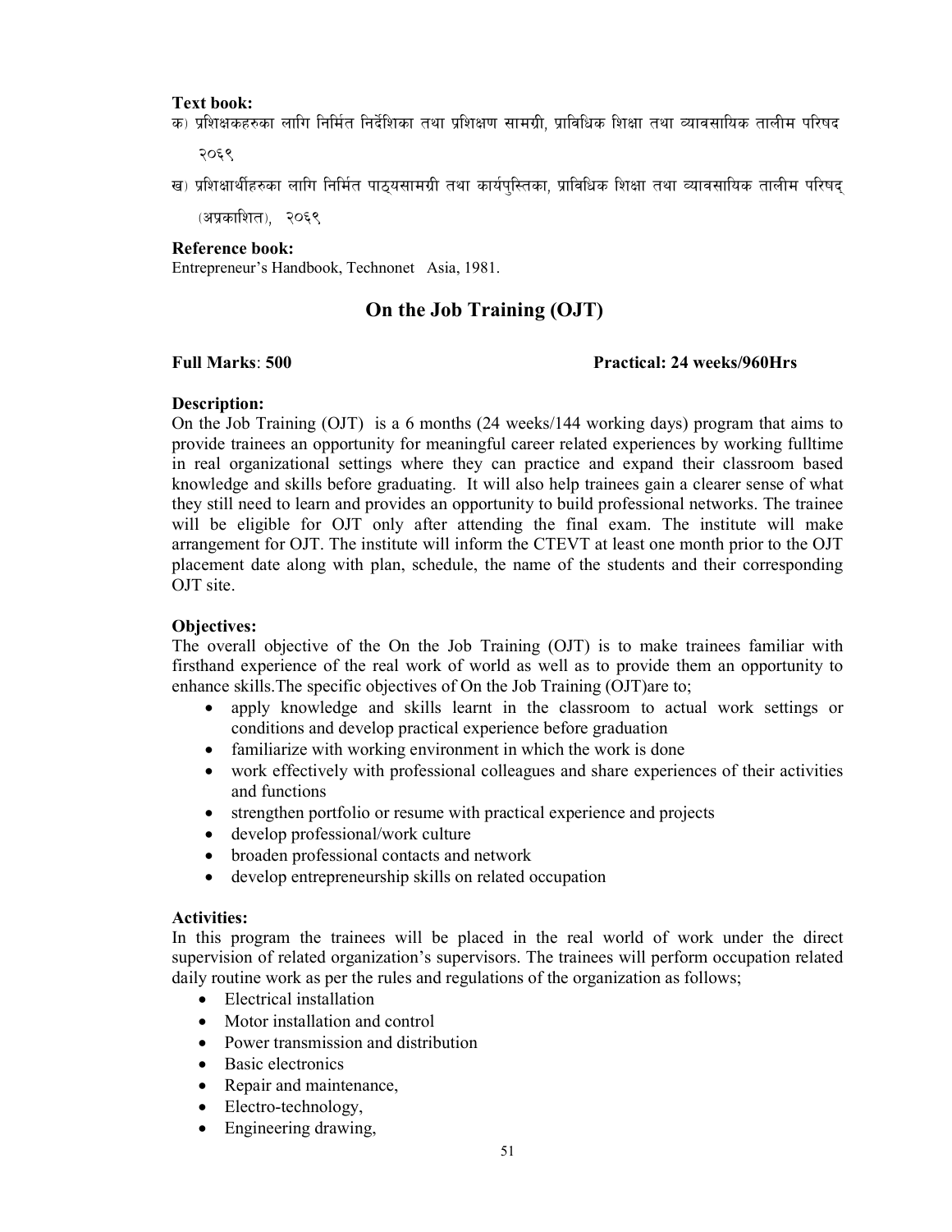**Text book:**

क) प्रशिक्षकहरुका लागि निर्मित निर्देशिका तथा प्रशिक्षण सामग्री, प्राविधिक शिक्षा तथा व्यावसायिक तालीम परिषद २०६९

ख) प्रशिक्षार्थीहरुका लागि निर्मित पाठ्यसामग्री तथा कार्यपुस्तिका, प्राविधिक शिक्षा तथा व्यावसायिक तालीम परिषद् (अप्रकाशित), २०६९

**Reference book:**

Entrepreneur's Handbook, Technonet Asia, 1981.

## On the Job Training (OJT)

**Full Marks**: **500** **Practical: 24 weeks/960Hrs**

**Description:**

On the Job Training (OJT) is a 6 months (24 weeks/144 working days) program that aims to provide trainees an opportunity for meaningful career related experiences by working fulltime in real organizational settings where they can practice and expand their classroom based knowledge and skills before graduating. It will also help trainees gain a clearer sense of what they still need to learn and provides an opportunity to build professional networks. The trainee will be eligible for OJT only after attending the final exam. The institute will make arrangement for OJT. The institute will inform the CTEVT at least one month prior to the OJT placement date along with plan, schedule, the name of the students and their corresponding OJT site.

**Objectives:**

The overall objective of the On the Job Training (OJT) is to make trainees familiar with firsthand experience of the real work of world as well as to provide them an opportunity to enhance skills.The specific objectives of On the Job Training (OJT)are to;

- apply knowledge and skills learnt in the classroom to actual work settings or conditions and develop practical experience before graduation
- familiarize with working environment in which the work is done
- work effectively with professional colleagues and share experiences of their activities and functions
- strengthen portfolio or resume with practical experience and projects
- develop professional/work culture
- broaden professional contacts and network
- develop entrepreneurship skills on related occupation

**Activities:**

In this program the trainees will be placed in the real world of work under the direct supervision of related organization's supervisors. The trainees will perform occupation related daily routine work as per the rules and regulations of the organization as follows;

- Electrical installation
- Motor installation and control
- Power transmission and distribution
- Basic electronics
- Repair and maintenance,
- Electro-technology,
- Engineering drawing,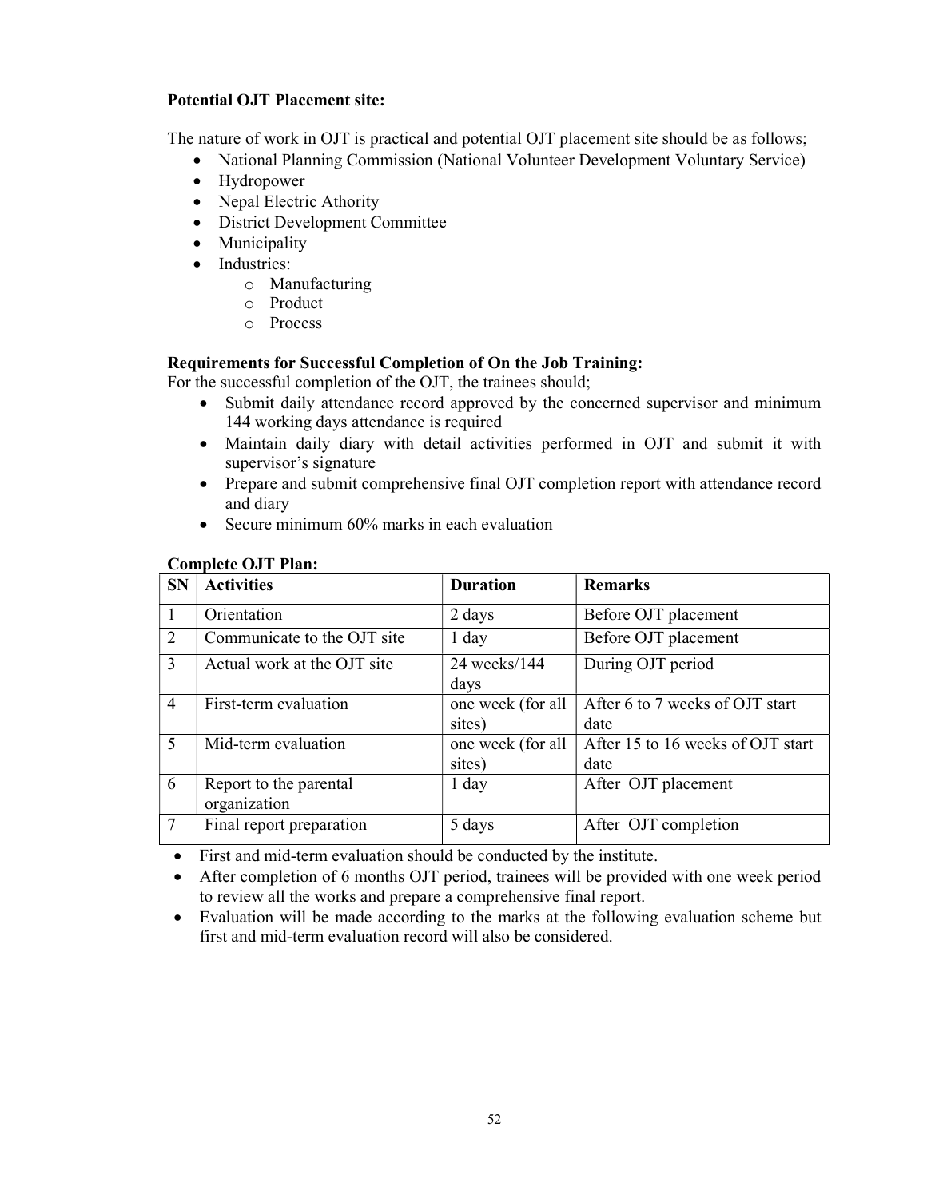**Potential OJT Placement site:**

The nature of work in OJT is practical and potential OJT placement site should be as follows;

- National Planning Commission (National Volunteer Development Voluntary Service)
- Hydropower
- Nepal Electric Athority
- District Development Committee
- Municipality
- Industries:
  - Manufacturing
  - Product
  - Process

**Requirements for Successful Completion of On the Job Training:**

For the successful completion of the OJT, the trainees should;

- Submit daily attendance record approved by the concerned supervisor and minimum 144 working days attendance is required
- Maintain daily diary with detail activities performed in OJT and submit it with supervisor's signature
- Prepare and submit comprehensive final OJT completion report with attendance record and diary
- Secure minimum 60% marks in each evaluation

**Complete OJT Plan:**

| SN | Activities | Duration | Remarks |
|---|---|---|---|
| 1 | Orientation | 2 days | Before OJT placement |
| 2 | Communicate to the OJT site | 1 day | Before OJT placement |
| 3 | Actual work at the OJT site | 24 weeks/144 days | During OJT period |
| 4 | First-term evaluation | one week (for all sites) | After 6 to 7 weeks of OJT start date |
| 5 | Mid-term evaluation | one week (for all sites) | After 15 to 16 weeks of OJT start date |
| 6 | Report to the parental organization | 1 day | After OJT placement |
| 7 | Final report preparation | 5 days | After OJT completion |

- First and mid-term evaluation should be conducted by the institute.
- After completion of 6 months OJT period, trainees will be provided with one week period to review all the works and prepare a comprehensive final report.
- Evaluation will be made according to the marks at the following evaluation scheme but first and mid-term evaluation record will also be considered.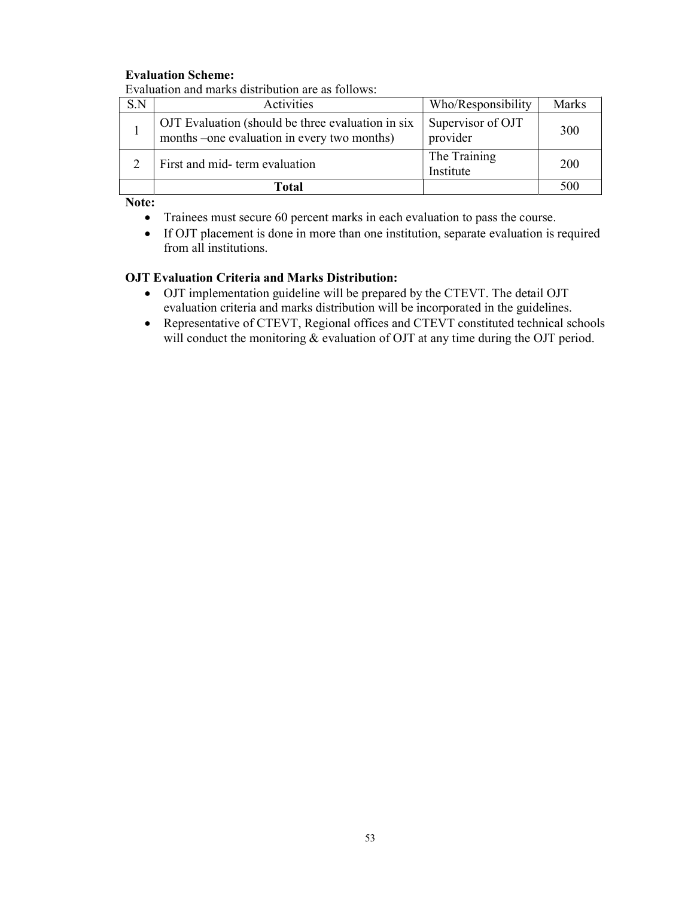**Evaluation Scheme:**

Evaluation and marks distribution are as follows:

| S.N | Activities | Who/Responsibility | Marks |
|---|---|---|---|
| 1 | OJT Evaluation (should be three evaluation in six months –one evaluation in every two months) | Supervisor of OJT provider | 300 |
| 2 | First and mid- term evaluation | The Training Institute | 200 |
| | **Total** | | 500 |

**Note:**

- Trainees must secure 60 percent marks in each evaluation to pass the course.
- If OJT placement is done in more than one institution, separate evaluation is required from all institutions.

**OJT Evaluation Criteria and Marks Distribution:**

- OJT implementation guideline will be prepared by the CTEVT. The detail OJT evaluation criteria and marks distribution will be incorporated in the guidelines.
- Representative of CTEVT, Regional offices and CTEVT constituted technical schools will conduct the monitoring & evaluation of OJT at any time during the OJT period.